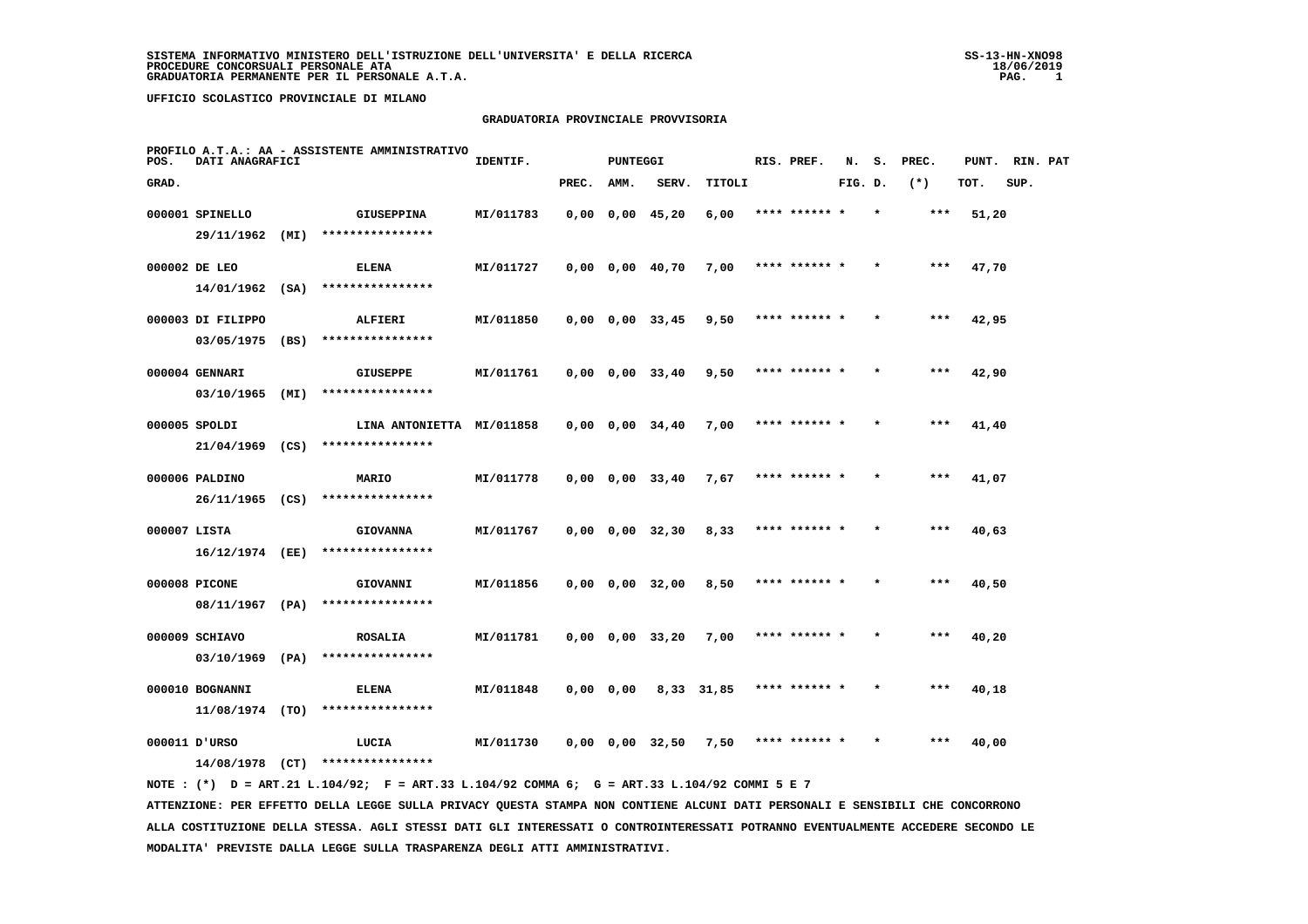**SISTEMA INFORMATIVO MINISTERO DELL'ISTRUZIONE DELL'UNIVERSITA' E DELLA RICERCA**
**PROCEDURE CONCORSUALI PERSONALE ATA**
**GRADUATORIA PERMANENTE PER IL PERSONALE A.T.A.**

SS-13-HN-XNO98
18/06/2019

**UFFICIO SCOLASTICO PROVINCIALE DI MILANO**

## GRADUATORIA PROVINCIALE PROVVISORIA

**PROFILO A.T.A.: AA - ASSISTENTE AMMINISTRATIVO**

| POS. GRAD. | DATI ANAGRAFICI | | IDENTIF. | PUNTEGGI PREC. | AMM. | SERV. | TITOLI | RIS. PREF. | N. S. FIG. D. | PREC. (*) | PUNT. TOT. | RIN. PAT SUP. |
|---|---|---|---|---|---|---|---|---|---|---|---|---|
| 000001 | SPINELLO 29/11/1962 (MI) | GIUSEPPINA **************** | MI/011783 | 0,00 | 0,00 | 45,20 | 6,00 | **** ****** * | * | *** | 51,20 | |
| 000002 | DE LEO 14/01/1962 (SA) | ELENA **************** | MI/011727 | 0,00 | 0,00 | 40,70 | 7,00 | **** ****** * | * | *** | 47,70 | |
| 000003 | DI FILIPPO 03/05/1975 (BS) | ALFIERI **************** | MI/011850 | 0,00 | 0,00 | 33,45 | 9,50 | **** ****** * | * | *** | 42,95 | |
| 000004 | GENNARI 03/10/1965 (MI) | GIUSEPPE **************** | MI/011761 | 0,00 | 0,00 | 33,40 | 9,50 | **** ****** * | * | *** | 42,90 | |
| 000005 | SPOLDI 21/04/1969 (CS) | LINA ANTONIETTA **************** | MI/011858 | 0,00 | 0,00 | 34,40 | 7,00 | **** ****** * | * | *** | 41,40 | |
| 000006 | PALDINO 26/11/1965 (CS) | MARIO **************** | MI/011778 | 0,00 | 0,00 | 33,40 | 7,67 | **** ****** * | * | *** | 41,07 | |
| 000007 | LISTA 16/12/1974 (EE) | GIOVANNA **************** | MI/011767 | 0,00 | 0,00 | 32,30 | 8,33 | **** ****** * | * | *** | 40,63 | |
| 000008 | PICONE 08/11/1967 (PA) | GIOVANNI **************** | MI/011856 | 0,00 | 0,00 | 32,00 | 8,50 | **** ****** * | * | *** | 40,50 | |
| 000009 | SCHIAVO 03/10/1969 (PA) | ROSALIA **************** | MI/011781 | 0,00 | 0,00 | 33,20 | 7,00 | **** ****** * | * | *** | 40,20 | |
| 000010 | BOGNANNI 11/08/1974 (TO) | ELENA **************** | MI/011848 | 0,00 | 0,00 | 8,33 | 31,85 | **** ****** * | * | *** | 40,18 | |
| 000011 | D'URSO 14/08/1978 (CT) | LUCIA **************** | MI/011730 | 0,00 | 0,00 | 32,50 | 7,50 | **** ****** * | * | *** | 40,00 | |

NOTE : (*) D = ART.21 L.104/92; F = ART.33 L.104/92 COMMA 6; G = ART.33 L.104/92 COMMI 5 E 7

ATTENZIONE: PER EFFETTO DELLA LEGGE SULLA PRIVACY QUESTA STAMPA NON CONTIENE ALCUNI DATI PERSONALI E SENSIBILI CHE CONCORRONO ALLA COSTITUZIONE DELLA STESSA. AGLI STESSI DATI GLI INTERESSATI O CONTROINTERESSATI POTRANNO EVENTUALMENTE ACCEDERE SECONDO LE MODALITA' PREVISTE DALLA LEGGE SULLA TRASPARENZA DEGLI ATTI AMMINISTRATIVI.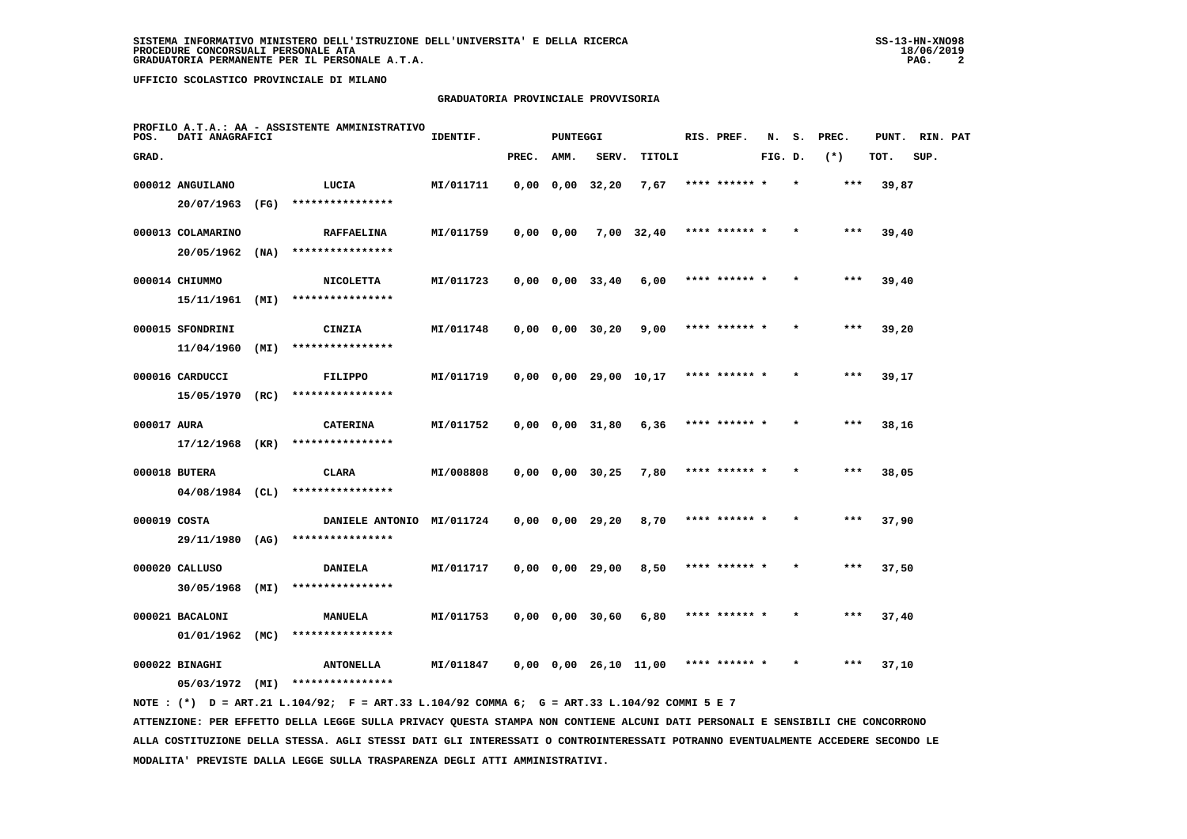SISTEMA INFORMATIVO MINISTERO DELL'ISTRUZIONE DELL'UNIVERSITA' E DELLA RICERCA
PROCEDURE CONCORSUALI PERSONALE ATA
GRADUATORIA PERMANENTE PER IL PERSONALE A.T.A.

UFFICIO SCOLASTICO PROVINCIALE DI MILANO

## GRADUATORIA PROVINCIALE PROVVISORIA

PROFILO A.T.A.: AA - ASSISTENTE AMMINISTRATIVO

| POS. GRAD. | DATI ANAGRAFICI | | IDENTIF. | PREC. | AMM. | SERV. | TITOLI | RIS. PREF. | N. FIG. | S. D. | PREC. (*) | PUNT. TOT. | RIN. SUP. | PAT |
|---|---|---|---|---|---|---|---|---|---|---|---|---|---|---|
| 000012 | ANGUILANO 20/07/1963 (FG) | LUCIA **************** | MI/011711 | 0,00 | 0,00 | 32,20 | 7,67 | **** ****** | * | * | *** | 39,87 | | |
| 000013 | COLAMARINO 20/05/1962 (NA) | RAFFAELINA **************** | MI/011759 | 0,00 | 0,00 | 7,00 | 32,40 | **** ****** | * | * | *** | 39,40 | | |
| 000014 | CHIUMMO 15/11/1961 (MI) | NICOLETTA **************** | MI/011723 | 0,00 | 0,00 | 33,40 | 6,00 | **** ****** | * | * | *** | 39,40 | | |
| 000015 | SFONDRINI 11/04/1960 (MI) | CINZIA **************** | MI/011748 | 0,00 | 0,00 | 30,20 | 9,00 | **** ****** | * | * | *** | 39,20 | | |
| 000016 | CARDUCCI 15/05/1970 (RC) | FILIPPO **************** | MI/011719 | 0,00 | 0,00 | 29,00 | 10,17 | **** ****** | * | * | *** | 39,17 | | |
| 000017 | AURA 17/12/1968 (KR) | CATERINA **************** | MI/011752 | 0,00 | 0,00 | 31,80 | 6,36 | **** ****** | * | * | *** | 38,16 | | |
| 000018 | BUTERA 04/08/1984 (CL) | CLARA **************** | MI/008808 | 0,00 | 0,00 | 30,25 | 7,80 | **** ****** | * | * | *** | 38,05 | | |
| 000019 | COSTA 29/11/1980 (AG) | DANIELE ANTONIO **************** | MI/011724 | 0,00 | 0,00 | 29,20 | 8,70 | **** ****** | * | * | *** | 37,90 | | |
| 000020 | CALLUSO 30/05/1968 (MI) | DANIELA **************** | MI/011717 | 0,00 | 0,00 | 29,00 | 8,50 | **** ****** | * | * | *** | 37,50 | | |
| 000021 | BACALONI 01/01/1962 (MC) | MANUELA **************** | MI/011753 | 0,00 | 0,00 | 30,60 | 6,80 | **** ****** | * | * | *** | 37,40 | | |
| 000022 | BINAGHI 05/03/1972 (MI) | ANTONELLA **************** | MI/011847 | 0,00 | 0,00 | 26,10 | 11,00 | **** ****** | * | * | *** | 37,10 | | |

NOTE : (*) D = ART.21 L.104/92; F = ART.33 L.104/92 COMMA 6; G = ART.33 L.104/92 COMMI 5 E 7

ATTENZIONE: PER EFFETTO DELLA LEGGE SULLA PRIVACY QUESTA STAMPA NON CONTIENE ALCUNI DATI PERSONALI E SENSIBILI CHE CONCORRONO ALLA COSTITUZIONE DELLA STESSA. AGLI STESSI DATI GLI INTERESSATI O CONTROINTERESSATI POTRANNO EVENTUALMENTE ACCEDERE SECONDO LE MODALITA' PREVISTE DALLA LEGGE SULLA TRASPARENZA DEGLI ATTI AMMINISTRATIVI.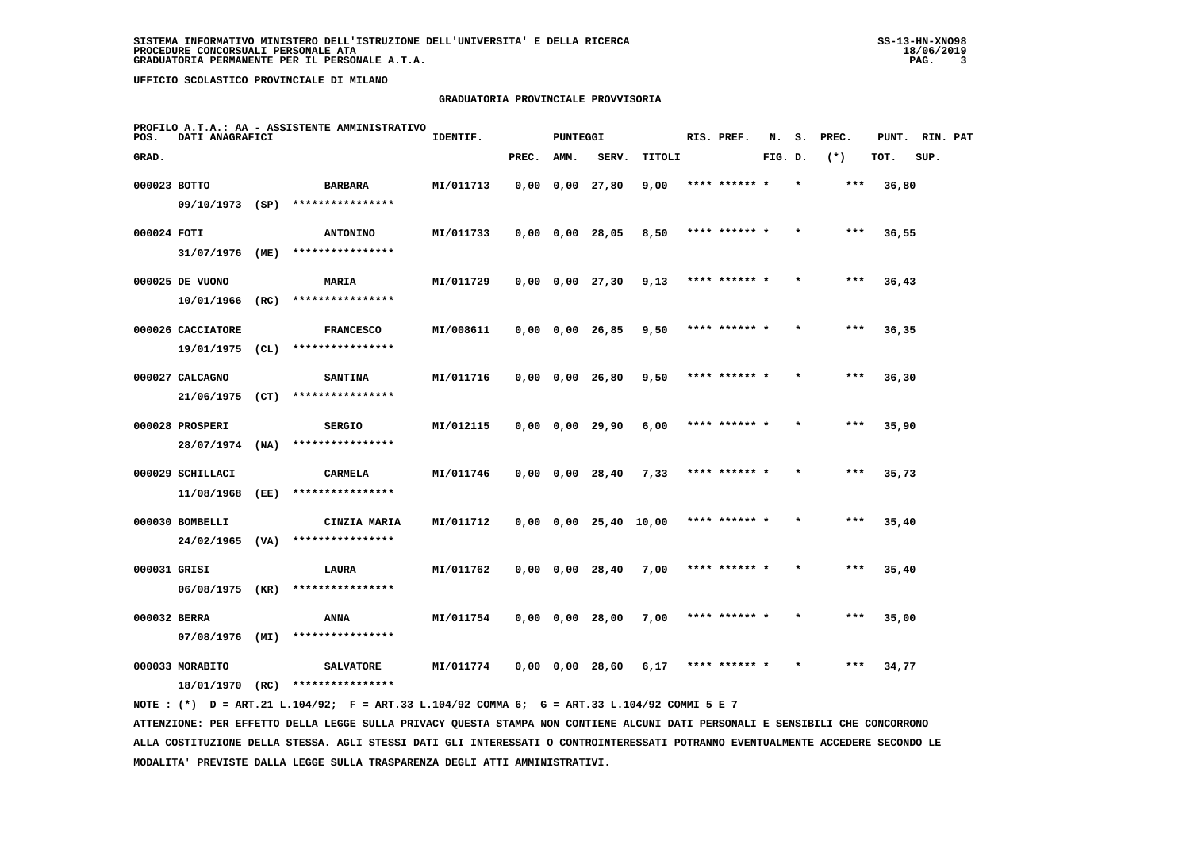SISTEMA INFORMATIVO MINISTERO DELL'ISTRUZIONE DELL'UNIVERSITA' E DELLA RICERCA
PROCEDURE CONCORSUALI PERSONALE ATA
GRADUATORIA PERMANENTE PER IL PERSONALE A.T.A.

UFFICIO SCOLASTICO PROVINCIALE DI MILANO

GRADUATORIA PROVINCIALE PROVVISORIA

PROFILO A.T.A.: AA - ASSISTENTE AMMINISTRATIVO

| POS. GRAD. | DATI ANAGRAFICI | | IDENTIF. | PUNTEGGI PREC. | AMM. | SERV. | TITOLI | RIS. PREF. | N. FIG. | S. D. | PREC. (*) | PUNT. TOT. | RIN. SUP. | PAT |
|---|---|---|---|---|---|---|---|---|---|---|---|---|---|---|
| 000023 | BOTTO 09/10/1973 (SP) | BARBARA **************** | MI/011713 | 0,00 | 0,00 | 27,80 | 9,00 | **** ****** * | | * | *** | 36,80 | | |
| 000024 | FOTI 31/07/1976 (ME) | ANTONINO **************** | MI/011733 | 0,00 | 0,00 | 28,05 | 8,50 | **** ****** * | | * | *** | 36,55 | | |
| 000025 | DE VUONO 10/01/1966 (RC) | MARIA **************** | MI/011729 | 0,00 | 0,00 | 27,30 | 9,13 | **** ****** * | | * | *** | 36,43 | | |
| 000026 | CACCIATORE 19/01/1975 (CL) | FRANCESCO **************** | MI/008611 | 0,00 | 0,00 | 26,85 | 9,50 | **** ****** * | | * | *** | 36,35 | | |
| 000027 | CALCAGNO 21/06/1975 (CT) | SANTINA **************** | MI/011716 | 0,00 | 0,00 | 26,80 | 9,50 | **** ****** * | | * | *** | 36,30 | | |
| 000028 | PROSPERI 28/07/1974 (NA) | SERGIO **************** | MI/012115 | 0,00 | 0,00 | 29,90 | 6,00 | **** ****** * | | * | *** | 35,90 | | |
| 000029 | SCHILLACI 11/08/1968 (EE) | CARMELA **************** | MI/011746 | 0,00 | 0,00 | 28,40 | 7,33 | **** ****** * | | * | *** | 35,73 | | |
| 000030 | BOMBELLI 24/02/1965 (VA) | CINZIA MARIA **************** | MI/011712 | 0,00 | 0,00 | 25,40 | 10,00 | **** ****** * | | * | *** | 35,40 | | |
| 000031 | GRISI 06/08/1975 (KR) | LAURA **************** | MI/011762 | 0,00 | 0,00 | 28,40 | 7,00 | **** ****** * | | * | *** | 35,40 | | |
| 000032 | BERRA 07/08/1976 (MI) | ANNA **************** | MI/011754 | 0,00 | 0,00 | 28,00 | 7,00 | **** ****** * | | * | *** | 35,00 | | |
| 000033 | MORABITO 18/01/1970 (RC) | SALVATORE **************** | MI/011774 | 0,00 | 0,00 | 28,60 | 6,17 | **** ****** * | | * | *** | 34,77 | | |

NOTE : (*) D = ART.21 L.104/92; F = ART.33 L.104/92 COMMA 6; G = ART.33 L.104/92 COMMI 5 E 7

ATTENZIONE: PER EFFETTO DELLA LEGGE SULLA PRIVACY QUESTA STAMPA NON CONTIENE ALCUNI DATI PERSONALI E SENSIBILI CHE CONCORRONO ALLA COSTITUZIONE DELLA STESSA. AGLI STESSI DATI GLI INTERESSATI O CONTROINTERESSATI POTRANNO EVENTUALMENTE ACCEDERE SECONDO LE MODALITA' PREVISTE DALLA LEGGE SULLA TRASPARENZA DEGLI ATTI AMMINISTRATIVI.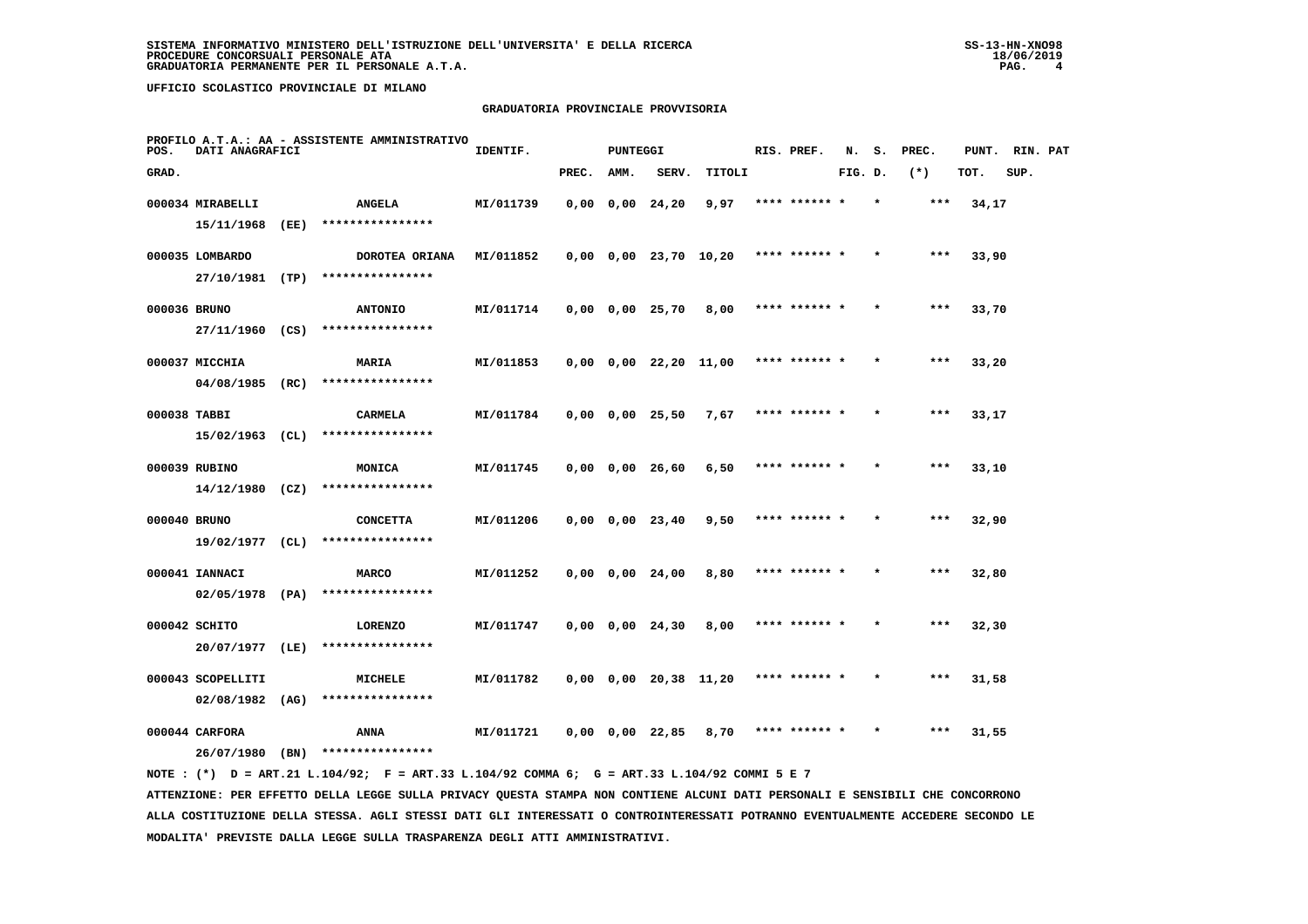SISTEMA INFORMATIVO MINISTERO DELL'ISTRUZIONE DELL'UNIVERSITA' E DELLA RICERCA
PROCEDURE CONCORSUALI PERSONALE ATA
GRADUATORIA PERMANENTE PER IL PERSONALE A.T.A.

UFFICIO SCOLASTICO PROVINCIALE DI MILANO

## GRADUATORIA PROVINCIALE PROVVISORIA

PROFILO A.T.A.: AA - ASSISTENTE AMMINISTRATIVO

| POS. GRAD. | DATI ANAGRAFICI | | IDENTIF. | PUNTEGGI PREC. | AMM. | SERV. | TITOLI | RIS. PREF. | N. FIG. | S. D. | PREC. (*) | PUNT. TOT. | RIN. SUP. | PAT |
|---|---|---|---|---|---|---|---|---|---|---|---|---|---|---|
| 000034 | MIRABELLI 15/11/1968 (EE) | ANGELA **************** | MI/011739 | 0,00 | 0,00 | 24,20 | 9,97 | **** ****** * | | * | *** | 34,17 | | |
| 000035 | LOMBARDO 27/10/1981 (TP) | DOROTEA ORIANA **************** | MI/011852 | 0,00 | 0,00 | 23,70 | 10,20 | **** ****** * | | * | *** | 33,90 | | |
| 000036 | BRUNO 27/11/1960 (CS) | ANTONIO **************** | MI/011714 | 0,00 | 0,00 | 25,70 | 8,00 | **** ****** * | | * | *** | 33,70 | | |
| 000037 | MICCHIA 04/08/1985 (RC) | MARIA **************** | MI/011853 | 0,00 | 0,00 | 22,20 | 11,00 | **** ****** * | | * | *** | 33,20 | | |
| 000038 | TABBI 15/02/1963 (CL) | CARMELA **************** | MI/011784 | 0,00 | 0,00 | 25,50 | 7,67 | **** ****** * | | * | *** | 33,17 | | |
| 000039 | RUBINO 14/12/1980 (CZ) | MONICA **************** | MI/011745 | 0,00 | 0,00 | 26,60 | 6,50 | **** ****** * | | * | *** | 33,10 | | |
| 000040 | BRUNO 19/02/1977 (CL) | CONCETTA **************** | MI/011206 | 0,00 | 0,00 | 23,40 | 9,50 | **** ****** * | | * | *** | 32,90 | | |
| 000041 | IANNACI 02/05/1978 (PA) | MARCO **************** | MI/011252 | 0,00 | 0,00 | 24,00 | 8,80 | **** ****** * | | * | *** | 32,80 | | |
| 000042 | SCHITO 20/07/1977 (LE) | LORENZO **************** | MI/011747 | 0,00 | 0,00 | 24,30 | 8,00 | **** ****** * | | * | *** | 32,30 | | |
| 000043 | SCOPELLITI 02/08/1982 (AG) | MICHELE **************** | MI/011782 | 0,00 | 0,00 | 20,38 | 11,20 | **** ****** * | | * | *** | 31,58 | | |
| 000044 | CARFORA 26/07/1980 (BN) | ANNA **************** | MI/011721 | 0,00 | 0,00 | 22,85 | 8,70 | **** ****** * | | * | *** | 31,55 | | |

NOTE : (*) D = ART.21 L.104/92; F = ART.33 L.104/92 COMMA 6; G = ART.33 L.104/92 COMMI 5 E 7

ATTENZIONE: PER EFFETTO DELLA LEGGE SULLA PRIVACY QUESTA STAMPA NON CONTIENE ALCUNI DATI PERSONALI E SENSIBILI CHE CONCORRONO ALLA COSTITUZIONE DELLA STESSA. AGLI STESSI DATI GLI INTERESSATI O CONTROINTERESSATI POTRANNO EVENTUALMENTE ACCEDERE SECONDO LE MODALITA' PREVISTE DALLA LEGGE SULLA TRASPARENZA DEGLI ATTI AMMINISTRATIVI.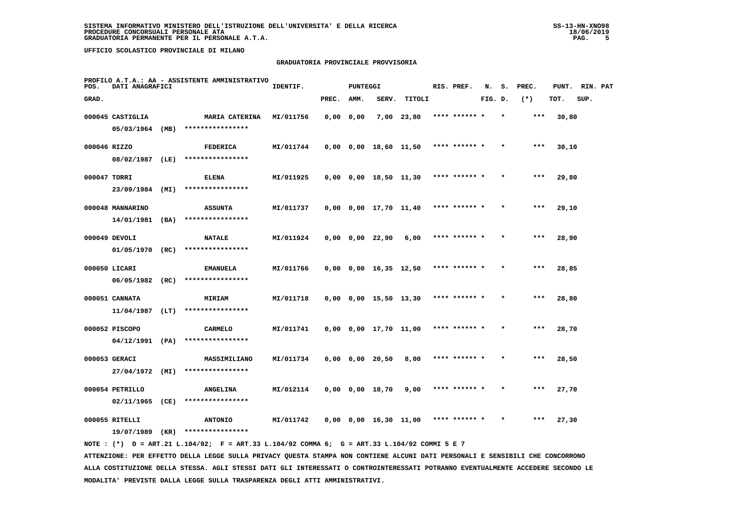SISTEMA INFORMATIVO MINISTERO DELL'ISTRUZIONE DELL'UNIVERSITA' E DELLA RICERCA
PROCEDURE CONCORSUALI PERSONALE ATA
GRADUATORIA PERMANENTE PER IL PERSONALE A.T.A.

UFFICIO SCOLASTICO PROVINCIALE DI MILANO

## GRADUATORIA PROVINCIALE PROVVISORIA

PROFILO A.T.A.: AA - ASSISTENTE AMMINISTRATIVO

| POS. GRAD. | DATI ANAGRAFICI | | IDENTIF. | PUNTEGGI PREC. | AMM. | SERV. | TITOLI | RIS. PREF. | N. FIG. | S. D. | PREC. (*) | PUNT. TOT. | RIN. SUP. | PAT |
|---|---|---|---|---|---|---|---|---|---|---|---|---|---|---|
| 000045 | CASTIGLIA 05/03/1964 (MB) | MARIA CATERINA **************** | MI/011756 | 0,00 | 0,00 | 7,00 | 23,80 | **** ****** * | | * | *** | 30,80 | | |
| 000046 | RIZZO 08/02/1987 (LE) | FEDERICA **************** | MI/011744 | 0,00 | 0,00 | 18,60 | 11,50 | **** ****** * | | * | *** | 30,10 | | |
| 000047 | TORRI 23/09/1984 (MI) | ELENA **************** | MI/011925 | 0,00 | 0,00 | 18,50 | 11,30 | **** ****** * | | * | *** | 29,80 | | |
| 000048 | MANNARINO 14/01/1981 (BA) | ASSUNTA **************** | MI/011737 | 0,00 | 0,00 | 17,70 | 11,40 | **** ****** * | | * | *** | 29,10 | | |
| 000049 | DEVOLI 01/05/1970 (RC) | NATALE **************** | MI/011924 | 0,00 | 0,00 | 22,90 | 6,00 | **** ****** * | | * | *** | 28,90 | | |
| 000050 | LICARI 06/05/1982 (RC) | EMANUELA **************** | MI/011766 | 0,00 | 0,00 | 16,35 | 12,50 | **** ****** * | | * | *** | 28,85 | | |
| 000051 | CANNATA 11/04/1987 (LT) | MIRIAM **************** | MI/011718 | 0,00 | 0,00 | 15,50 | 13,30 | **** ****** * | | * | *** | 28,80 | | |
| 000052 | PISCOPO 04/12/1991 (PA) | CARMELO **************** | MI/011741 | 0,00 | 0,00 | 17,70 | 11,00 | **** ****** * | | * | *** | 28,70 | | |
| 000053 | GERACI 27/04/1972 (MI) | MASSIMILIANO **************** | MI/011734 | 0,00 | 0,00 | 20,50 | 8,00 | **** ****** * | | * | *** | 28,50 | | |
| 000054 | PETRILLO 02/11/1965 (CE) | ANGELINA **************** | MI/012114 | 0,00 | 0,00 | 18,70 | 9,00 | **** ****** * | | * | *** | 27,70 | | |
| 000055 | RITELLI 19/07/1989 (KR) | ANTONIO **************** | MI/011742 | 0,00 | 0,00 | 16,30 | 11,00 | **** ****** * | | * | *** | 27,30 | | |

NOTE : (*) D = ART.21 L.104/92; F = ART.33 L.104/92 COMMA 6; G = ART.33 L.104/92 COMMI 5 E 7

ATTENZIONE: PER EFFETTO DELLA LEGGE SULLA PRIVACY QUESTA STAMPA NON CONTIENE ALCUNI DATI PERSONALI E SENSIBILI CHE CONCORRONO ALLA COSTITUZIONE DELLA STESSA. AGLI STESSI DATI GLI INTERESSATI O CONTROINTERESSATI POTRANNO EVENTUALMENTE ACCEDERE SECONDO LE MODALITA' PREVISTE DALLA LEGGE SULLA TRASPARENZA DEGLI ATTI AMMINISTRATIVI.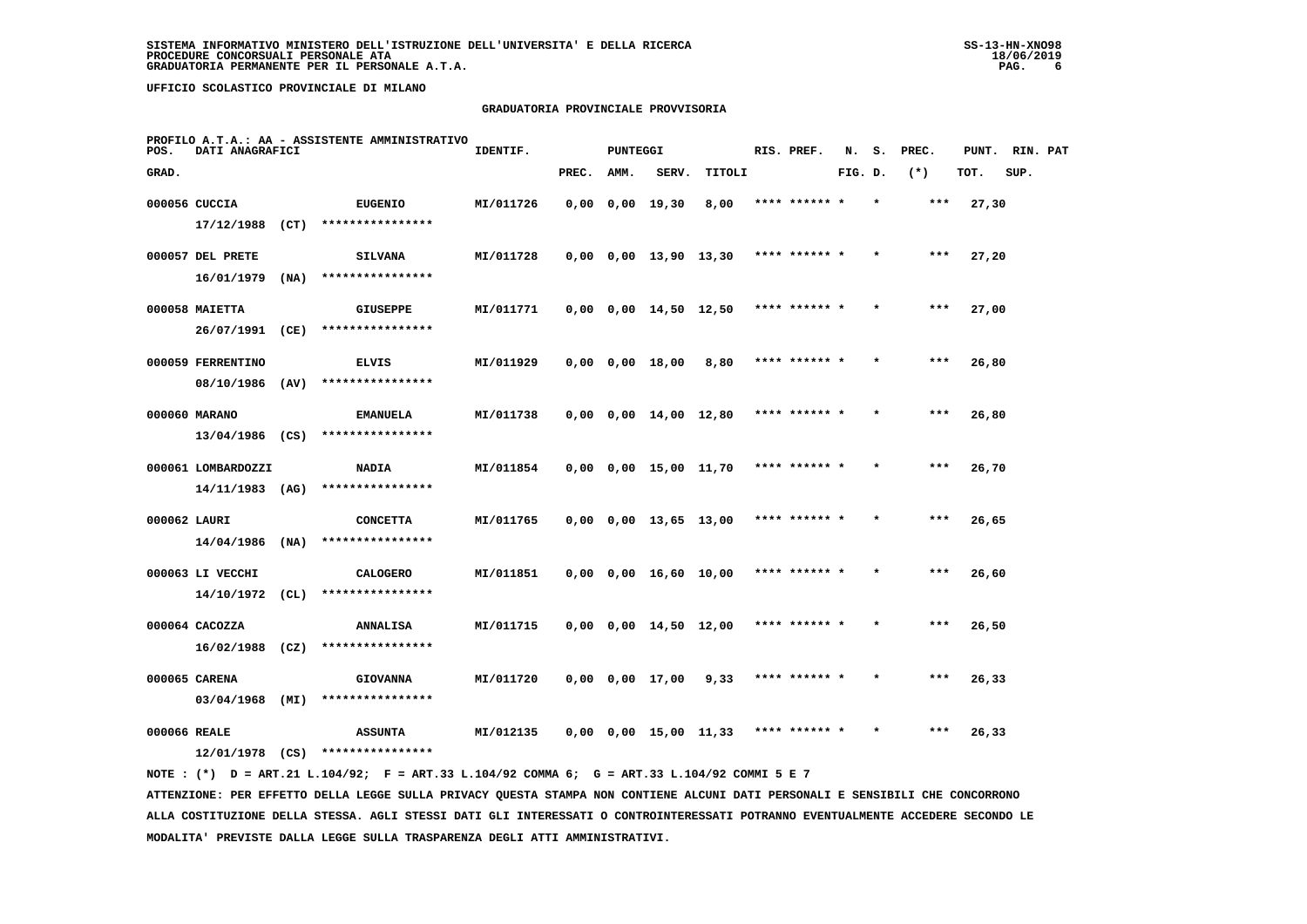SISTEMA INFORMATIVO MINISTERO DELL'ISTRUZIONE DELL'UNIVERSITA' E DELLA RICERCA
PROCEDURE CONCORSUALI PERSONALE ATA
GRADUATORIA PERMANENTE PER IL PERSONALE A.T.A.

UFFICIO SCOLASTICO PROVINCIALE DI MILANO

## GRADUATORIA PROVINCIALE PROVVISORIA

PROFILO A.T.A.: AA - ASSISTENTE AMMINISTRATIVO

| POS. GRAD. | DATI ANAGRAFICI | | IDENTIF. | PREC. | AMM. | SERV. | TITOLI | RIS. PREF. | N. FIG. | S. D. | PREC. (*) | PUNT. TOT. | RIN. SUP. | PAT |
|---|---|---|---|---|---|---|---|---|---|---|---|---|---|---|
| 000056 | CUCCIA 17/12/1988 (CT) | EUGENIO **************** | MI/011726 | 0,00 | 0,00 | 19,30 | 8,00 | **** ****** * | | * | *** | 27,30 | | |
| 000057 | DEL PRETE 16/01/1979 (NA) | SILVANA **************** | MI/011728 | 0,00 | 0,00 | 13,90 | 13,30 | **** ****** * | | * | *** | 27,20 | | |
| 000058 | MAIETTA 26/07/1991 (CE) | GIUSEPPE **************** | MI/011771 | 0,00 | 0,00 | 14,50 | 12,50 | **** ****** * | | * | *** | 27,00 | | |
| 000059 | FERRENTINO 08/10/1986 (AV) | ELVIS **************** | MI/011929 | 0,00 | 0,00 | 18,00 | 8,80 | **** ****** * | | * | *** | 26,80 | | |
| 000060 | MARANO 13/04/1986 (CS) | EMANUELA **************** | MI/011738 | 0,00 | 0,00 | 14,00 | 12,80 | **** ****** * | | * | *** | 26,80 | | |
| 000061 | LOMBARDOZZI 14/11/1983 (AG) | NADIA **************** | MI/011854 | 0,00 | 0,00 | 15,00 | 11,70 | **** ****** * | | * | *** | 26,70 | | |
| 000062 | LAURI 14/04/1986 (NA) | CONCETTA **************** | MI/011765 | 0,00 | 0,00 | 13,65 | 13,00 | **** ****** * | | * | *** | 26,65 | | |
| 000063 | LI VECCHI 14/10/1972 (CL) | CALOGERO **************** | MI/011851 | 0,00 | 0,00 | 16,60 | 10,00 | **** ****** * | | * | *** | 26,60 | | |
| 000064 | CACOZZA 16/02/1988 (CZ) | ANNALISA **************** | MI/011715 | 0,00 | 0,00 | 14,50 | 12,00 | **** ****** * | | * | *** | 26,50 | | |
| 000065 | CARENA 03/04/1968 (MI) | GIOVANNA **************** | MI/011720 | 0,00 | 0,00 | 17,00 | 9,33 | **** ****** * | | * | *** | 26,33 | | |
| 000066 | REALE 12/01/1978 (CS) | ASSUNTA **************** | MI/012135 | 0,00 | 0,00 | 15,00 | 11,33 | **** ****** * | | * | *** | 26,33 | | |

NOTE : (*) D = ART.21 L.104/92; F = ART.33 L.104/92 COMMA 6; G = ART.33 L.104/92 COMMI 5 E 7

ATTENZIONE: PER EFFETTO DELLA LEGGE SULLA PRIVACY QUESTA STAMPA NON CONTIENE ALCUNI DATI PERSONALI E SENSIBILI CHE CONCORRONO ALLA COSTITUZIONE DELLA STESSA. AGLI STESSI DATI GLI INTERESSATI O CONTROINTERESSATI POTRANNO EVENTUALMENTE ACCEDERE SECONDO LE MODALITA' PREVISTE DALLA LEGGE SULLA TRASPARENZA DEGLI ATTI AMMINISTRATIVI.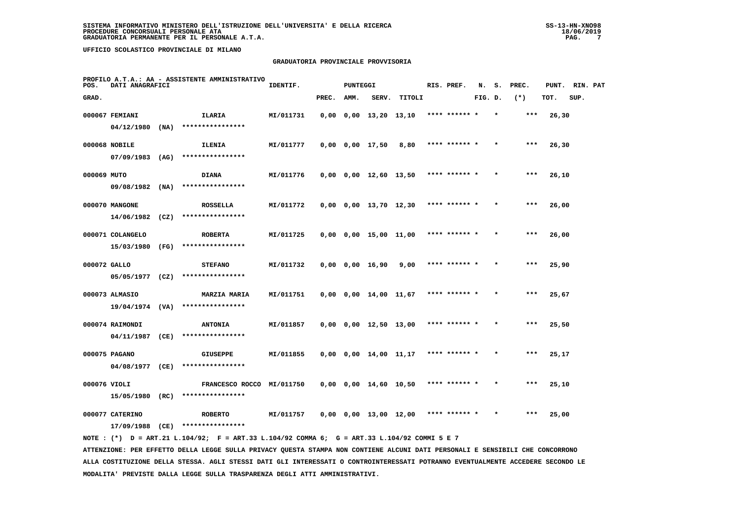SISTEMA INFORMATIVO MINISTERO DELL'ISTRUZIONE DELL'UNIVERSITA' E DELLA RICERCA
PROCEDURE CONCORSUALI PERSONALE ATA
GRADUATORIA PERMANENTE PER IL PERSONALE A.T.A.

UFFICIO SCOLASTICO PROVINCIALE DI MILANO

GRADUATORIA PROVINCIALE PROVVISORIA

PROFILO A.T.A.: AA - ASSISTENTE AMMINISTRATIVO

| POS. GRAD. | DATI ANAGRAFICI | | IDENTIF. | PUNTEGGI PREC. | AMM. | SERV. | TITOLI | RIS. PREF. | N. FIG. | S. D. | PREC. (*) | PUNT. TOT. | RIN. PAT SUP. |
|---|---|---|---|---|---|---|---|---|---|---|---|---|---|
| 000067 | FEMIANI 04/12/1980 (NA) | ILARIA **************** | MI/011731 | 0,00 | 0,00 | 13,20 | 13,10 | **** ****** * | | * | *** | 26,30 | |
| 000068 | NOBILE 07/09/1983 (AG) | ILENIA **************** | MI/011777 | 0,00 | 0,00 | 17,50 | 8,80 | **** ****** * | | * | *** | 26,30 | |
| 000069 | MUTO 09/08/1982 (NA) | DIANA **************** | MI/011776 | 0,00 | 0,00 | 12,60 | 13,50 | **** ****** * | | * | *** | 26,10 | |
| 000070 | MANGONE 14/06/1982 (CZ) | ROSSELLA **************** | MI/011772 | 0,00 | 0,00 | 13,70 | 12,30 | **** ****** * | | * | *** | 26,00 | |
| 000071 | COLANGELO 15/03/1980 (FG) | ROBERTA **************** | MI/011725 | 0,00 | 0,00 | 15,00 | 11,00 | **** ****** * | | * | *** | 26,00 | |
| 000072 | GALLO 05/05/1977 (CZ) | STEFANO **************** | MI/011732 | 0,00 | 0,00 | 16,90 | 9,00 | **** ****** * | | * | *** | 25,90 | |
| 000073 | ALMASIO 19/04/1974 (VA) | MARZIA MARIA **************** | MI/011751 | 0,00 | 0,00 | 14,00 | 11,67 | **** ****** * | | * | *** | 25,67 | |
| 000074 | RAIMONDI 04/11/1987 (CE) | ANTONIA **************** | MI/011857 | 0,00 | 0,00 | 12,50 | 13,00 | **** ****** * | | * | *** | 25,50 | |
| 000075 | PAGANO 04/08/1977 (CE) | GIUSEPPE **************** | MI/011855 | 0,00 | 0,00 | 14,00 | 11,17 | **** ****** * | | * | *** | 25,17 | |
| 000076 | VIOLI 15/05/1980 (RC) | FRANCESCO ROCCO **************** | MI/011750 | 0,00 | 0,00 | 14,60 | 10,50 | **** ****** * | | * | *** | 25,10 | |
| 000077 | CATERINO 17/09/1988 (CE) | ROBERTO **************** | MI/011757 | 0,00 | 0,00 | 13,00 | 12,00 | **** ****** * | | * | *** | 25,00 | |

NOTE : (*) D = ART.21 L.104/92; F = ART.33 L.104/92 COMMA 6; G = ART.33 L.104/92 COMMI 5 E 7

ATTENZIONE: PER EFFETTO DELLA LEGGE SULLA PRIVACY QUESTA STAMPA NON CONTIENE ALCUNI DATI PERSONALI E SENSIBILI CHE CONCORRONO ALLA COSTITUZIONE DELLA STESSA. AGLI STESSI DATI GLI INTERESSATI O CONTROINTERESSATI POTRANNO EVENTUALMENTE ACCEDERE SECONDO LE MODALITA' PREVISTE DALLA LEGGE SULLA TRASPARENZA DEGLI ATTI AMMINISTRATIVI.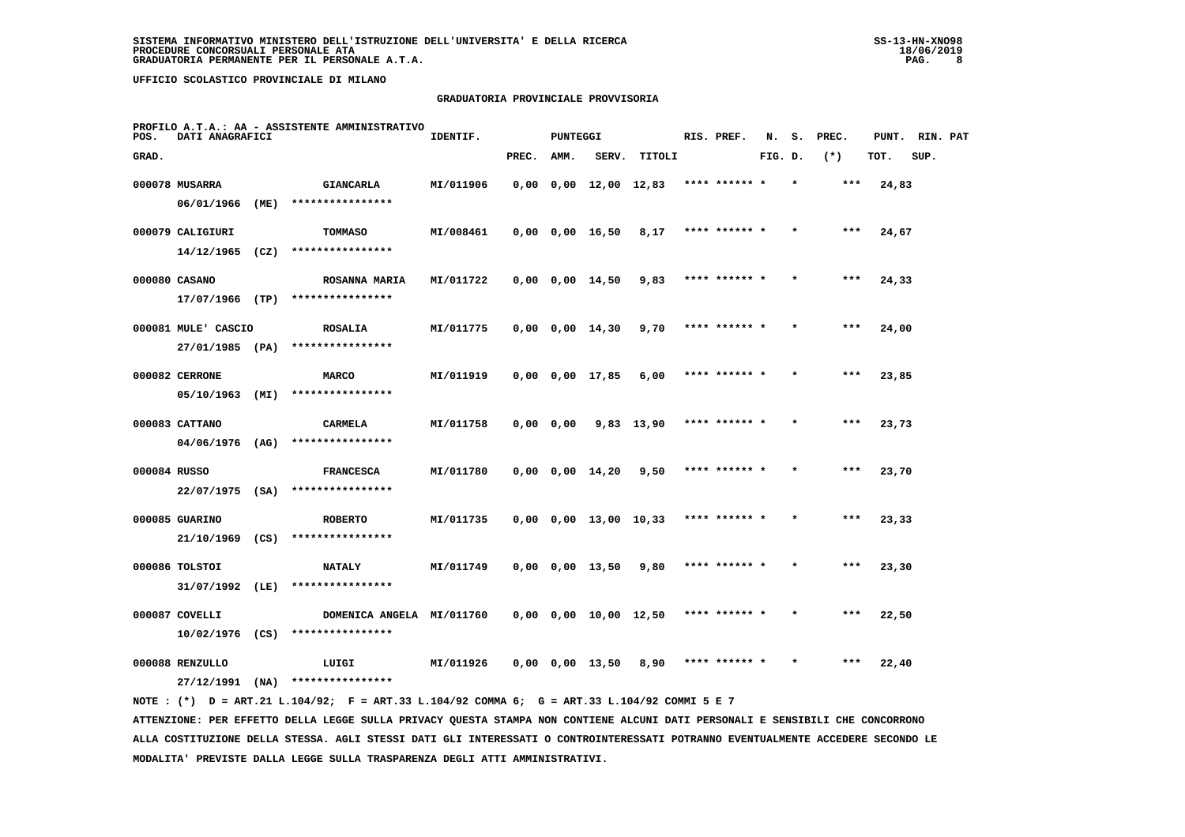SISTEMA INFORMATIVO MINISTERO DELL'ISTRUZIONE DELL'UNIVERSITA' E DELLA RICERCA
PROCEDURE CONCORSUALI PERSONALE ATA
GRADUATORIA PERMANENTE PER IL PERSONALE A.T.A.

SS-13-HN-XNO98
18/06/2019

UFFICIO SCOLASTICO PROVINCIALE DI MILANO

## GRADUATORIA PROVINCIALE PROVVISORIA

PROFILO A.T.A.: AA - ASSISTENTE AMMINISTRATIVO

| POS. GRAD. | DATI ANAGRAFICI | | IDENTIF. | PUNTEGGI PREC. | AMM. | SERV. | TITOLI | RIS. PREF. | N. FIG. | S. D. | PREC. (*) | PUNT. TOT. | RIN. SUP. | PAT |
|---|---|---|---|---|---|---|---|---|---|---|---|---|---|---|
| 000078 | MUSARRA 06/01/1966 (ME) | GIANCARLA **************** | MI/011906 | 0,00 | 0,00 | 12,00 | 12,83 | **** ****** * | | * | *** | 24,83 | | |
| 000079 | CALIGIURI 14/12/1965 (CZ) | TOMMASO **************** | MI/008461 | 0,00 | 0,00 | 16,50 | 8,17 | **** ****** * | | * | *** | 24,67 | | |
| 000080 | CASANO 17/07/1966 (TP) | ROSANNA MARIA **************** | MI/011722 | 0,00 | 0,00 | 14,50 | 9,83 | **** ****** * | | * | *** | 24,33 | | |
| 000081 | MULE' CASCIO 27/01/1985 (PA) | ROSALIA **************** | MI/011775 | 0,00 | 0,00 | 14,30 | 9,70 | **** ****** * | | * | *** | 24,00 | | |
| 000082 | CERRONE 05/10/1963 (MI) | MARCO **************** | MI/011919 | 0,00 | 0,00 | 17,85 | 6,00 | **** ****** * | | * | *** | 23,85 | | |
| 000083 | CATTANO 04/06/1976 (AG) | CARMELA **************** | MI/011758 | 0,00 | 0,00 | 9,83 | 13,90 | **** ****** * | | * | *** | 23,73 | | |
| 000084 | RUSSO 22/07/1975 (SA) | FRANCESCA **************** | MI/011780 | 0,00 | 0,00 | 14,20 | 9,50 | **** ****** * | | * | *** | 23,70 | | |
| 000085 | GUARINO 21/10/1969 (CS) | ROBERTO **************** | MI/011735 | 0,00 | 0,00 | 13,00 | 10,33 | **** ****** * | | * | *** | 23,33 | | |
| 000086 | TOLSTOI 31/07/1992 (LE) | NATALY **************** | MI/011749 | 0,00 | 0,00 | 13,50 | 9,80 | **** ****** * | | * | *** | 23,30 | | |
| 000087 | COVELLI 10/02/1976 (CS) | DOMENICA ANGELA **************** | MI/011760 | 0,00 | 0,00 | 10,00 | 12,50 | **** ****** * | | * | *** | 22,50 | | |
| 000088 | RENZULLO 27/12/1991 (NA) | LUIGI **************** | MI/011926 | 0,00 | 0,00 | 13,50 | 8,90 | **** ****** * | | * | *** | 22,40 | | |

NOTE : (*) D = ART.21 L.104/92; F = ART.33 L.104/92 COMMA 6; G = ART.33 L.104/92 COMMI 5 E 7

ATTENZIONE: PER EFFETTO DELLA LEGGE SULLA PRIVACY QUESTA STAMPA NON CONTIENE ALCUNI DATI PERSONALI E SENSIBILI CHE CONCORRONO ALLA COSTITUZIONE DELLA STESSA. AGLI STESSI DATI GLI INTERESSATI O CONTROINTERESSATI POTRANNO EVENTUALMENTE ACCEDERE SECONDO LE MODALITA' PREVISTE DALLA LEGGE SULLA TRASPARENZA DEGLI ATTI AMMINISTRATIVI.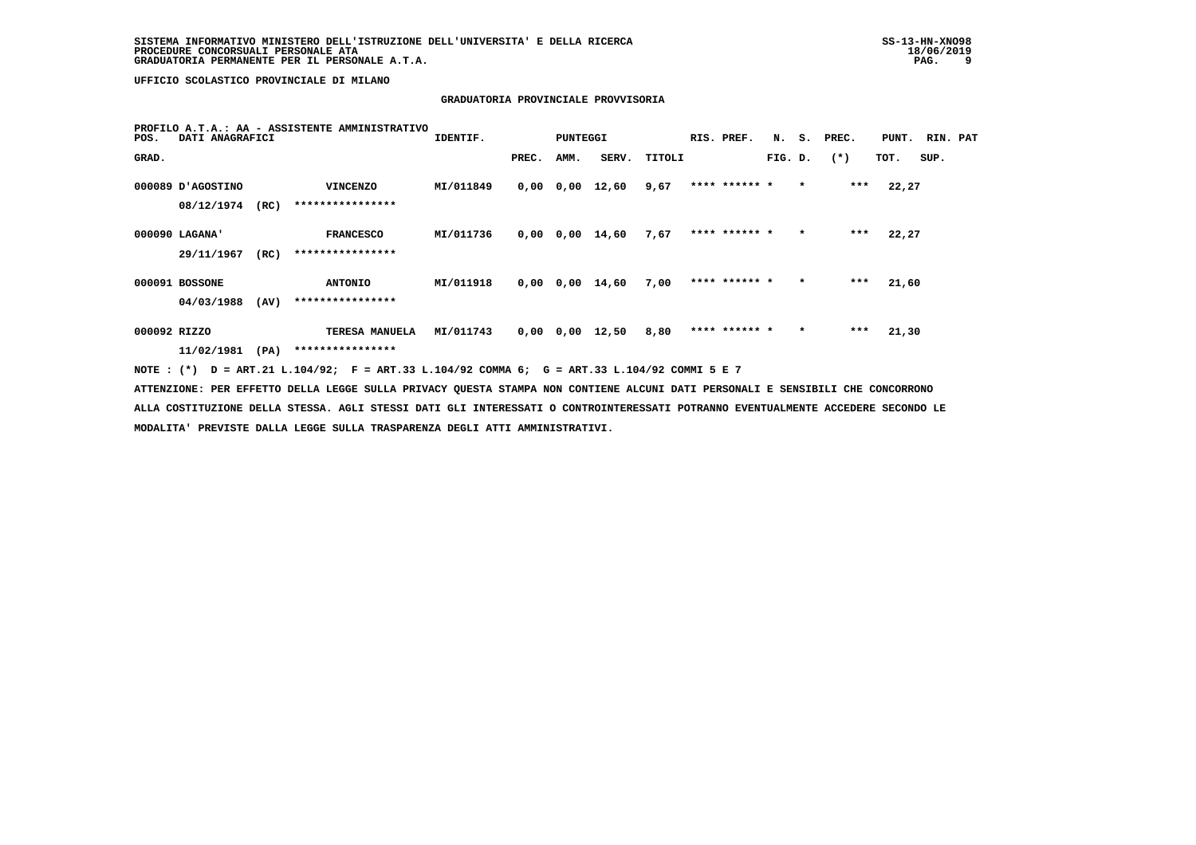SISTEMA INFORMATIVO MINISTERO DELL'ISTRUZIONE DELL'UNIVERSITA' E DELLA RICERCA
PROCEDURE CONCORSUALI PERSONALE ATA
GRADUATORIA PERMANENTE PER IL PERSONALE A.T.A.

UFFICIO SCOLASTICO PROVINCIALE DI MILANO

## GRADUATORIA PROVINCIALE PROVVISORIA

PROFILO A.T.A.: AA - ASSISTENTE AMMINISTRATIVO

| POS. GRAD. | DATI ANAGRAFICI | | IDENTIF. | PUNTEGGI PREC. | AMM. | SERV. | TITOLI | RIS. PREF. | N. S. FIG. D. | PREC. (*) | PUNT. TOT. | RIN. PAT SUP. |
|---|---|---|---|---|---|---|---|---|---|---|---|---|
| 000089 | D'AGOSTINO 08/12/1974 (RC) | VINCENZO **************** | MI/011849 | 0,00 | 0,00 | 12,60 | 9,67 | **** ****** * | * | *** | 22,27 | |
| 000090 | LAGANA' 29/11/1967 (RC) | FRANCESCO **************** | MI/011736 | 0,00 | 0,00 | 14,60 | 7,67 | **** ****** * | * | *** | 22,27 | |
| 000091 | BOSSONE 04/03/1988 (AV) | ANTONIO **************** | MI/011918 | 0,00 | 0,00 | 14,60 | 7,00 | **** ****** * | * | *** | 21,60 | |
| 000092 | RIZZO 11/02/1981 (PA) | TERESA MANUELA **************** | MI/011743 | 0,00 | 0,00 | 12,50 | 8,80 | **** ****** * | * | *** | 21,30 | |

NOTE : (*) D = ART.21 L.104/92; F = ART.33 L.104/92 COMMA 6; G = ART.33 L.104/92 COMMI 5 E 7

ATTENZIONE: PER EFFETTO DELLA LEGGE SULLA PRIVACY QUESTA STAMPA NON CONTIENE ALCUNI DATI PERSONALI E SENSIBILI CHE CONCORRONO ALLA COSTITUZIONE DELLA STESSA. AGLI STESSI DATI GLI INTERESSATI O CONTROINTERESSATI POTRANNO EVENTUALMENTE ACCEDERE SECONDO LE MODALITA' PREVISTE DALLA LEGGE SULLA TRASPARENZA DEGLI ATTI AMMINISTRATIVI.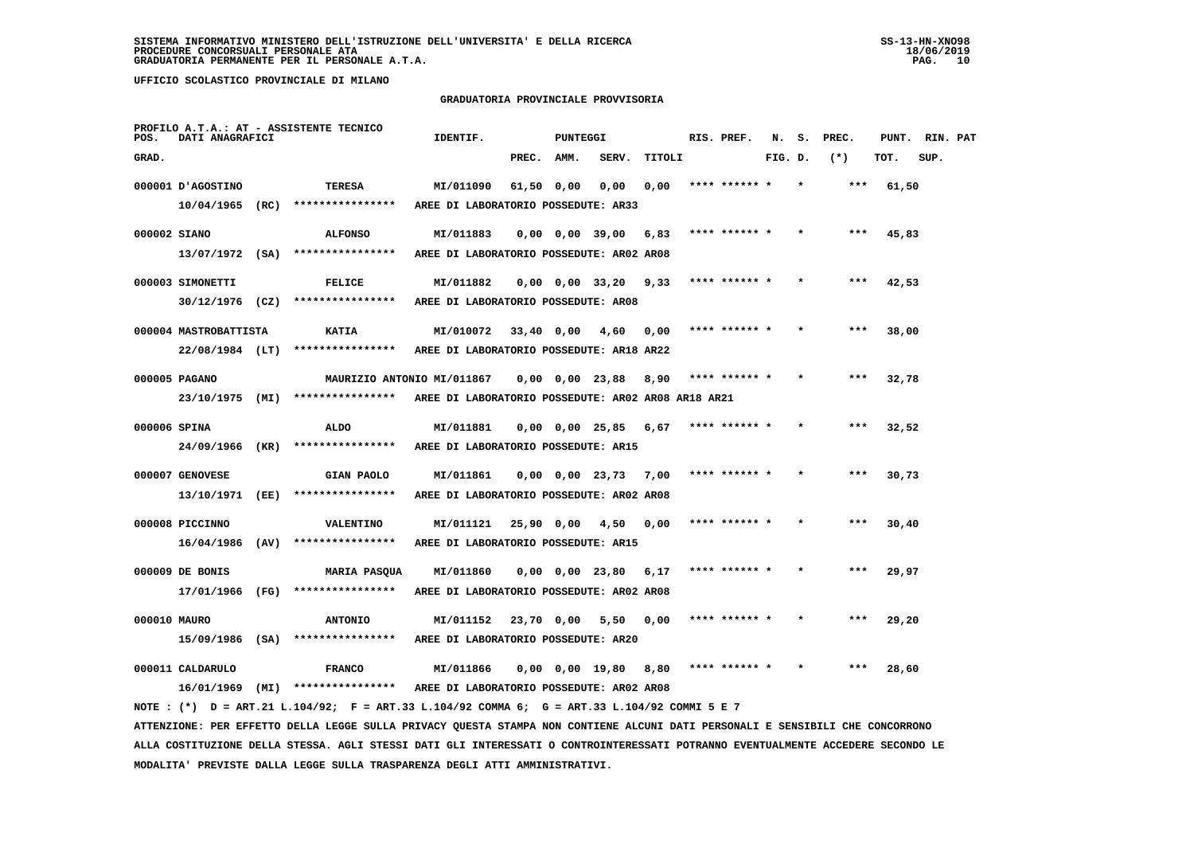UFFICIO SCOLASTICO PROVINCIALE DI MILANO

## GRADUATORIA PROVINCIALE PROVVISORIA

PROFILO A.T.A.: AT - ASSISTENTE TECNICO

| POS. GRAD. | DATI ANAGRAFICI | | IDENTIF. | PUNTEGGI PREC. | AMM. | SERV. | TITOLI | RIS. PREF. | N. FIG. | S. D. | PREC. (*) | PUNT. TOT. | RIN. SUP. | PAT |
|---|---|---|---|---|---|---|---|---|---|---|---|---|---|---|
| 000001 | D'AGOSTINO | TERESA | MI/011090 | 61,50 | 0,00 | 0,00 | 0,00 | **** ****** * | | * | *** | 61,50 | | |
| | 10/04/1965 (RC) | **************** | AREE DI LABORATORIO POSSEDUTE: AR33 | | | | | | | | | | | |
| 000002 | SIANO | ALFONSO | MI/011883 | 0,00 | 0,00 | 39,00 | 6,83 | **** ****** * | | * | *** | 45,83 | | |
| | 13/07/1972 (SA) | **************** | AREE DI LABORATORIO POSSEDUTE: AR02 AR08 | | | | | | | | | | | |
| 000003 | SIMONETTI | FELICE | MI/011882 | 0,00 | 0,00 | 33,20 | 9,33 | **** ****** * | | * | *** | 42,53 | | |
| | 30/12/1976 (CZ) | **************** | AREE DI LABORATORIO POSSEDUTE: AR08 | | | | | | | | | | | |
| 000004 | MASTROBATTISTA | KATIA | MI/010072 | 33,40 | 0,00 | 4,60 | 0,00 | **** ****** * | | * | *** | 38,00 | | |
| | 22/08/1984 (LT) | **************** | AREE DI LABORATORIO POSSEDUTE: AR18 AR22 | | | | | | | | | | | |
| 000005 | PAGANO | MAURIZIO ANTONIO | MI/011867 | 0,00 | 0,00 | 23,88 | 8,90 | **** ****** * | | * | *** | 32,78 | | |
| | 23/10/1975 (MI) | **************** | AREE DI LABORATORIO POSSEDUTE: AR02 AR08 AR18 AR21 | | | | | | | | | | | |
| 000006 | SPINA | ALDO | MI/011881 | 0,00 | 0,00 | 25,85 | 6,67 | **** ****** * | | * | *** | 32,52 | | |
| | 24/09/1966 (KR) | **************** | AREE DI LABORATORIO POSSEDUTE: AR15 | | | | | | | | | | | |
| 000007 | GENOVESE | GIAN PAOLO | MI/011861 | 0,00 | 0,00 | 23,73 | 7,00 | **** ****** * | | * | *** | 30,73 | | |
| | 13/10/1971 (EE) | **************** | AREE DI LABORATORIO POSSEDUTE: AR02 AR08 | | | | | | | | | | | |
| 000008 | PICCINNO | VALENTINO | MI/011121 | 25,90 | 0,00 | 4,50 | 0,00 | **** ****** * | | * | *** | 30,40 | | |
| | 16/04/1986 (AV) | **************** | AREE DI LABORATORIO POSSEDUTE: AR15 | | | | | | | | | | | |
| 000009 | DE BONIS | MARIA PASQUA | MI/011860 | 0,00 | 0,00 | 23,80 | 6,17 | **** ****** * | | * | *** | 29,97 | | |
| | 17/01/1966 (FG) | **************** | AREE DI LABORATORIO POSSEDUTE: AR02 AR08 | | | | | | | | | | | |
| 000010 | MAURO | ANTONIO | MI/011152 | 23,70 | 0,00 | 5,50 | 0,00 | **** ****** * | | * | *** | 29,20 | | |
| | 15/09/1986 (SA) | **************** | AREE DI LABORATORIO POSSEDUTE: AR20 | | | | | | | | | | | |
| 000011 | CALDARULO | FRANCO | MI/011866 | 0,00 | 0,00 | 19,80 | 8,80 | **** ****** * | | * | *** | 28,60 | | |
| | 16/01/1969 (MI) | **************** | AREE DI LABORATORIO POSSEDUTE: AR02 AR08 | | | | | | | | | | | |

NOTE : (*) D = ART.21 L.104/92; F = ART.33 L.104/92 COMMA 6; G = ART.33 L.104/92 COMMI 5 E 7

ATTENZIONE: PER EFFETTO DELLA LEGGE SULLA PRIVACY QUESTA STAMPA NON CONTIENE ALCUNI DATI PERSONALI E SENSIBILI CHE CONCORRONO ALLA COSTITUZIONE DELLA STESSA. AGLI STESSI DATI GLI INTERESSATI O CONTROINTERESSATI POTRANNO EVENTUALMENTE ACCEDERE SECONDO LE MODALITA' PREVISTE DALLA LEGGE SULLA TRASPARENZA DEGLI ATTI AMMINISTRATIVI.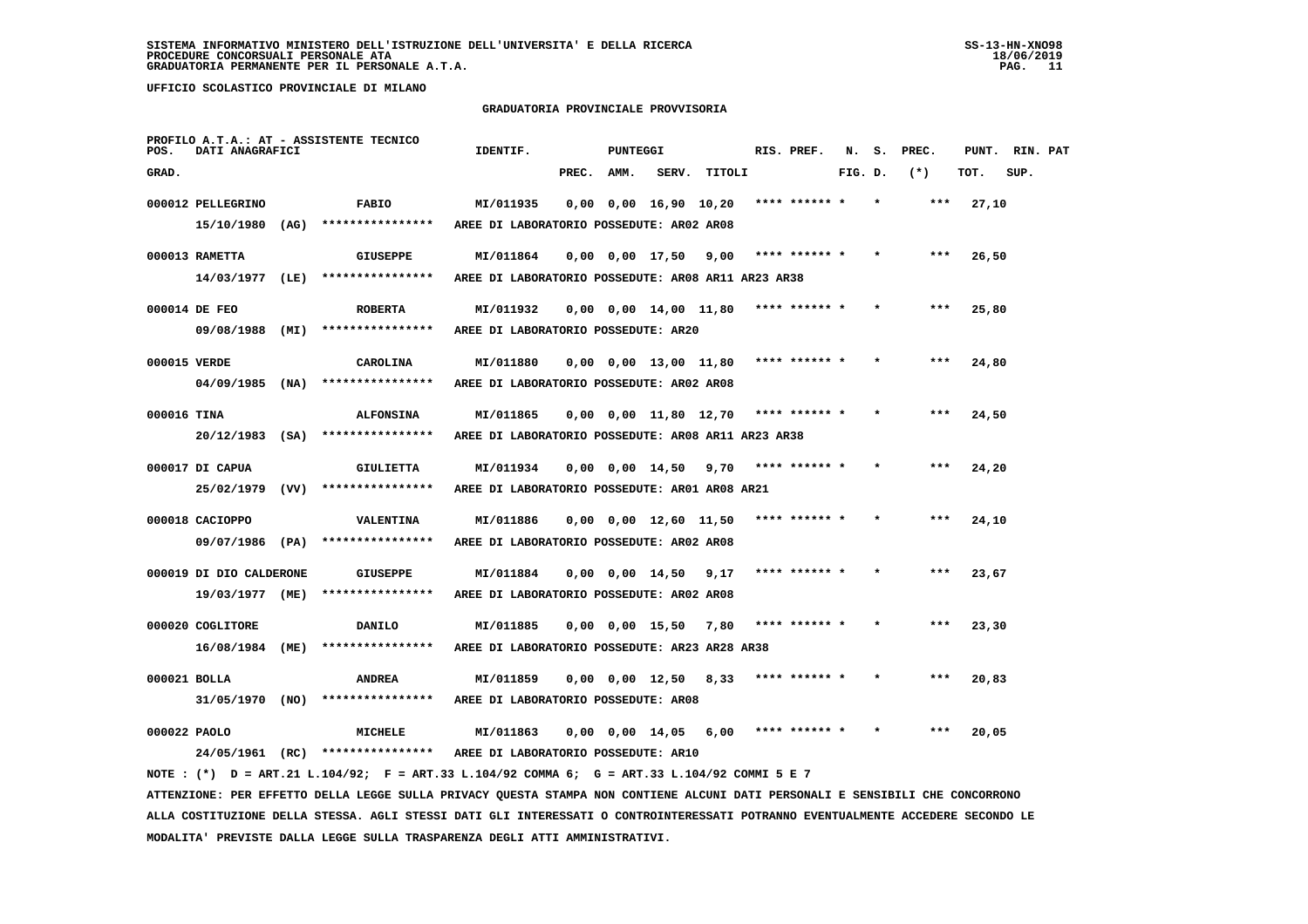SISTEMA INFORMATIVO MINISTERO DELL'ISTRUZIONE DELL'UNIVERSITA' E DELLA RICERCA
PROCEDURE CONCORSUALI PERSONALE ATA
GRADUATORIA PERMANENTE PER IL PERSONALE A.T.A.

UFFICIO SCOLASTICO PROVINCIALE DI MILANO

GRADUATORIA PROVINCIALE PROVVISORIA

PROFILO A.T.A.: AT - ASSISTENTE TECNICO

| POS. GRAD. | DATI ANAGRAFICI | | IDENTIF. | PUNTEGGI PREC. | AMM. | SERV. | TITOLI | RIS. PREF. | N. FIG. | S. D. | PREC. (*) | PUNT. TOT. | RIN. SUP. | PAT |
|---|---|---|---|---|---|---|---|---|---|---|---|---|---|---|
| 000012 | PELLEGRINO | FABIO | MI/011935 | 0,00 | 0,00 | 16,90 | 10,20 | **** ****** * | | * | *** | 27,10 | | |
| | 15/10/1980 (AG) | **************** | AREE DI LABORATORIO POSSEDUTE: AR02 AR08 | | | | | | | | | | | |
| 000013 | RAMETTA | GIUSEPPE | MI/011864 | 0,00 | 0,00 | 17,50 | 9,00 | **** ****** * | | * | *** | 26,50 | | |
| | 14/03/1977 (LE) | **************** | AREE DI LABORATORIO POSSEDUTE: AR08 AR11 AR23 AR38 | | | | | | | | | | | |
| 000014 | DE FEO | ROBERTA | MI/011932 | 0,00 | 0,00 | 14,00 | 11,80 | **** ****** * | | * | *** | 25,80 | | |
| | 09/08/1988 (MI) | **************** | AREE DI LABORATORIO POSSEDUTE: AR20 | | | | | | | | | | | |
| 000015 | VERDE | CAROLINA | MI/011880 | 0,00 | 0,00 | 13,00 | 11,80 | **** ****** * | | * | *** | 24,80 | | |
| | 04/09/1985 (NA) | **************** | AREE DI LABORATORIO POSSEDUTE: AR02 AR08 | | | | | | | | | | | |
| 000016 | TINA | ALFONSINA | MI/011865 | 0,00 | 0,00 | 11,80 | 12,70 | **** ****** * | | * | *** | 24,50 | | |
| | 20/12/1983 (SA) | **************** | AREE DI LABORATORIO POSSEDUTE: AR08 AR11 AR23 AR38 | | | | | | | | | | | |
| 000017 | DI CAPUA | GIULIETTA | MI/011934 | 0,00 | 0,00 | 14,50 | 9,70 | **** ****** * | | * | *** | 24,20 | | |
| | 25/02/1979 (VV) | **************** | AREE DI LABORATORIO POSSEDUTE: AR01 AR08 AR21 | | | | | | | | | | | |
| 000018 | CACIOPPO | VALENTINA | MI/011886 | 0,00 | 0,00 | 12,60 | 11,50 | **** ****** * | | * | *** | 24,10 | | |
| | 09/07/1986 (PA) | **************** | AREE DI LABORATORIO POSSEDUTE: AR02 AR08 | | | | | | | | | | | |
| 000019 | DI DIO CALDERONE | GIUSEPPE | MI/011884 | 0,00 | 0,00 | 14,50 | 9,17 | **** ****** * | | * | *** | 23,67 | | |
| | 19/03/1977 (ME) | **************** | AREE DI LABORATORIO POSSEDUTE: AR02 AR08 | | | | | | | | | | | |
| 000020 | COGLITORE | DANILO | MI/011885 | 0,00 | 0,00 | 15,50 | 7,80 | **** ****** * | | * | *** | 23,30 | | |
| | 16/08/1984 (ME) | **************** | AREE DI LABORATORIO POSSEDUTE: AR23 AR28 AR38 | | | | | | | | | | | |
| 000021 | BOLLA | ANDREA | MI/011859 | 0,00 | 0,00 | 12,50 | 8,33 | **** ****** * | | * | *** | 20,83 | | |
| | 31/05/1970 (NO) | **************** | AREE DI LABORATORIO POSSEDUTE: AR08 | | | | | | | | | | | |
| 000022 | PAOLO | MICHELE | MI/011863 | 0,00 | 0,00 | 14,05 | 6,00 | **** ****** * | | * | *** | 20,05 | | |
| | 24/05/1961 (RC) | **************** | AREE DI LABORATORIO POSSEDUTE: AR10 | | | | | | | | | | | |

NOTE : (*) D = ART.21 L.104/92; F = ART.33 L.104/92 COMMA 6; G = ART.33 L.104/92 COMMI 5 E 7

ATTENZIONE: PER EFFETTO DELLA LEGGE SULLA PRIVACY QUESTA STAMPA NON CONTIENE ALCUNI DATI PERSONALI E SENSIBILI CHE CONCORRONO ALLA COSTITUZIONE DELLA STESSA. AGLI STESSI DATI GLI INTERESSATI O CONTROINTERESSATI POTRANNO EVENTUALMENTE ACCEDERE SECONDO LE MODALITA' PREVISTE DALLA LEGGE SULLA TRASPARENZA DEGLI ATTI AMMINISTRATIVI.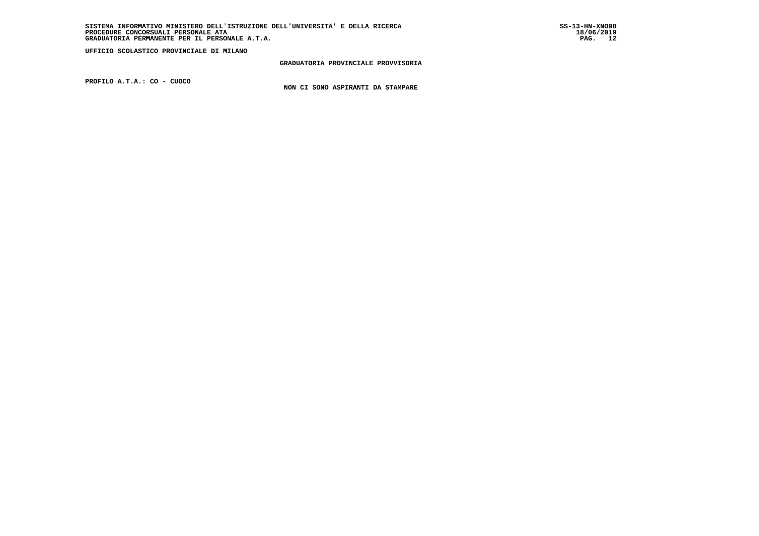UFFICIO SCOLASTICO PROVINCIALE DI MILANO

**GRADUATORIA PROVINCIALE PROVVISORIA**

**PROFILO A.T.A.: CO - CUOCO**

**NON CI SONO ASPIRANTI DA STAMPARE**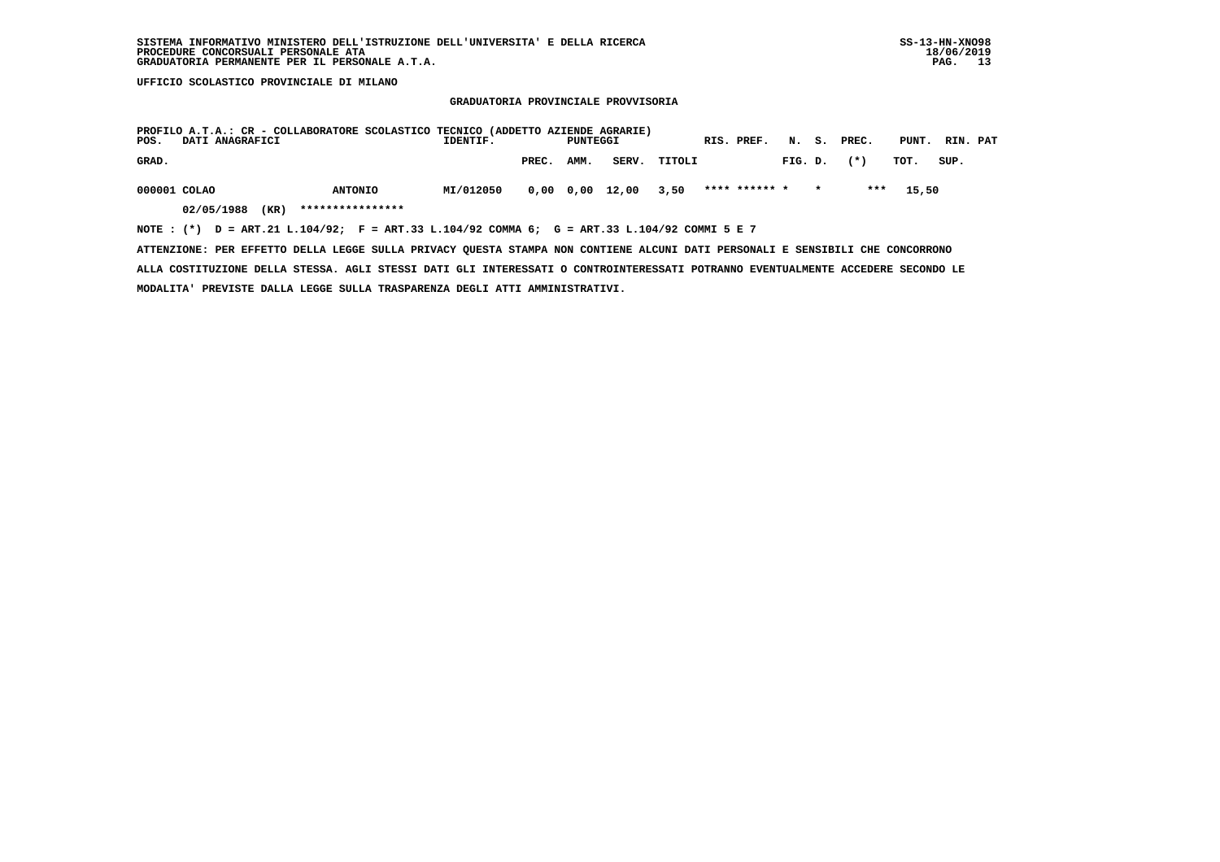UFFICIO SCOLASTICO PROVINCIALE DI MILANO

## GRADUATORIA PROVINCIALE PROVVISORIA

PROFILO A.T.A.: CR - COLLABORATORE SCOLASTICO TECNICO (ADDETTO AZIENDE AGRARIE)

| POS. GRAD. | DATI ANAGRAFICI | | IDENTIF. | PUNTEGGI PREC. | AMM. | SERV. | TITOLI | RIS. | PREF. | N. FIG. | S. D. | PREC. (*) | PUNT. TOT. | RIN. SUP. | PAT |
|---|---|---|---|---|---|---|---|---|---|---|---|---|---|---|---|
| 000001 | COLAO | ANTONIO | MI/012050 | 0,00 | 0,00 | 12,00 | 3,50 | **** | ****** | * | * | *** | 15,50 | | |
| | 02/05/1988 (KR) | **************** | | | | | | | | | | | | | |

NOTE : (*) D = ART.21 L.104/92; F = ART.33 L.104/92 COMMA 6; G = ART.33 L.104/92 COMMI 5 E 7

ATTENZIONE: PER EFFETTO DELLA LEGGE SULLA PRIVACY QUESTA STAMPA NON CONTIENE ALCUNI DATI PERSONALI E SENSIBILI CHE CONCORRONO ALLA COSTITUZIONE DELLA STESSA. AGLI STESSI DATI GLI INTERESSATI O CONTROINTERESSATI POTRANNO EVENTUALMENTE ACCEDERE SECONDO LE MODALITA' PREVISTE DALLA LEGGE SULLA TRASPARENZA DEGLI ATTI AMMINISTRATIVI.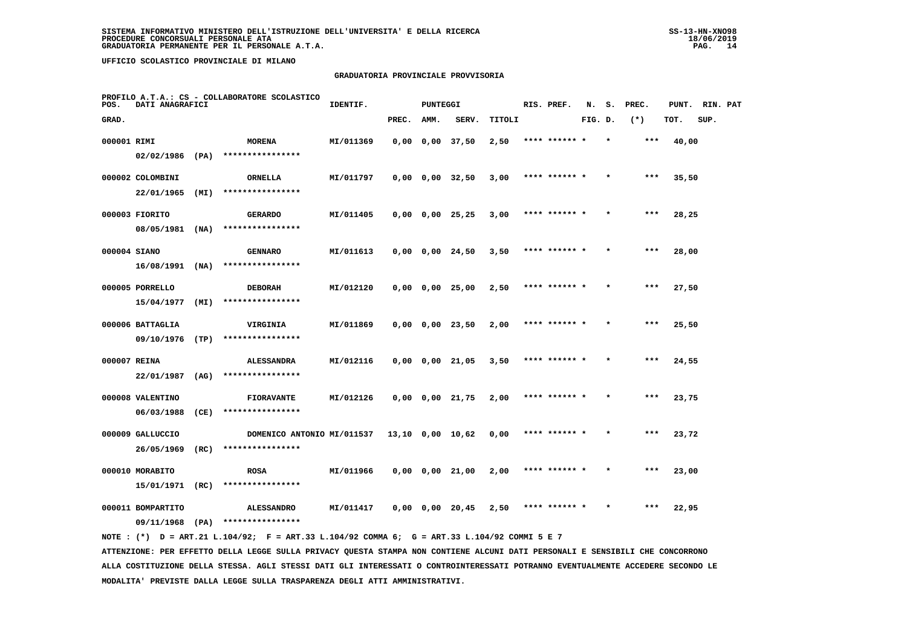SISTEMA INFORMATIVO MINISTERO DELL'ISTRUZIONE DELL'UNIVERSITA' E DELLA RICERCA
PROCEDURE CONCORSUALI PERSONALE ATA
GRADUATORIA PERMANENTE PER IL PERSONALE A.T.A.

SS-13-HN-XNO98
18/06/2019

UFFICIO SCOLASTICO PROVINCIALE DI MILANO

## GRADUATORIA PROVINCIALE PROVVISORIA

PROFILO A.T.A.: CS - COLLABORATORE SCOLASTICO

| POS. GRAD. | DATI ANAGRAFICI | | IDENTIF. | PUNTEGGI PREC. | AMM. | SERV. | TITOLI | RIS. PREF. | N. FIG. | S. D. | PREC. (*) | PUNT. TOT. | RIN. SUP. | PAT |
|---|---|---|---|---|---|---|---|---|---|---|---|---|---|---|
| 000001 | RIMI 02/02/1986 (PA) | MORENA **************** | MI/011369 | 0,00 | 0,00 | 37,50 | 2,50 | **** ****** * | | * | *** | 40,00 | | |
| 000002 | COLOMBINI 22/01/1965 (MI) | ORNELLA **************** | MI/011797 | 0,00 | 0,00 | 32,50 | 3,00 | **** ****** * | | * | *** | 35,50 | | |
| 000003 | FIORITO 08/05/1981 (NA) | GERARDO **************** | MI/011405 | 0,00 | 0,00 | 25,25 | 3,00 | **** ****** * | | * | *** | 28,25 | | |
| 000004 | SIANO 16/08/1991 (NA) | GENNARO **************** | MI/011613 | 0,00 | 0,00 | 24,50 | 3,50 | **** ****** * | | * | *** | 28,00 | | |
| 000005 | PORRELLO 15/04/1977 (MI) | DEBORAH **************** | MI/012120 | 0,00 | 0,00 | 25,00 | 2,50 | **** ****** * | | * | *** | 27,50 | | |
| 000006 | BATTAGLIA 09/10/1976 (TP) | VIRGINIA **************** | MI/011869 | 0,00 | 0,00 | 23,50 | 2,00 | **** ****** * | | * | *** | 25,50 | | |
| 000007 | REINA 22/01/1987 (AG) | ALESSANDRA **************** | MI/012116 | 0,00 | 0,00 | 21,05 | 3,50 | **** ****** * | | * | *** | 24,55 | | |
| 000008 | VALENTINO 06/03/1988 (CE) | FIORAVANTE **************** | MI/012126 | 0,00 | 0,00 | 21,75 | 2,00 | **** ****** * | | * | *** | 23,75 | | |
| 000009 | GALLUCCIO 26/05/1969 (RC) | DOMENICO ANTONIO **************** | MI/011537 | 13,10 | 0,00 | 10,62 | 0,00 | **** ****** * | | * | *** | 23,72 | | |
| 000010 | MORABITO 15/01/1971 (RC) | ROSA **************** | MI/011966 | 0,00 | 0,00 | 21,00 | 2,00 | **** ****** * | | * | *** | 23,00 | | |
| 000011 | BOMPARTITO 09/11/1968 (PA) | ALESSANDRO **************** | MI/011417 | 0,00 | 0,00 | 20,45 | 2,50 | **** ****** * | | * | *** | 22,95 | | |

NOTE : (*) D = ART.21 L.104/92; F = ART.33 L.104/92 COMMA 6; G = ART.33 L.104/92 COMMI 5 E 7

ATTENZIONE: PER EFFETTO DELLA LEGGE SULLA PRIVACY QUESTA STAMPA NON CONTIENE ALCUNI DATI PERSONALI E SENSIBILI CHE CONCORRONO ALLA COSTITUZIONE DELLA STESSA. AGLI STESSI DATI GLI INTERESSATI O CONTROINTERESSATI POTRANNO EVENTUALMENTE ACCEDERE SECONDO LE MODALITA' PREVISTE DALLA LEGGE SULLA TRASPARENZA DEGLI ATTI AMMINISTRATIVI.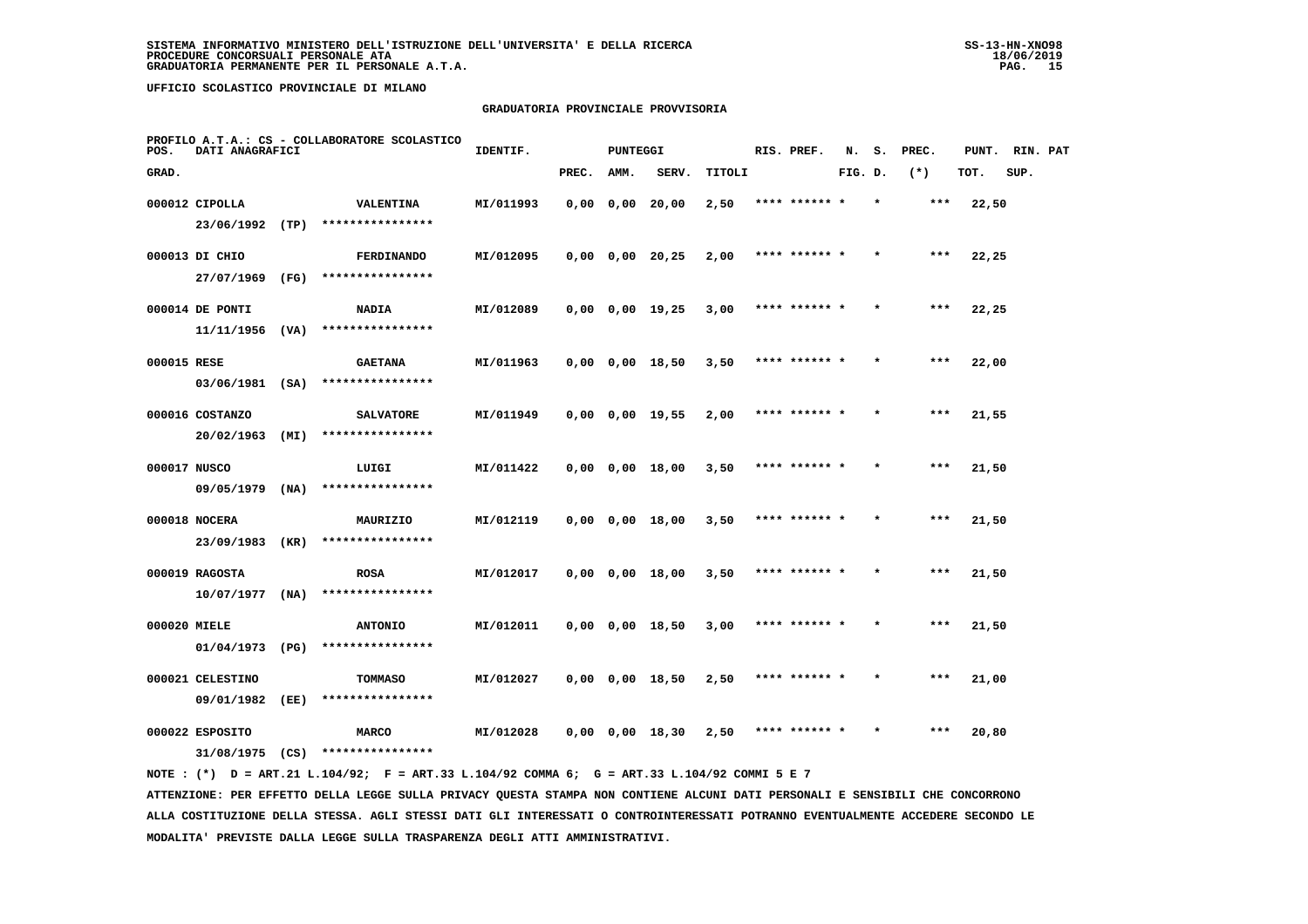SISTEMA INFORMATIVO MINISTERO DELL'ISTRUZIONE DELL'UNIVERSITA' E DELLA RICERCA
PROCEDURE CONCORSUALI PERSONALE ATA
GRADUATORIA PERMANENTE PER IL PERSONALE A.T.A.

UFFICIO SCOLASTICO PROVINCIALE DI MILANO

GRADUATORIA PROVINCIALE PROVVISORIA

PROFILO A.T.A.: CS - COLLABORATORE SCOLASTICO

| POS. GRAD. | DATI ANAGRAFICI | | IDENTIF. | PUNTEGGI PREC. | AMM. | SERV. | TITOLI | RIS. PREF. | N. FIG. | S. D. | PREC. (*) | PUNT. TOT. | RIN. SUP. | PAT |
|---|---|---|---|---|---|---|---|---|---|---|---|---|---|---|
| 000012 | CIPOLLA | VALENTINA | MI/011993 | 0,00 | 0,00 | 20,00 | 2,50 | **** ****** * | | * | *** | 22,50 | | |
| | 23/06/1992 (TP) | **************** | | | | | | | | | | | | |
| 000013 | DI CHIO | FERDINANDO | MI/012095 | 0,00 | 0,00 | 20,25 | 2,00 | **** ****** * | | * | *** | 22,25 | | |
| | 27/07/1969 (FG) | **************** | | | | | | | | | | | | |
| 000014 | DE PONTI | NADIA | MI/012089 | 0,00 | 0,00 | 19,25 | 3,00 | **** ****** * | | * | *** | 22,25 | | |
| | 11/11/1956 (VA) | **************** | | | | | | | | | | | | |
| 000015 | RESE | GAETANA | MI/011963 | 0,00 | 0,00 | 18,50 | 3,50 | **** ****** * | | * | *** | 22,00 | | |
| | 03/06/1981 (SA) | **************** | | | | | | | | | | | | |
| 000016 | COSTANZO | SALVATORE | MI/011949 | 0,00 | 0,00 | 19,55 | 2,00 | **** ****** * | | * | *** | 21,55 | | |
| | 20/02/1963 (MI) | **************** | | | | | | | | | | | | |
| 000017 | NUSCO | LUIGI | MI/011422 | 0,00 | 0,00 | 18,00 | 3,50 | **** ****** * | | * | *** | 21,50 | | |
| | 09/05/1979 (NA) | **************** | | | | | | | | | | | | |
| 000018 | NOCERA | MAURIZIO | MI/012119 | 0,00 | 0,00 | 18,00 | 3,50 | **** ****** * | | * | *** | 21,50 | | |
| | 23/09/1983 (KR) | **************** | | | | | | | | | | | | |
| 000019 | RAGOSTA | ROSA | MI/012017 | 0,00 | 0,00 | 18,00 | 3,50 | **** ****** * | | * | *** | 21,50 | | |
| | 10/07/1977 (NA) | **************** | | | | | | | | | | | | |
| 000020 | MIELE | ANTONIO | MI/012011 | 0,00 | 0,00 | 18,50 | 3,00 | **** ****** * | | * | *** | 21,50 | | |
| | 01/04/1973 (PG) | **************** | | | | | | | | | | | | |
| 000021 | CELESTINO | TOMMASO | MI/012027 | 0,00 | 0,00 | 18,50 | 2,50 | **** ****** * | | * | *** | 21,00 | | |
| | 09/01/1982 (EE) | **************** | | | | | | | | | | | | |
| 000022 | ESPOSITO | MARCO | MI/012028 | 0,00 | 0,00 | 18,30 | 2,50 | **** ****** * | | * | *** | 20,80 | | |
| | 31/08/1975 (CS) | **************** | | | | | | | | | | | | |

NOTE : (*) D = ART.21 L.104/92; F = ART.33 L.104/92 COMMA 6; G = ART.33 L.104/92 COMMI 5 E 7

ATTENZIONE: PER EFFETTO DELLA LEGGE SULLA PRIVACY QUESTA STAMPA NON CONTIENE ALCUNI DATI PERSONALI E SENSIBILI CHE CONCORRONO ALLA COSTITUZIONE DELLA STESSA. AGLI STESSI DATI GLI INTERESSATI O CONTROINTERESSATI POTRANNO EVENTUALMENTE ACCEDERE SECONDO LE MODALITA' PREVISTE DALLA LEGGE SULLA TRASPARENZA DEGLI ATTI AMMINISTRATIVI.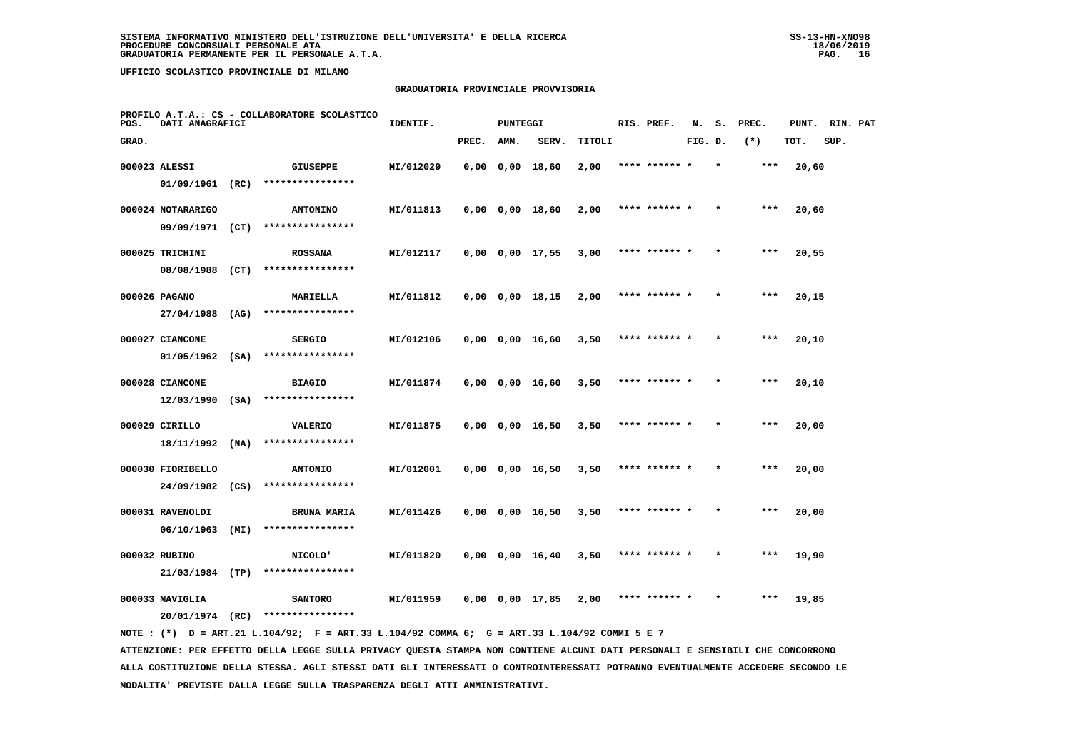SISTEMA INFORMATIVO MINISTERO DELL'ISTRUZIONE DELL'UNIVERSITA' E DELLA RICERCA
PROCEDURE CONCORSUALI PERSONALE ATA
GRADUATORIA PERMANENTE PER IL PERSONALE A.T.A.

UFFICIO SCOLASTICO PROVINCIALE DI MILANO

## GRADUATORIA PROVINCIALE PROVVISORIA

PROFILO A.T.A.: CS - COLLABORATORE SCOLASTICO

| POS. GRAD. | DATI ANAGRAFICI | | IDENTIF. | PUNTEGGI PREC. | AMM. | SERV. | TITOLI | RIS. PREF. | N. S. FIG. D. | PREC. (*) | PUNT. TOT. | RIN. PAT SUP. |
|---|---|---|---|---|---|---|---|---|---|---|---|---|
| 000023 | ALESSI 01/09/1961 (RC) | GIUSEPPE **************** | MI/012029 | 0,00 | 0,00 | 18,60 | 2,00 | **** ****** * | * | *** | 20,60 | |
| 000024 | NOTARARIGO 09/09/1971 (CT) | ANTONINO **************** | MI/011813 | 0,00 | 0,00 | 18,60 | 2,00 | **** ****** * | * | *** | 20,60 | |
| 000025 | TRICHINI 08/08/1988 (CT) | ROSSANA **************** | MI/012117 | 0,00 | 0,00 | 17,55 | 3,00 | **** ****** * | * | *** | 20,55 | |
| 000026 | PAGANO 27/04/1988 (AG) | MARIELLA **************** | MI/011812 | 0,00 | 0,00 | 18,15 | 2,00 | **** ****** * | * | *** | 20,15 | |
| 000027 | CIANCONE 01/05/1962 (SA) | SERGIO **************** | MI/012106 | 0,00 | 0,00 | 16,60 | 3,50 | **** ****** * | * | *** | 20,10 | |
| 000028 | CIANCONE 12/03/1990 (SA) | BIAGIO **************** | MI/011874 | 0,00 | 0,00 | 16,60 | 3,50 | **** ****** * | * | *** | 20,10 | |
| 000029 | CIRILLO 18/11/1992 (NA) | VALERIO **************** | MI/011875 | 0,00 | 0,00 | 16,50 | 3,50 | **** ****** * | * | *** | 20,00 | |
| 000030 | FIORIBELLO 24/09/1982 (CS) | ANTONIO **************** | MI/012001 | 0,00 | 0,00 | 16,50 | 3,50 | **** ****** * | * | *** | 20,00 | |
| 000031 | RAVENOLDI 06/10/1963 (MI) | BRUNA MARIA **************** | MI/011426 | 0,00 | 0,00 | 16,50 | 3,50 | **** ****** * | * | *** | 20,00 | |
| 000032 | RUBINO 21/03/1984 (TP) | NICOLO' **************** | MI/011820 | 0,00 | 0,00 | 16,40 | 3,50 | **** ****** * | * | *** | 19,90 | |
| 000033 | MAVIGLIA 20/01/1974 (RC) | SANTORO **************** | MI/011959 | 0,00 | 0,00 | 17,85 | 2,00 | **** ****** * | * | *** | 19,85 | |

NOTE : (*) D = ART.21 L.104/92; F = ART.33 L.104/92 COMMA 6; G = ART.33 L.104/92 COMMI 5 E 7

ATTENZIONE: PER EFFETTO DELLA LEGGE SULLA PRIVACY QUESTA STAMPA NON CONTIENE ALCUNI DATI PERSONALI E SENSIBILI CHE CONCORRONO ALLA COSTITUZIONE DELLA STESSA. AGLI STESSI DATI GLI INTERESSATI O CONTROINTERESSATI POTRANNO EVENTUALMENTE ACCEDERE SECONDO LE MODALITA' PREVISTE DALLA LEGGE SULLA TRASPARENZA DEGLI ATTI AMMINISTRATIVI.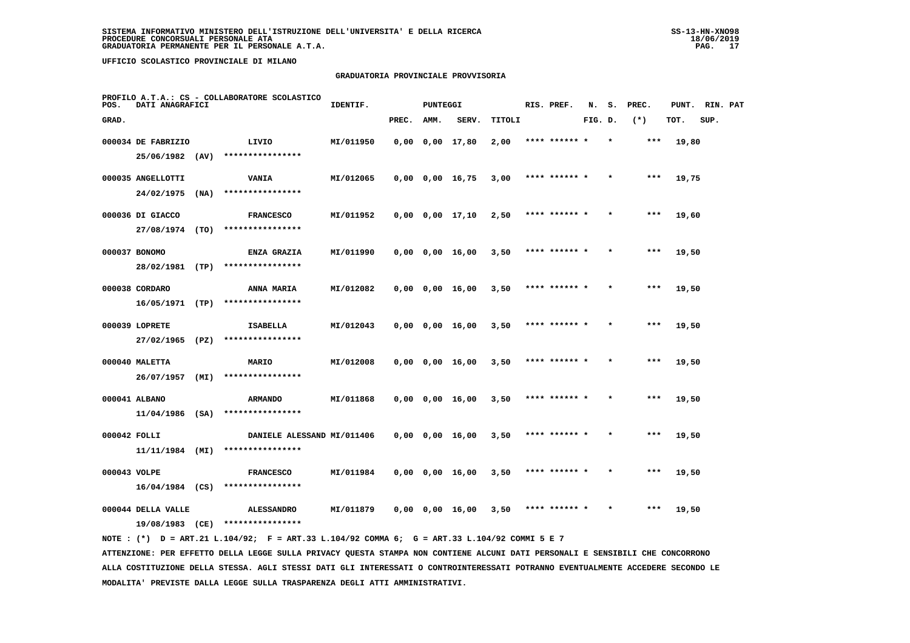SISTEMA INFORMATIVO MINISTERO DELL'ISTRUZIONE DELL'UNIVERSITA' E DELLA RICERCA
PROCEDURE CONCORSUALI PERSONALE ATA
GRADUATORIA PERMANENTE PER IL PERSONALE A.T.A.

UFFICIO SCOLASTICO PROVINCIALE DI MILANO

GRADUATORIA PROVINCIALE PROVVISORIA

PROFILO A.T.A.: CS - COLLABORATORE SCOLASTICO

| POS. GRAD. | DATI ANAGRAFICI | | IDENTIF. | PUNTEGGI PREC. | AMM. | SERV. | TITOLI | RIS. PREF. | N. FIG. | S. D. | PREC. (*) | PUNT. TOT. | RIN. SUP. | PAT |
|---|---|---|---|---|---|---|---|---|---|---|---|---|---|---|
| 000034 | DE FABRIZIO 25/06/1982 (AV) | LIVIO **************** | MI/011950 | 0,00 | 0,00 | 17,80 | 2,00 | **** ****** * | | * | *** | 19,80 | | |
| 000035 | ANGELLOTTI 24/02/1975 (NA) | VANIA **************** | MI/012065 | 0,00 | 0,00 | 16,75 | 3,00 | **** ****** * | | * | *** | 19,75 | | |
| 000036 | DI GIACCO 27/08/1974 (TO) | FRANCESCO **************** | MI/011952 | 0,00 | 0,00 | 17,10 | 2,50 | **** ****** * | | * | *** | 19,60 | | |
| 000037 | BONOMO 28/02/1981 (TP) | ENZA GRAZIA **************** | MI/011990 | 0,00 | 0,00 | 16,00 | 3,50 | **** ****** * | | * | *** | 19,50 | | |
| 000038 | CORDARO 16/05/1971 (TP) | ANNA MARIA **************** | MI/012082 | 0,00 | 0,00 | 16,00 | 3,50 | **** ****** * | | * | *** | 19,50 | | |
| 000039 | LOPRETE 27/02/1965 (PZ) | ISABELLA **************** | MI/012043 | 0,00 | 0,00 | 16,00 | 3,50 | **** ****** * | | * | *** | 19,50 | | |
| 000040 | MALETTA 26/07/1957 (MI) | MARIO **************** | MI/012008 | 0,00 | 0,00 | 16,00 | 3,50 | **** ****** * | | * | *** | 19,50 | | |
| 000041 | ALBANO 11/04/1986 (SA) | ARMANDO **************** | MI/011868 | 0,00 | 0,00 | 16,00 | 3,50 | **** ****** * | | * | *** | 19,50 | | |
| 000042 | FOLLI 11/11/1984 (MI) | DANIELE ALESSAND **************** | MI/011406 | 0,00 | 0,00 | 16,00 | 3,50 | **** ****** * | | * | *** | 19,50 | | |
| 000043 | VOLPE 16/04/1984 (CS) | FRANCESCO **************** | MI/011984 | 0,00 | 0,00 | 16,00 | 3,50 | **** ****** * | | * | *** | 19,50 | | |
| 000044 | DELLA VALLE 19/08/1983 (CE) | ALESSANDRO **************** | MI/011879 | 0,00 | 0,00 | 16,00 | 3,50 | **** ****** * | | * | *** | 19,50 | | |

NOTE : (*) D = ART.21 L.104/92; F = ART.33 L.104/92 COMMA 6; G = ART.33 L.104/92 COMMI 5 E 7

ATTENZIONE: PER EFFETTO DELLA LEGGE SULLA PRIVACY QUESTA STAMPA NON CONTIENE ALCUNI DATI PERSONALI E SENSIBILI CHE CONCORRONO ALLA COSTITUZIONE DELLA STESSA. AGLI STESSI DATI GLI INTERESSATI O CONTROINTERESSATI POTRANNO EVENTUALMENTE ACCEDERE SECONDO LE MODALITA' PREVISTE DALLA LEGGE SULLA TRASPARENZA DEGLI ATTI AMMINISTRATIVI.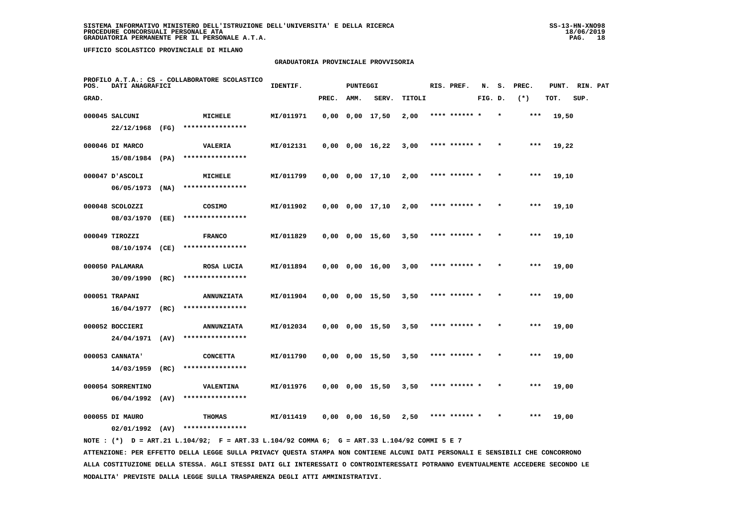**SISTEMA INFORMATIVO MINISTERO DELL'ISTRUZIONE DELL'UNIVERSITA' E DELLA RICERCA**
**PROCEDURE CONCORSUALI PERSONALE ATA**
**GRADUATORIA PERMANENTE PER IL PERSONALE A.T.A.**

SS-13-HN-XNO98
18/06/2019

**UFFICIO SCOLASTICO PROVINCIALE DI MILANO**

**GRADUATORIA PROVINCIALE PROVVISORIA**

PROFILO A.T.A.: CS - COLLABORATORE SCOLASTICO

| POS. GRAD. | DATI ANAGRAFICI | | IDENTIF. | PUNTEGGI PREC. | AMM. | SERV. | TITOLI | RIS. PREF. | N. FIG. | S. D. | PREC. (*) | PUNT. TOT. | RIN. SUP. | PAT |
|---|---|---|---|---|---|---|---|---|---|---|---|---|---|---|
| 000045 | SALCUNI 22/12/1968 (FG) | MICHELE **************** | MI/011971 | 0,00 | 0,00 | 17,50 | 2,00 | **** ****** * | | * | *** | 19,50 | | |
| 000046 | DI MARCO 15/08/1984 (PA) | VALERIA **************** | MI/012131 | 0,00 | 0,00 | 16,22 | 3,00 | **** ****** * | | * | *** | 19,22 | | |
| 000047 | D'ASCOLI 06/05/1973 (NA) | MICHELE **************** | MI/011799 | 0,00 | 0,00 | 17,10 | 2,00 | **** ****** * | | * | *** | 19,10 | | |
| 000048 | SCOLOZZI 08/03/1970 (EE) | COSIMO **************** | MI/011902 | 0,00 | 0,00 | 17,10 | 2,00 | **** ****** * | | * | *** | 19,10 | | |
| 000049 | TIROZZI 08/10/1974 (CE) | FRANCO **************** | MI/011829 | 0,00 | 0,00 | 15,60 | 3,50 | **** ****** * | | * | *** | 19,10 | | |
| 000050 | PALAMARA 30/09/1990 (RC) | ROSA LUCIA **************** | MI/011894 | 0,00 | 0,00 | 16,00 | 3,00 | **** ****** * | | * | *** | 19,00 | | |
| 000051 | TRAPANI 16/04/1977 (RC) | ANNUNZIATA **************** | MI/011904 | 0,00 | 0,00 | 15,50 | 3,50 | **** ****** * | | * | *** | 19,00 | | |
| 000052 | BOCCIERI 24/04/1971 (AV) | ANNUNZIATA **************** | MI/012034 | 0,00 | 0,00 | 15,50 | 3,50 | **** ****** * | | * | *** | 19,00 | | |
| 000053 | CANNATA' 14/03/1959 (RC) | CONCETTA **************** | MI/011790 | 0,00 | 0,00 | 15,50 | 3,50 | **** ****** * | | * | *** | 19,00 | | |
| 000054 | SORRENTINO 06/04/1992 (AV) | VALENTINA **************** | MI/011976 | 0,00 | 0,00 | 15,50 | 3,50 | **** ****** * | | * | *** | 19,00 | | |
| 000055 | DI MAURO 02/01/1992 (AV) | THOMAS **************** | MI/011419 | 0,00 | 0,00 | 16,50 | 2,50 | **** ****** * | | * | *** | 19,00 | | |

NOTE : (*) D = ART.21 L.104/92; F = ART.33 L.104/92 COMMA 6; G = ART.33 L.104/92 COMMI 5 E 7

ATTENZIONE: PER EFFETTO DELLA LEGGE SULLA PRIVACY QUESTA STAMPA NON CONTIENE ALCUNI DATI PERSONALI E SENSIBILI CHE CONCORRONO ALLA COSTITUZIONE DELLA STESSA. AGLI STESSI DATI GLI INTERESSATI O CONTROINTERESSATI POTRANNO EVENTUALMENTE ACCEDERE SECONDO LE MODALITA' PREVISTE DALLA LEGGE SULLA TRASPARENZA DEGLI ATTI AMMINISTRATIVI.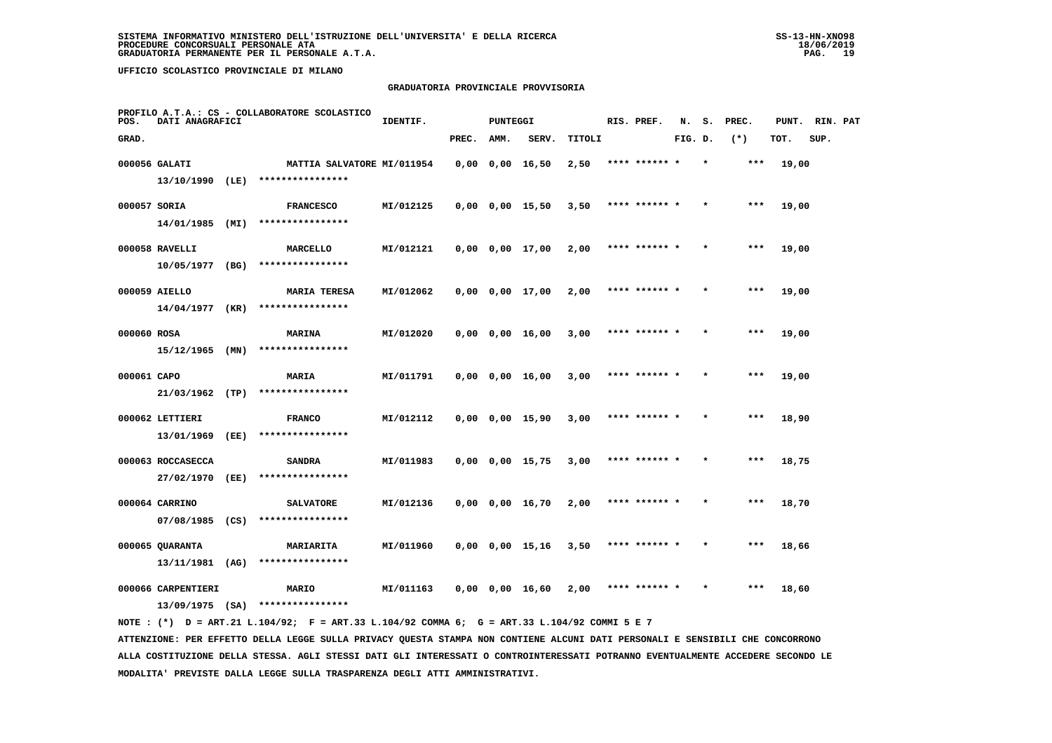**SISTEMA INFORMATIVO MINISTERO DELL'ISTRUZIONE DELL'UNIVERSITA' E DELLA RICERCA**
**PROCEDURE CONCORSUALI PERSONALE ATA**
**GRADUATORIA PERMANENTE PER IL PERSONALE A.T.A.**

**UFFICIO SCOLASTICO PROVINCIALE DI MILANO**

## GRADUATORIA PROVINCIALE PROVVISORIA

PROFILO A.T.A.: CS - COLLABORATORE SCOLASTICO

| POS. GRAD. | DATI ANAGRAFICI | | IDENTIF. | PUNTEGGI PREC. | AMM. | SERV. | TITOLI | RIS. PREF. | N. FIG. | S. D. | PREC. (*) | PUNT. TOT. | RIN. SUP. | PAT |
|---|---|---|---|---|---|---|---|---|---|---|---|---|---|---|
| 000056 | GALATI 13/10/1990 (LE) | MATTIA SALVATORE **************** | MI/011954 | 0,00 | 0,00 | 16,50 | 2,50 | **** ****** * | | * | *** | 19,00 | | |
| 000057 | SORIA 14/01/1985 (MI) | FRANCESCO **************** | MI/012125 | 0,00 | 0,00 | 15,50 | 3,50 | **** ****** * | | * | *** | 19,00 | | |
| 000058 | RAVELLI 10/05/1977 (BG) | MARCELLO **************** | MI/012121 | 0,00 | 0,00 | 17,00 | 2,00 | **** ****** * | | * | *** | 19,00 | | |
| 000059 | AIELLO 14/04/1977 (KR) | MARIA TERESA **************** | MI/012062 | 0,00 | 0,00 | 17,00 | 2,00 | **** ****** * | | * | *** | 19,00 | | |
| 000060 | ROSA 15/12/1965 (MN) | MARINA **************** | MI/012020 | 0,00 | 0,00 | 16,00 | 3,00 | **** ****** * | | * | *** | 19,00 | | |
| 000061 | CAPO 21/03/1962 (TP) | MARIA **************** | MI/011791 | 0,00 | 0,00 | 16,00 | 3,00 | **** ****** * | | * | *** | 19,00 | | |
| 000062 | LETTIERI 13/01/1969 (EE) | FRANCO **************** | MI/012112 | 0,00 | 0,00 | 15,90 | 3,00 | **** ****** * | | * | *** | 18,90 | | |
| 000063 | ROCCASECCA 27/02/1970 (EE) | SANDRA **************** | MI/011983 | 0,00 | 0,00 | 15,75 | 3,00 | **** ****** * | | * | *** | 18,75 | | |
| 000064 | CARRINO 07/08/1985 (CS) | SALVATORE **************** | MI/012136 | 0,00 | 0,00 | 16,70 | 2,00 | **** ****** * | | * | *** | 18,70 | | |
| 000065 | QUARANTA 13/11/1981 (AG) | MARIARITA **************** | MI/011960 | 0,00 | 0,00 | 15,16 | 3,50 | **** ****** * | | * | *** | 18,66 | | |
| 000066 | CARPENTIERI 13/09/1975 (SA) | MARIO **************** | MI/011163 | 0,00 | 0,00 | 16,60 | 2,00 | **** ****** * | | * | *** | 18,60 | | |

NOTE : (*) D = ART.21 L.104/92; F = ART.33 L.104/92 COMMA 6; G = ART.33 L.104/92 COMMI 5 E 7

ATTENZIONE: PER EFFETTO DELLA LEGGE SULLA PRIVACY QUESTA STAMPA NON CONTIENE ALCUNI DATI PERSONALI E SENSIBILI CHE CONCORRONO ALLA COSTITUZIONE DELLA STESSA. AGLI STESSI DATI GLI INTERESSATI O CONTROINTERESSATI POTRANNO EVENTUALMENTE ACCEDERE SECONDO LE MODALITA' PREVISTE DALLA LEGGE SULLA TRASPARENZA DEGLI ATTI AMMINISTRATIVI.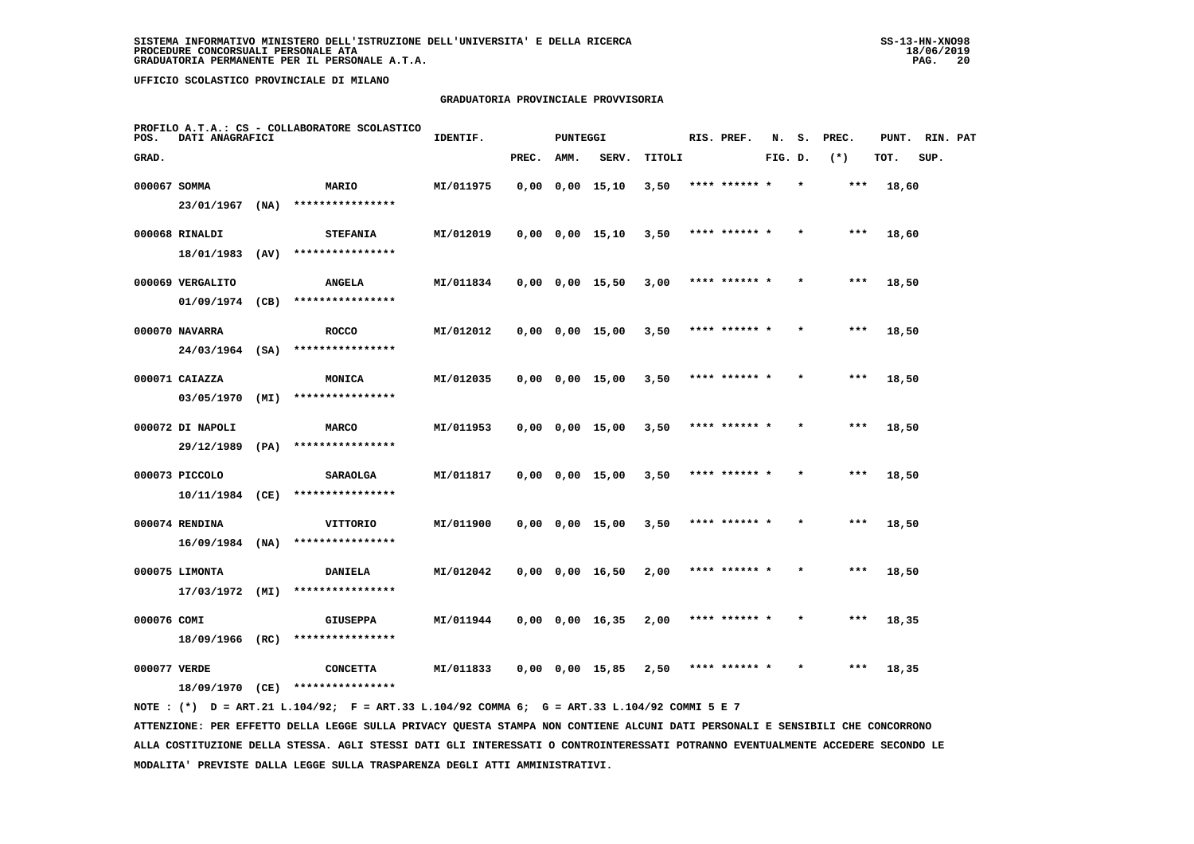SISTEMA INFORMATIVO MINISTERO DELL'ISTRUZIONE DELL'UNIVERSITA' E DELLA RICERCA
PROCEDURE CONCORSUALI PERSONALE ATA
GRADUATORIA PERMANENTE PER IL PERSONALE A.T.A.

UFFICIO SCOLASTICO PROVINCIALE DI MILANO

GRADUATORIA PROVINCIALE PROVVISORIA

PROFILO A.T.A.: CS - COLLABORATORE SCOLASTICO

| POS. GRAD. | DATI ANAGRAFICI | | IDENTIF. | PUNTEGGI PREC. | AMM. | SERV. | TITOLI | RIS. PREF. | N. FIG. | S. D. | PREC. (*) | PUNT. TOT. | RIN. SUP. | PAT |
|---|---|---|---|---|---|---|---|---|---|---|---|---|---|---|
| 000067 | SOMMA 23/01/1967 (NA) | MARIO **************** | MI/011975 | 0,00 | 0,00 | 15,10 | 3,50 | **** ****** * | | * | *** | 18,60 | | |
| 000068 | RINALDI 18/01/1983 (AV) | STEFANIA **************** | MI/012019 | 0,00 | 0,00 | 15,10 | 3,50 | **** ****** * | | * | *** | 18,60 | | |
| 000069 | VERGALITO 01/09/1974 (CB) | ANGELA **************** | MI/011834 | 0,00 | 0,00 | 15,50 | 3,00 | **** ****** * | | * | *** | 18,50 | | |
| 000070 | NAVARRA 24/03/1964 (SA) | ROCCO **************** | MI/012012 | 0,00 | 0,00 | 15,00 | 3,50 | **** ****** * | | * | *** | 18,50 | | |
| 000071 | CAIAZZA 03/05/1970 (MI) | MONICA **************** | MI/012035 | 0,00 | 0,00 | 15,00 | 3,50 | **** ****** * | | * | *** | 18,50 | | |
| 000072 | DI NAPOLI 29/12/1989 (PA) | MARCO **************** | MI/011953 | 0,00 | 0,00 | 15,00 | 3,50 | **** ****** * | | * | *** | 18,50 | | |
| 000073 | PICCOLO 10/11/1984 (CE) | SARAOLGA **************** | MI/011817 | 0,00 | 0,00 | 15,00 | 3,50 | **** ****** * | | * | *** | 18,50 | | |
| 000074 | RENDINA 16/09/1984 (NA) | VITTORIO **************** | MI/011900 | 0,00 | 0,00 | 15,00 | 3,50 | **** ****** * | | * | *** | 18,50 | | |
| 000075 | LIMONTA 17/03/1972 (MI) | DANIELA **************** | MI/012042 | 0,00 | 0,00 | 16,50 | 2,00 | **** ****** * | | * | *** | 18,50 | | |
| 000076 | COMI 18/09/1966 (RC) | GIUSEPPA **************** | MI/011944 | 0,00 | 0,00 | 16,35 | 2,00 | **** ****** * | | * | *** | 18,35 | | |
| 000077 | VERDE 18/09/1970 (CE) | CONCETTA **************** | MI/011833 | 0,00 | 0,00 | 15,85 | 2,50 | **** ****** * | | * | *** | 18,35 | | |

NOTE : (*) D = ART.21 L.104/92; F = ART.33 L.104/92 COMMA 6; G = ART.33 L.104/92 COMMI 5 E 7

ATTENZIONE: PER EFFETTO DELLA LEGGE SULLA PRIVACY QUESTA STAMPA NON CONTIENE ALCUNI DATI PERSONALI E SENSIBILI CHE CONCORRONO ALLA COSTITUZIONE DELLA STESSA. AGLI STESSI DATI GLI INTERESSATI O CONTROINTERESSATI POTRANNO EVENTUALMENTE ACCEDERE SECONDO LE MODALITA' PREVISTE DALLA LEGGE SULLA TRASPARENZA DEGLI ATTI AMMINISTRATIVI.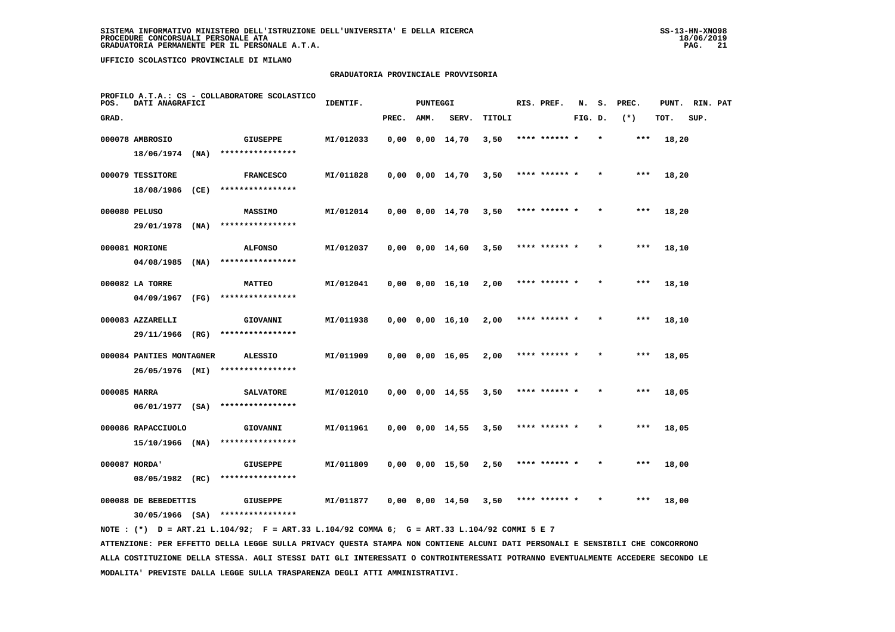SISTEMA INFORMATIVO MINISTERO DELL'ISTRUZIONE DELL'UNIVERSITA' E DELLA RICERCA
PROCEDURE CONCORSUALI PERSONALE ATA
GRADUATORIA PERMANENTE PER IL PERSONALE A.T.A.

UFFICIO SCOLASTICO PROVINCIALE DI MILANO

GRADUATORIA PROVINCIALE PROVVISORIA

PROFILO A.T.A.: CS - COLLABORATORE SCOLASTICO

| POS. GRAD. | DATI ANAGRAFICI | | IDENTIF. | PUNTEGGI PREC. | AMM. | SERV. | TITOLI | RIS. PREF. | N. FIG. | S. D. | PREC. (*) | PUNT. TOT. | RIN. SUP. | PAT |
|---|---|---|---|---|---|---|---|---|---|---|---|---|---|---|
| 000078 | AMBROSIO 18/06/1974 (NA) | GIUSEPPE **************** | MI/012033 | 0,00 | 0,00 | 14,70 | 3,50 | **** ****** * | | * | *** | 18,20 | | |
| 000079 | TESSITORE 18/08/1986 (CE) | FRANCESCO **************** | MI/011828 | 0,00 | 0,00 | 14,70 | 3,50 | **** ****** * | | * | *** | 18,20 | | |
| 000080 | PELUSO 29/01/1978 (NA) | MASSIMO **************** | MI/012014 | 0,00 | 0,00 | 14,70 | 3,50 | **** ****** * | | * | *** | 18,20 | | |
| 000081 | MORIONE 04/08/1985 (NA) | ALFONSO **************** | MI/012037 | 0,00 | 0,00 | 14,60 | 3,50 | **** ****** * | | * | *** | 18,10 | | |
| 000082 | LA TORRE 04/09/1967 (FG) | MATTEO **************** | MI/012041 | 0,00 | 0,00 | 16,10 | 2,00 | **** ****** * | | * | *** | 18,10 | | |
| 000083 | AZZARELLI 29/11/1966 (RG) | GIOVANNI **************** | MI/011938 | 0,00 | 0,00 | 16,10 | 2,00 | **** ****** * | | * | *** | 18,10 | | |
| 000084 | PANTIES MONTAGNER 26/05/1976 (MI) | ALESSIO **************** | MI/011909 | 0,00 | 0,00 | 16,05 | 2,00 | **** ****** * | | * | *** | 18,05 | | |
| 000085 | MARRA 06/01/1977 (SA) | SALVATORE **************** | MI/012010 | 0,00 | 0,00 | 14,55 | 3,50 | **** ****** * | | * | *** | 18,05 | | |
| 000086 | RAPACCIUOLO 15/10/1966 (NA) | GIOVANNI **************** | MI/011961 | 0,00 | 0,00 | 14,55 | 3,50 | **** ****** * | | * | *** | 18,05 | | |
| 000087 | MORDA' 08/05/1982 (RC) | GIUSEPPE **************** | MI/011809 | 0,00 | 0,00 | 15,50 | 2,50 | **** ****** * | | * | *** | 18,00 | | |
| 000088 | DE BEBEDETTIS 30/05/1966 (SA) | GIUSEPPE **************** | MI/011877 | 0,00 | 0,00 | 14,50 | 3,50 | **** ****** * | | * | *** | 18,00 | | |

NOTE : (*) D = ART.21 L.104/92; F = ART.33 L.104/92 COMMA 6; G = ART.33 L.104/92 COMMI 5 E 7

ATTENZIONE: PER EFFETTO DELLA LEGGE SULLA PRIVACY QUESTA STAMPA NON CONTIENE ALCUNI DATI PERSONALI E SENSIBILI CHE CONCORRONO ALLA COSTITUZIONE DELLA STESSA. AGLI STESSI DATI GLI INTERESSATI O CONTROINTERESSATI POTRANNO EVENTUALMENTE ACCEDERE SECONDO LE MODALITA' PREVISTE DALLA LEGGE SULLA TRASPARENZA DEGLI ATTI AMMINISTRATIVI.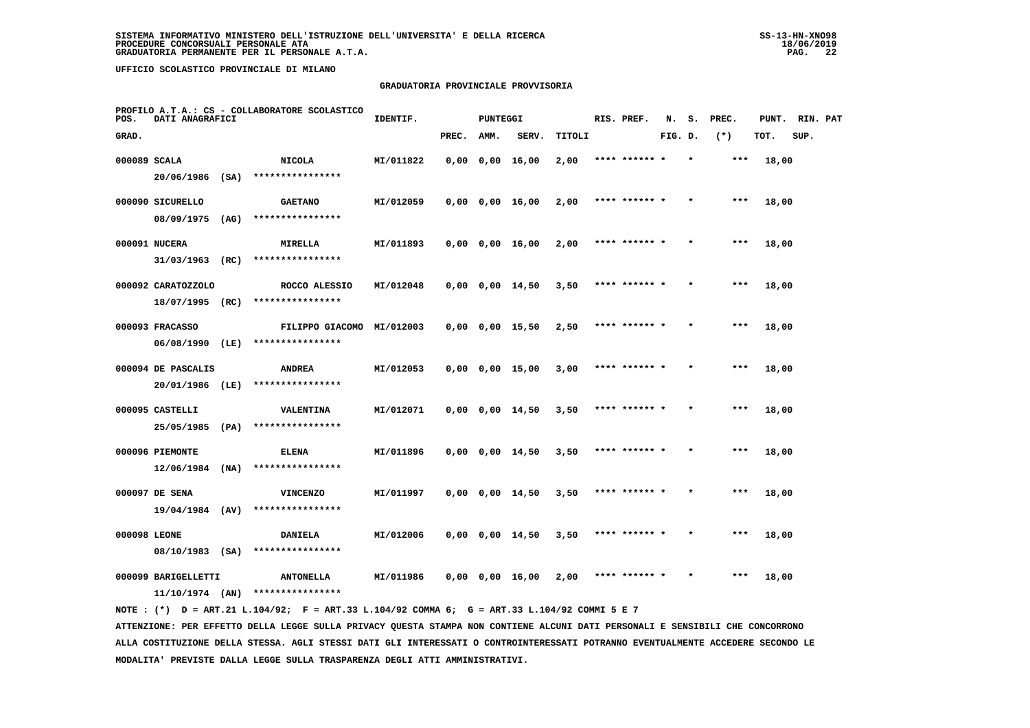SISTEMA INFORMATIVO MINISTERO DELL'ISTRUZIONE DELL'UNIVERSITA' E DELLA RICERCA
PROCEDURE CONCORSUALI PERSONALE ATA
GRADUATORIA PERMANENTE PER IL PERSONALE A.T.A.

UFFICIO SCOLASTICO PROVINCIALE DI MILANO

## GRADUATORIA PROVINCIALE PROVVISORIA

PROFILO A.T.A.: CS - COLLABORATORE SCOLASTICO

| POS. GRAD. | DATI ANAGRAFICI | | IDENTIF. | PUNTEGGI PREC. | AMM. | SERV. | TITOLI | RIS. PREF. | N. FIG. | S. D. | PREC. (*) | PUNT. TOT. | RIN. SUP. | PAT |
|---|---|---|---|---|---|---|---|---|---|---|---|---|---|---|
| 000089 | SCALA 20/06/1986 (SA) | NICOLA **************** | MI/011822 | 0,00 | 0,00 | 16,00 | 2,00 | **** ****** * | * | | *** | 18,00 | | |
| 000090 | SICURELLO 08/09/1975 (AG) | GAETANO **************** | MI/012059 | 0,00 | 0,00 | 16,00 | 2,00 | **** ****** * | * | | *** | 18,00 | | |
| 000091 | NUCERA 31/03/1963 (RC) | MIRELLA **************** | MI/011893 | 0,00 | 0,00 | 16,00 | 2,00 | **** ****** * | * | | *** | 18,00 | | |
| 000092 | CARATOZZOLO 18/07/1995 (RC) | ROCCO ALESSIO **************** | MI/012048 | 0,00 | 0,00 | 14,50 | 3,50 | **** ****** * | * | | *** | 18,00 | | |
| 000093 | FRACASSO 06/08/1990 (LE) | FILIPPO GIACOMO **************** | MI/012003 | 0,00 | 0,00 | 15,50 | 2,50 | **** ****** * | * | | *** | 18,00 | | |
| 000094 | DE PASCALIS 20/01/1986 (LE) | ANDREA **************** | MI/012053 | 0,00 | 0,00 | 15,00 | 3,00 | **** ****** * | * | | *** | 18,00 | | |
| 000095 | CASTELLI 25/05/1985 (PA) | VALENTINA **************** | MI/012071 | 0,00 | 0,00 | 14,50 | 3,50 | **** ****** * | * | | *** | 18,00 | | |
| 000096 | PIEMONTE 12/06/1984 (NA) | ELENA **************** | MI/011896 | 0,00 | 0,00 | 14,50 | 3,50 | **** ****** * | * | | *** | 18,00 | | |
| 000097 | DE SENA 19/04/1984 (AV) | VINCENZO **************** | MI/011997 | 0,00 | 0,00 | 14,50 | 3,50 | **** ****** * | * | | *** | 18,00 | | |
| 000098 | LEONE 08/10/1983 (SA) | DANIELA **************** | MI/012006 | 0,00 | 0,00 | 14,50 | 3,50 | **** ****** * | * | | *** | 18,00 | | |
| 000099 | BARIGELLETTI 11/10/1974 (AN) | ANTONELLA **************** | MI/011986 | 0,00 | 0,00 | 16,00 | 2,00 | **** ****** * | * | | *** | 18,00 | | |

NOTE : (*) D = ART.21 L.104/92; F = ART.33 L.104/92 COMMA 6; G = ART.33 L.104/92 COMMI 5 E 7

ATTENZIONE: PER EFFETTO DELLA LEGGE SULLA PRIVACY QUESTA STAMPA NON CONTIENE ALCUNI DATI PERSONALI E SENSIBILI CHE CONCORRONO ALLA COSTITUZIONE DELLA STESSA. AGLI STESSI DATI GLI INTERESSATI O CONTROINTERESSATI POTRANNO EVENTUALMENTE ACCEDERE SECONDO LE MODALITA' PREVISTE DALLA LEGGE SULLA TRASPARENZA DEGLI ATTI AMMINISTRATIVI.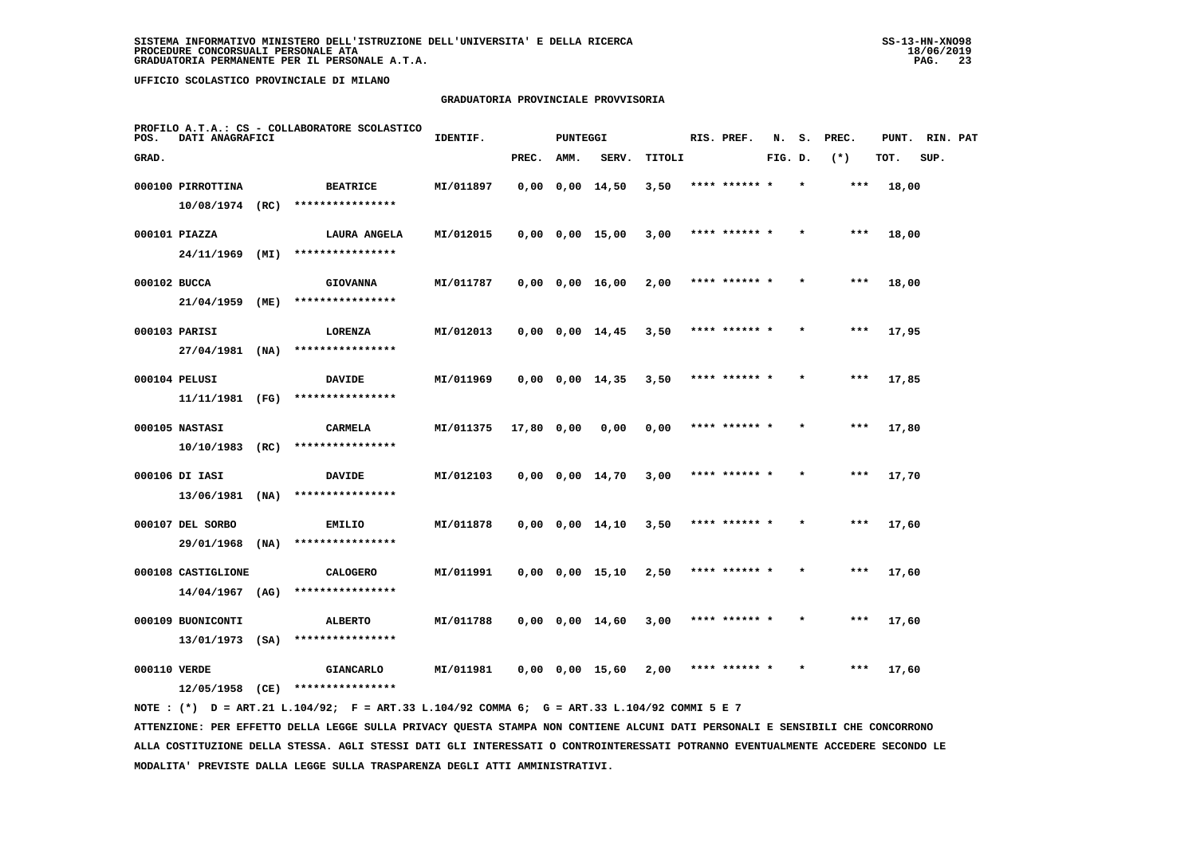SISTEMA INFORMATIVO MINISTERO DELL'ISTRUZIONE DELL'UNIVERSITA' E DELLA RICERCA
PROCEDURE CONCORSUALI PERSONALE ATA
GRADUATORIA PERMANENTE PER IL PERSONALE A.T.A.

UFFICIO SCOLASTICO PROVINCIALE DI MILANO

## GRADUATORIA PROVINCIALE PROVVISORIA

PROFILO A.T.A.: CS - COLLABORATORE SCOLASTICO

| POS. GRAD. | DATI ANAGRAFICI | | IDENTIF. | PUNTEGGI PREC. | AMM. | SERV. | TITOLI | RIS. PREF. | N. FIG. | S. D. | PREC. (*) | PUNT. TOT. | RIN. SUP. | PAT |
|---|---|---|---|---|---|---|---|---|---|---|---|---|---|---|
| 000100 | PIRROTTINA 10/08/1974 (RC) | BEATRICE **************** | MI/011897 | 0,00 | 0,00 | 14,50 | 3,50 | **** ****** * | | * | *** | 18,00 | | |
| 000101 | PIAZZA 24/11/1969 (MI) | LAURA ANGELA **************** | MI/012015 | 0,00 | 0,00 | 15,00 | 3,00 | **** ****** * | | * | *** | 18,00 | | |
| 000102 | BUCCA 21/04/1959 (ME) | GIOVANNA **************** | MI/011787 | 0,00 | 0,00 | 16,00 | 2,00 | **** ****** * | | * | *** | 18,00 | | |
| 000103 | PARISI 27/04/1981 (NA) | LORENZA **************** | MI/012013 | 0,00 | 0,00 | 14,45 | 3,50 | **** ****** * | | * | *** | 17,95 | | |
| 000104 | PELUSI 11/11/1981 (FG) | DAVIDE **************** | MI/011969 | 0,00 | 0,00 | 14,35 | 3,50 | **** ****** * | | * | *** | 17,85 | | |
| 000105 | NASTASI 10/10/1983 (RC) | CARMELA **************** | MI/011375 | 17,80 | 0,00 | 0,00 | 0,00 | **** ****** * | | * | *** | 17,80 | | |
| 000106 | DI IASI 13/06/1981 (NA) | DAVIDE **************** | MI/012103 | 0,00 | 0,00 | 14,70 | 3,00 | **** ****** * | | * | *** | 17,70 | | |
| 000107 | DEL SORBO 29/01/1968 (NA) | EMILIO **************** | MI/011878 | 0,00 | 0,00 | 14,10 | 3,50 | **** ****** * | | * | *** | 17,60 | | |
| 000108 | CASTIGLIONE 14/04/1967 (AG) | CALOGERO **************** | MI/011991 | 0,00 | 0,00 | 15,10 | 2,50 | **** ****** * | | * | *** | 17,60 | | |
| 000109 | BUONICONTI 13/01/1973 (SA) | ALBERTO **************** | MI/011788 | 0,00 | 0,00 | 14,60 | 3,00 | **** ****** * | | * | *** | 17,60 | | |
| 000110 | VERDE 12/05/1958 (CE) | GIANCARLO **************** | MI/011981 | 0,00 | 0,00 | 15,60 | 2,00 | **** ****** * | | * | *** | 17,60 | | |

NOTE : (*) D = ART.21 L.104/92; F = ART.33 L.104/92 COMMA 6; G = ART.33 L.104/92 COMMI 5 E 7

ATTENZIONE: PER EFFETTO DELLA LEGGE SULLA PRIVACY QUESTA STAMPA NON CONTIENE ALCUNI DATI PERSONALI E SENSIBILI CHE CONCORRONO ALLA COSTITUZIONE DELLA STESSA. AGLI STESSI DATI GLI INTERESSATI O CONTROINTERESSATI POTRANNO EVENTUALMENTE ACCEDERE SECONDO LE MODALITA' PREVISTE DALLA LEGGE SULLA TRASPARENZA DEGLI ATTI AMMINISTRATIVI.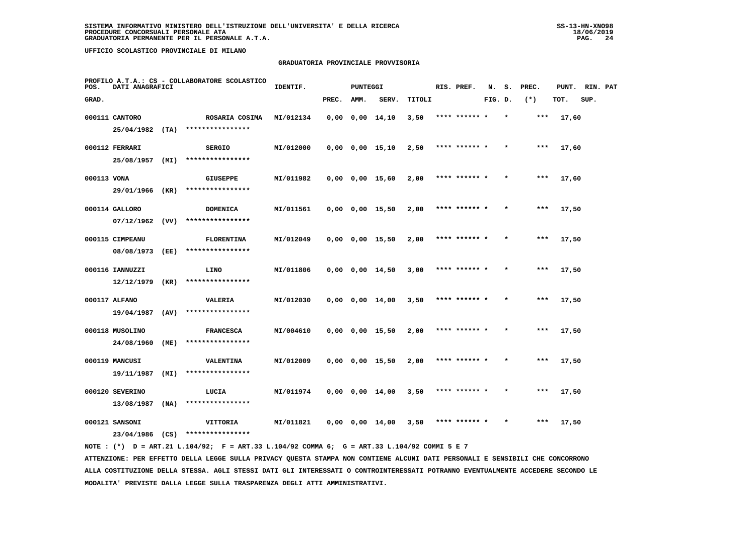SISTEMA INFORMATIVO MINISTERO DELL'ISTRUZIONE DELL'UNIVERSITA' E DELLA RICERCA
PROCEDURE CONCORSUALI PERSONALE ATA
GRADUATORIA PERMANENTE PER IL PERSONALE A.T.A.

UFFICIO SCOLASTICO PROVINCIALE DI MILANO

GRADUATORIA PROVINCIALE PROVVISORIA

PROFILO A.T.A.: CS - COLLABORATORE SCOLASTICO

| POS. GRAD. | DATI ANAGRAFICI | | IDENTIF. | PUNTEGGI PREC. | AMM. | SERV. | TITOLI | RIS. | PREF. | N. S. FIG. D. | PREC. (*) | PUNT. TOT. | RIN. SUP. | PAT |
|---|---|---|---|---|---|---|---|---|---|---|---|---|---|---|
| 000111 | CANTORO 25/04/1982 (TA) | ROSARIA COSIMA **************** | MI/012134 | 0,00 | 0,00 | 14,10 | 3,50 | **** | ****** * | * | *** | 17,60 | | |
| 000112 | FERRARI 25/08/1957 (MI) | SERGIO **************** | MI/012000 | 0,00 | 0,00 | 15,10 | 2,50 | **** | ****** * | * | *** | 17,60 | | |
| 000113 | VONA 29/01/1966 (KR) | GIUSEPPE **************** | MI/011982 | 0,00 | 0,00 | 15,60 | 2,00 | **** | ****** * | * | *** | 17,60 | | |
| 000114 | GALLORO 07/12/1962 (VV) | DOMENICA **************** | MI/011561 | 0,00 | 0,00 | 15,50 | 2,00 | **** | ****** * | * | *** | 17,50 | | |
| 000115 | CIMPEANU 08/08/1973 (EE) | FLORENTINA **************** | MI/012049 | 0,00 | 0,00 | 15,50 | 2,00 | **** | ****** * | * | *** | 17,50 | | |
| 000116 | IANNUZZI 12/12/1979 (KR) | LINO **************** | MI/011806 | 0,00 | 0,00 | 14,50 | 3,00 | **** | ****** * | * | *** | 17,50 | | |
| 000117 | ALFANO 19/04/1987 (AV) | VALERIA **************** | MI/012030 | 0,00 | 0,00 | 14,00 | 3,50 | **** | ****** * | * | *** | 17,50 | | |
| 000118 | MUSOLINO 24/08/1960 (ME) | FRANCESCA **************** | MI/004610 | 0,00 | 0,00 | 15,50 | 2,00 | **** | ****** * | * | *** | 17,50 | | |
| 000119 | MANCUSI 19/11/1987 (MI) | VALENTINA **************** | MI/012009 | 0,00 | 0,00 | 15,50 | 2,00 | **** | ****** * | * | *** | 17,50 | | |
| 000120 | SEVERINO 13/08/1987 (NA) | LUCIA **************** | MI/011974 | 0,00 | 0,00 | 14,00 | 3,50 | **** | ****** * | * | *** | 17,50 | | |
| 000121 | SANSONI 23/04/1986 (CS) | VITTORIA **************** | MI/011821 | 0,00 | 0,00 | 14,00 | 3,50 | **** | ****** * | * | *** | 17,50 | | |

NOTE : (*) D = ART.21 L.104/92; F = ART.33 L.104/92 COMMA 6; G = ART.33 L.104/92 COMMI 5 E 7

ATTENZIONE: PER EFFETTO DELLA LEGGE SULLA PRIVACY QUESTA STAMPA NON CONTIENE ALCUNI DATI PERSONALI E SENSIBILI CHE CONCORRONO ALLA COSTITUZIONE DELLA STESSA. AGLI STESSI DATI GLI INTERESSATI O CONTROINTERESSATI POTRANNO EVENTUALMENTE ACCEDERE SECONDO LE MODALITA' PREVISTE DALLA LEGGE SULLA TRASPARENZA DEGLI ATTI AMMINISTRATIVI.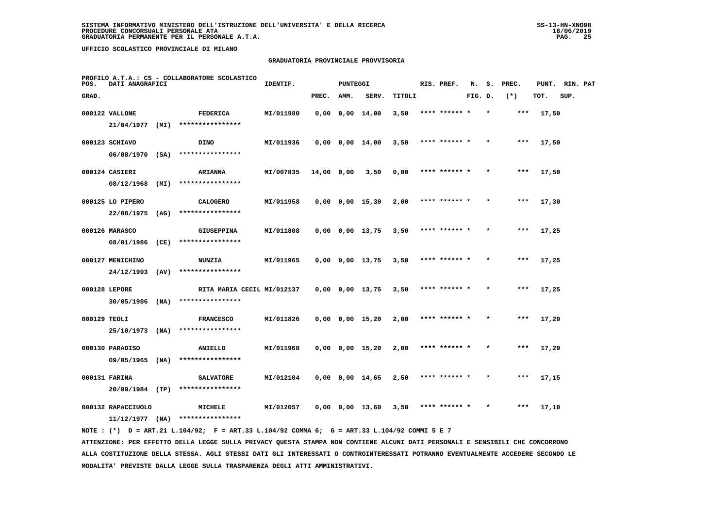SISTEMA INFORMATIVO MINISTERO DELL'ISTRUZIONE DELL'UNIVERSITA' E DELLA RICERCA
PROCEDURE CONCORSUALI PERSONALE ATA
GRADUATORIA PERMANENTE PER IL PERSONALE A.T.A.

SS-13-HN-XNO98
18/06/2019

UFFICIO SCOLASTICO PROVINCIALE DI MILANO

GRADUATORIA PROVINCIALE PROVVISORIA

PROFILO A.T.A.: CS - COLLABORATORE SCOLASTICO

| POS. GRAD. | DATI ANAGRAFICI | | IDENTIF. | PUNTEGGI PREC. | AMM. | SERV. | TITOLI | RIS. PREF. | N. S. FIG. D. | PREC. (*) | PUNT. TOT. | RIN. PAT SUP. |
|---|---|---|---|---|---|---|---|---|---|---|---|---|
| 000122 | VALLONE 21/04/1977 (MI) | FEDERICA **************** | MI/011980 | 0,00 | 0,00 | 14,00 | 3,50 | **** ****** * | * | *** | 17,50 | |
| 000123 | SCHIAVO 06/08/1970 (SA) | DINO **************** | MI/011936 | 0,00 | 0,00 | 14,00 | 3,50 | **** ****** * | * | *** | 17,50 | |
| 000124 | CASIERI 08/12/1968 (MI) | ARIANNA **************** | MI/007835 | 14,00 | 0,00 | 3,50 | 0,00 | **** ****** * | * | *** | 17,50 | |
| 000125 | LO PIPERO 22/08/1975 (AG) | CALOGERO **************** | MI/011958 | 0,00 | 0,00 | 15,30 | 2,00 | **** ****** * | * | *** | 17,30 | |
| 000126 | MARASCO 08/01/1986 (CE) | GIUSEPPINA **************** | MI/011808 | 0,00 | 0,00 | 13,75 | 3,50 | **** ****** * | * | *** | 17,25 | |
| 000127 | MENICHINO 24/12/1993 (AV) | NUNZIA **************** | MI/011965 | 0,00 | 0,00 | 13,75 | 3,50 | **** ****** * | * | *** | 17,25 | |
| 000128 | LEPORE 30/05/1986 (NA) | RITA MARIA CECIL **************** | MI/012137 | 0,00 | 0,00 | 13,75 | 3,50 | **** ****** * | * | *** | 17,25 | |
| 000129 | TEOLI 25/10/1973 (NA) | FRANCESCO **************** | MI/011826 | 0,00 | 0,00 | 15,20 | 2,00 | **** ****** * | * | *** | 17,20 | |
| 000130 | PARADISO 09/05/1965 (NA) | ANIELLO **************** | MI/011968 | 0,00 | 0,00 | 15,20 | 2,00 | **** ****** * | * | *** | 17,20 | |
| 000131 | FARINA 20/09/1984 (TP) | SALVATORE **************** | MI/012104 | 0,00 | 0,00 | 14,65 | 2,50 | **** ****** * | * | *** | 17,15 | |
| 000132 | RAPACCIUOLO 11/12/1977 (NA) | MICHELE **************** | MI/012057 | 0,00 | 0,00 | 13,60 | 3,50 | **** ****** * | * | *** | 17,10 | |

NOTE : (*) D = ART.21 L.104/92; F = ART.33 L.104/92 COMMA 6; G = ART.33 L.104/92 COMMI 5 E 7

ATTENZIONE: PER EFFETTO DELLA LEGGE SULLA PRIVACY QUESTA STAMPA NON CONTIENE ALCUNI DATI PERSONALI E SENSIBILI CHE CONCORRONO ALLA COSTITUZIONE DELLA STESSA. AGLI STESSI DATI GLI INTERESSATI O CONTROINTERESSATI POTRANNO EVENTUALMENTE ACCEDERE SECONDO LE MODALITA' PREVISTE DALLA LEGGE SULLA TRASPARENZA DEGLI ATTI AMMINISTRATIVI.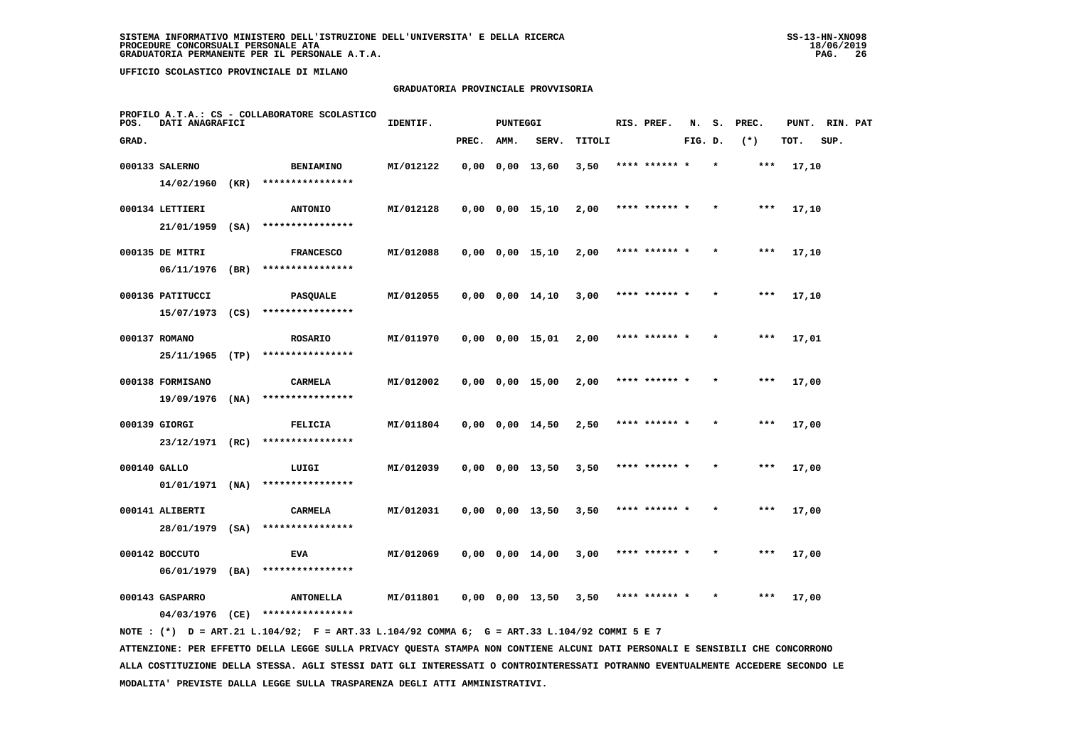SISTEMA INFORMATIVO MINISTERO DELL'ISTRUZIONE DELL'UNIVERSITA' E DELLA RICERCA
PROCEDURE CONCORSUALI PERSONALE ATA
GRADUATORIA PERMANENTE PER IL PERSONALE A.T.A.

UFFICIO SCOLASTICO PROVINCIALE DI MILANO

GRADUATORIA PROVINCIALE PROVVISORIA

PROFILO A.T.A.: CS - COLLABORATORE SCOLASTICO

| POS. GRAD. | DATI ANAGRAFICI | | IDENTIF. | PUNTEGGI PREC. | AMM. | SERV. | TITOLI | RIS. PREF. | N. S. FIG. D. | PREC. (*) | PUNT. TOT. | RIN. PAT SUP. |
|---|---|---|---|---|---|---|---|---|---|---|---|---|
| 000133 | SALERNO 14/02/1960 (KR) | BENIAMINO **************** | MI/012122 | 0,00 | 0,00 | 13,60 | 3,50 | **** ****** * | * | *** | 17,10 | |
| 000134 | LETTIERI 21/01/1959 (SA) | ANTONIO **************** | MI/012128 | 0,00 | 0,00 | 15,10 | 2,00 | **** ****** * | * | *** | 17,10 | |
| 000135 | DE MITRI 06/11/1976 (BR) | FRANCESCO **************** | MI/012088 | 0,00 | 0,00 | 15,10 | 2,00 | **** ****** * | * | *** | 17,10 | |
| 000136 | PATITUCCI 15/07/1973 (CS) | PASQUALE **************** | MI/012055 | 0,00 | 0,00 | 14,10 | 3,00 | **** ****** * | * | *** | 17,10 | |
| 000137 | ROMANO 25/11/1965 (TP) | ROSARIO **************** | MI/011970 | 0,00 | 0,00 | 15,01 | 2,00 | **** ****** * | * | *** | 17,01 | |
| 000138 | FORMISANO 19/09/1976 (NA) | CARMELA **************** | MI/012002 | 0,00 | 0,00 | 15,00 | 2,00 | **** ****** * | * | *** | 17,00 | |
| 000139 | GIORGI 23/12/1971 (RC) | FELICIA **************** | MI/011804 | 0,00 | 0,00 | 14,50 | 2,50 | **** ****** * | * | *** | 17,00 | |
| 000140 | GALLO 01/01/1971 (NA) | LUIGI **************** | MI/012039 | 0,00 | 0,00 | 13,50 | 3,50 | **** ****** * | * | *** | 17,00 | |
| 000141 | ALIBERTI 28/01/1979 (SA) | CARMELA **************** | MI/012031 | 0,00 | 0,00 | 13,50 | 3,50 | **** ****** * | * | *** | 17,00 | |
| 000142 | BOCCUTO 06/01/1979 (BA) | EVA **************** | MI/012069 | 0,00 | 0,00 | 14,00 | 3,00 | **** ****** * | * | *** | 17,00 | |
| 000143 | GASPARRO 04/03/1976 (CE) | ANTONELLA **************** | MI/011801 | 0,00 | 0,00 | 13,50 | 3,50 | **** ****** * | * | *** | 17,00 | |

NOTE : (*) D = ART.21 L.104/92; F = ART.33 L.104/92 COMMA 6; G = ART.33 L.104/92 COMMI 5 E 7

ATTENZIONE: PER EFFETTO DELLA LEGGE SULLA PRIVACY QUESTA STAMPA NON CONTIENE ALCUNI DATI PERSONALI E SENSIBILI CHE CONCORRONO ALLA COSTITUZIONE DELLA STESSA. AGLI STESSI DATI GLI INTERESSATI O CONTROINTERESSATI POTRANNO EVENTUALMENTE ACCEDERE SECONDO LE MODALITA' PREVISTE DALLA LEGGE SULLA TRASPARENZA DEGLI ATTI AMMINISTRATIVI.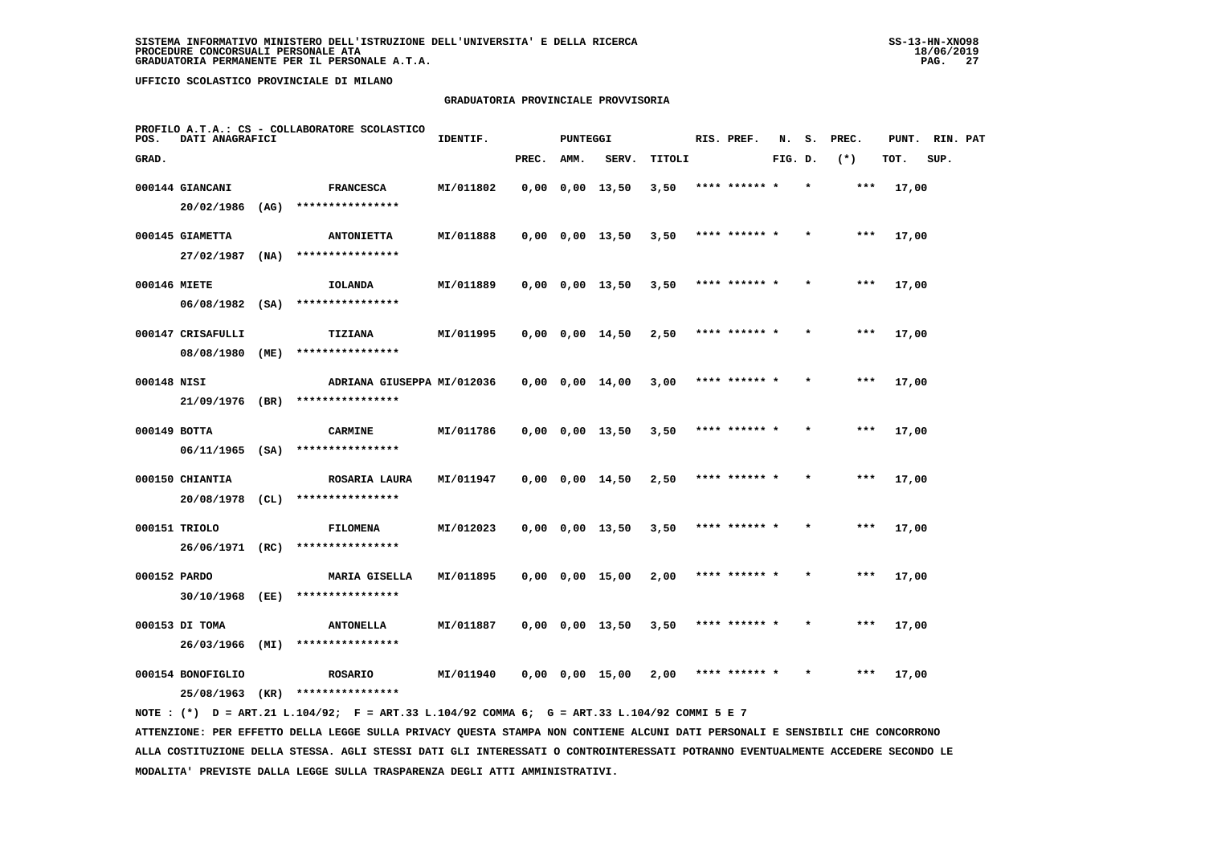SISTEMA INFORMATIVO MINISTERO DELL'ISTRUZIONE DELL'UNIVERSITA' E DELLA RICERCA
PROCEDURE CONCORSUALI PERSONALE ATA
GRADUATORIA PERMANENTE PER IL PERSONALE A.T.A.

UFFICIO SCOLASTICO PROVINCIALE DI MILANO

GRADUATORIA PROVINCIALE PROVVISORIA

PROFILO A.T.A.: CS - COLLABORATORE SCOLASTICO

| POS. GRAD. | DATI ANAGRAFICI | | IDENTIF. | PREC. | AMM. | SERV. | TITOLI | RIS. PREF. | N. FIG. | S. D. | PREC. (*) | PUNT. TOT. | RIN. SUP. | PAT |
|---|---|---|---|---|---|---|---|---|---|---|---|---|---|---|
| 000144 | GIANCANI 20/02/1986 (AG) | FRANCESCA **************** | MI/011802 | 0,00 | 0,00 | 13,50 | 3,50 | **** ****** * | | * | *** | 17,00 | | |
| 000145 | GIAMETTA 27/02/1987 (NA) | ANTONIETTA **************** | MI/011888 | 0,00 | 0,00 | 13,50 | 3,50 | **** ****** * | | * | *** | 17,00 | | |
| 000146 | MIETE 06/08/1982 (SA) | IOLANDA **************** | MI/011889 | 0,00 | 0,00 | 13,50 | 3,50 | **** ****** * | | * | *** | 17,00 | | |
| 000147 | CRISAFULLI 08/08/1980 (ME) | TIZIANA **************** | MI/011995 | 0,00 | 0,00 | 14,50 | 2,50 | **** ****** * | | * | *** | 17,00 | | |
| 000148 | NISI 21/09/1976 (BR) | ADRIANA GIUSEPPA **************** | MI/012036 | 0,00 | 0,00 | 14,00 | 3,00 | **** ****** * | | * | *** | 17,00 | | |
| 000149 | BOTTA 06/11/1965 (SA) | CARMINE **************** | MI/011786 | 0,00 | 0,00 | 13,50 | 3,50 | **** ****** * | | * | *** | 17,00 | | |
| 000150 | CHIANTIA 20/08/1978 (CL) | ROSARIA LAURA **************** | MI/011947 | 0,00 | 0,00 | 14,50 | 2,50 | **** ****** * | | * | *** | 17,00 | | |
| 000151 | TRIOLO 26/06/1971 (RC) | FILOMENA **************** | MI/012023 | 0,00 | 0,00 | 13,50 | 3,50 | **** ****** * | | * | *** | 17,00 | | |
| 000152 | PARDO 30/10/1968 (EE) | MARIA GISELLA **************** | MI/011895 | 0,00 | 0,00 | 15,00 | 2,00 | **** ****** * | | * | *** | 17,00 | | |
| 000153 | DI TOMA 26/03/1966 (MI) | ANTONELLA **************** | MI/011887 | 0,00 | 0,00 | 13,50 | 3,50 | **** ****** * | | * | *** | 17,00 | | |
| 000154 | BONOFIGLIO 25/08/1963 (KR) | ROSARIO **************** | MI/011940 | 0,00 | 0,00 | 15,00 | 2,00 | **** ****** * | | * | *** | 17,00 | | |

NOTE : (*) D = ART.21 L.104/92; F = ART.33 L.104/92 COMMA 6; G = ART.33 L.104/92 COMMI 5 E 7

ATTENZIONE: PER EFFETTO DELLA LEGGE SULLA PRIVACY QUESTA STAMPA NON CONTIENE ALCUNI DATI PERSONALI E SENSIBILI CHE CONCORRONO ALLA COSTITUZIONE DELLA STESSA. AGLI STESSI DATI GLI INTERESSATI O CONTROINTERESSATI POTRANNO EVENTUALMENTE ACCEDERE SECONDO LE MODALITA' PREVISTE DALLA LEGGE SULLA TRASPARENZA DEGLI ATTI AMMINISTRATIVI.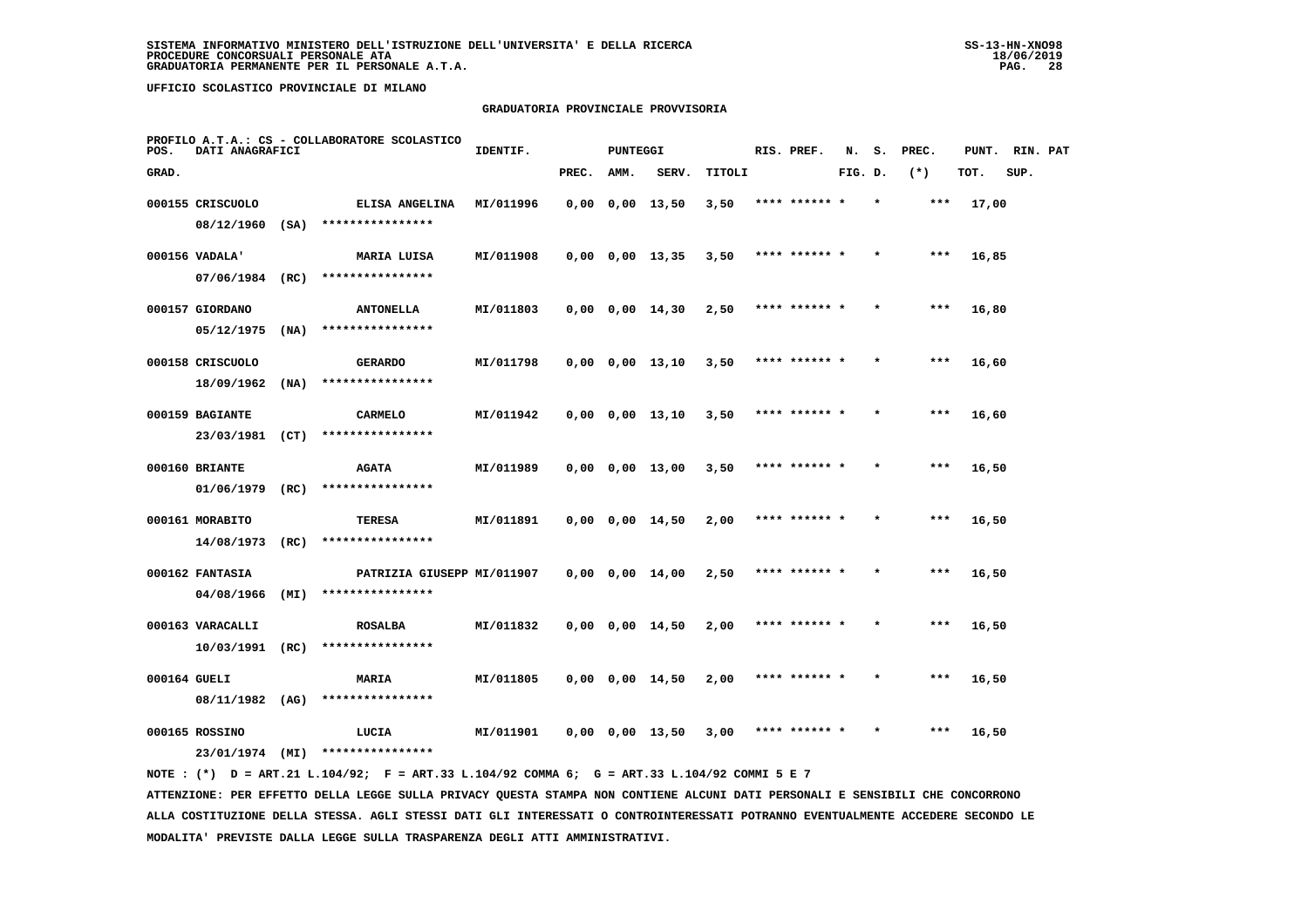SISTEMA INFORMATIVO MINISTERO DELL'ISTRUZIONE DELL'UNIVERSITA' E DELLA RICERCA
PROCEDURE CONCORSUALI PERSONALE ATA
GRADUATORIA PERMANENTE PER IL PERSONALE A.T.A.

UFFICIO SCOLASTICO PROVINCIALE DI MILANO

GRADUATORIA PROVINCIALE PROVVISORIA

PROFILO A.T.A.: CS - COLLABORATORE SCOLASTICO

| POS. GRAD. | DATI ANAGRAFICI | | IDENTIF. | PUNTEGGI PREC. | AMM. | SERV. | TITOLI | RIS. PREF. | N. FIG. | S. D. | PREC. (*) | PUNT. TOT. | RIN. SUP. | PAT |
|---|---|---|---|---|---|---|---|---|---|---|---|---|---|---|
| 000155 | CRISCUOLO 08/12/1960 (SA) | ELISA ANGELINA **************** | MI/011996 | 0,00 | 0,00 | 13,50 | 3,50 | **** ****** * | | * | *** | 17,00 | | |
| 000156 | VADALA' 07/06/1984 (RC) | MARIA LUISA **************** | MI/011908 | 0,00 | 0,00 | 13,35 | 3,50 | **** ****** * | | * | *** | 16,85 | | |
| 000157 | GIORDANO 05/12/1975 (NA) | ANTONELLA **************** | MI/011803 | 0,00 | 0,00 | 14,30 | 2,50 | **** ****** * | | * | *** | 16,80 | | |
| 000158 | CRISCUOLO 18/09/1962 (NA) | GERARDO **************** | MI/011798 | 0,00 | 0,00 | 13,10 | 3,50 | **** ****** * | | * | *** | 16,60 | | |
| 000159 | BAGIANTE 23/03/1981 (CT) | CARMELO **************** | MI/011942 | 0,00 | 0,00 | 13,10 | 3,50 | **** ****** * | | * | *** | 16,60 | | |
| 000160 | BRIANTE 01/06/1979 (RC) | AGATA **************** | MI/011989 | 0,00 | 0,00 | 13,00 | 3,50 | **** ****** * | | * | *** | 16,50 | | |
| 000161 | MORABITO 14/08/1973 (RC) | TERESA **************** | MI/011891 | 0,00 | 0,00 | 14,50 | 2,00 | **** ****** * | | * | *** | 16,50 | | |
| 000162 | FANTASIA 04/08/1966 (MI) | PATRIZIA GIUSEPP **************** | MI/011907 | 0,00 | 0,00 | 14,00 | 2,50 | **** ****** * | | * | *** | 16,50 | | |
| 000163 | VARACALLI 10/03/1991 (RC) | ROSALBA **************** | MI/011832 | 0,00 | 0,00 | 14,50 | 2,00 | **** ****** * | | * | *** | 16,50 | | |
| 000164 | GUELI 08/11/1982 (AG) | MARIA **************** | MI/011805 | 0,00 | 0,00 | 14,50 | 2,00 | **** ****** * | | * | *** | 16,50 | | |
| 000165 | ROSSINO 23/01/1974 (MI) | LUCIA **************** | MI/011901 | 0,00 | 0,00 | 13,50 | 3,00 | **** ****** * | | * | *** | 16,50 | | |

NOTE : (*) D = ART.21 L.104/92; F = ART.33 L.104/92 COMMA 6; G = ART.33 L.104/92 COMMI 5 E 7

ATTENZIONE: PER EFFETTO DELLA LEGGE SULLA PRIVACY QUESTA STAMPA NON CONTIENE ALCUNI DATI PERSONALI E SENSIBILI CHE CONCORRONO ALLA COSTITUZIONE DELLA STESSA. AGLI STESSI DATI GLI INTERESSATI O CONTROINTERESSATI POTRANNO EVENTUALMENTE ACCEDERE SECONDO LE MODALITA' PREVISTE DALLA LEGGE SULLA TRASPARENZA DEGLI ATTI AMMINISTRATIVI.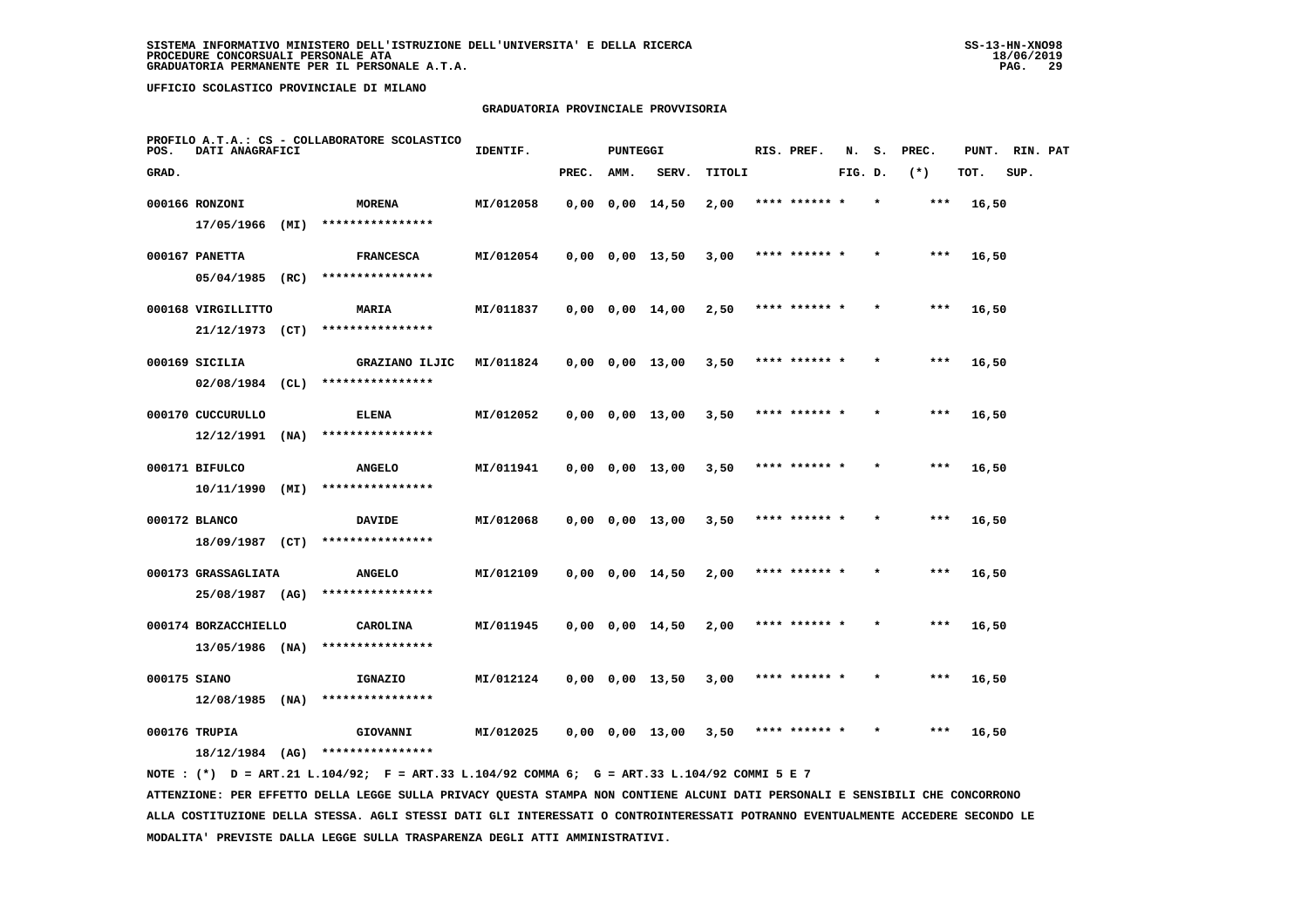SISTEMA INFORMATIVO MINISTERO DELL'ISTRUZIONE DELL'UNIVERSITA' E DELLA RICERCA
PROCEDURE CONCORSUALI PERSONALE ATA
GRADUATORIA PERMANENTE PER IL PERSONALE A.T.A.

UFFICIO SCOLASTICO PROVINCIALE DI MILANO

GRADUATORIA PROVINCIALE PROVVISORIA

PROFILO A.T.A.: CS - COLLABORATORE SCOLASTICO

| POS. GRAD. | DATI ANAGRAFICI | | IDENTIF. | PUNTEGGI PREC. | AMM. | SERV. | TITOLI | RIS. PREF. | N. S. FIG. D. | PREC. (*) | PUNT. TOT. | RIN. PAT SUP. |
|---|---|---|---|---|---|---|---|---|---|---|---|---|
| 000166 | RONZONI 17/05/1966 (MI) | MORENA **************** | MI/012058 | 0,00 | 0,00 | 14,50 | 2,00 | **** ****** * | * | *** | 16,50 | |
| 000167 | PANETTA 05/04/1985 (RC) | FRANCESCA **************** | MI/012054 | 0,00 | 0,00 | 13,50 | 3,00 | **** ****** * | * | *** | 16,50 | |
| 000168 | VIRGILLITTO 21/12/1973 (CT) | MARIA **************** | MI/011837 | 0,00 | 0,00 | 14,00 | 2,50 | **** ****** * | * | *** | 16,50 | |
| 000169 | SICILIA 02/08/1984 (CL) | GRAZIANO ILJIC **************** | MI/011824 | 0,00 | 0,00 | 13,00 | 3,50 | **** ****** * | * | *** | 16,50 | |
| 000170 | CUCCURULLO 12/12/1991 (NA) | ELENA **************** | MI/012052 | 0,00 | 0,00 | 13,00 | 3,50 | **** ****** * | * | *** | 16,50 | |
| 000171 | BIFULCO 10/11/1990 (MI) | ANGELO **************** | MI/011941 | 0,00 | 0,00 | 13,00 | 3,50 | **** ****** * | * | *** | 16,50 | |
| 000172 | BLANCO 18/09/1987 (CT) | DAVIDE **************** | MI/012068 | 0,00 | 0,00 | 13,00 | 3,50 | **** ****** * | * | *** | 16,50 | |
| 000173 | GRASSAGLIATA 25/08/1987 (AG) | ANGELO **************** | MI/012109 | 0,00 | 0,00 | 14,50 | 2,00 | **** ****** * | * | *** | 16,50 | |
| 000174 | BORZACCHIELLO 13/05/1986 (NA) | CAROLINA **************** | MI/011945 | 0,00 | 0,00 | 14,50 | 2,00 | **** ****** * | * | *** | 16,50 | |
| 000175 | SIANO 12/08/1985 (NA) | IGNAZIO **************** | MI/012124 | 0,00 | 0,00 | 13,50 | 3,00 | **** ****** * | * | *** | 16,50 | |
| 000176 | TRUPIA 18/12/1984 (AG) | GIOVANNI **************** | MI/012025 | 0,00 | 0,00 | 13,00 | 3,50 | **** ****** * | * | *** | 16,50 | |

NOTE : (*) D = ART.21 L.104/92; F = ART.33 L.104/92 COMMA 6; G = ART.33 L.104/92 COMMI 5 E 7

ATTENZIONE: PER EFFETTO DELLA LEGGE SULLA PRIVACY QUESTA STAMPA NON CONTIENE ALCUNI DATI PERSONALI E SENSIBILI CHE CONCORRONO ALLA COSTITUZIONE DELLA STESSA. AGLI STESSI DATI GLI INTERESSATI O CONTROINTERESSATI POTRANNO EVENTUALMENTE ACCEDERE SECONDO LE MODALITA' PREVISTE DALLA LEGGE SULLA TRASPARENZA DEGLI ATTI AMMINISTRATIVI.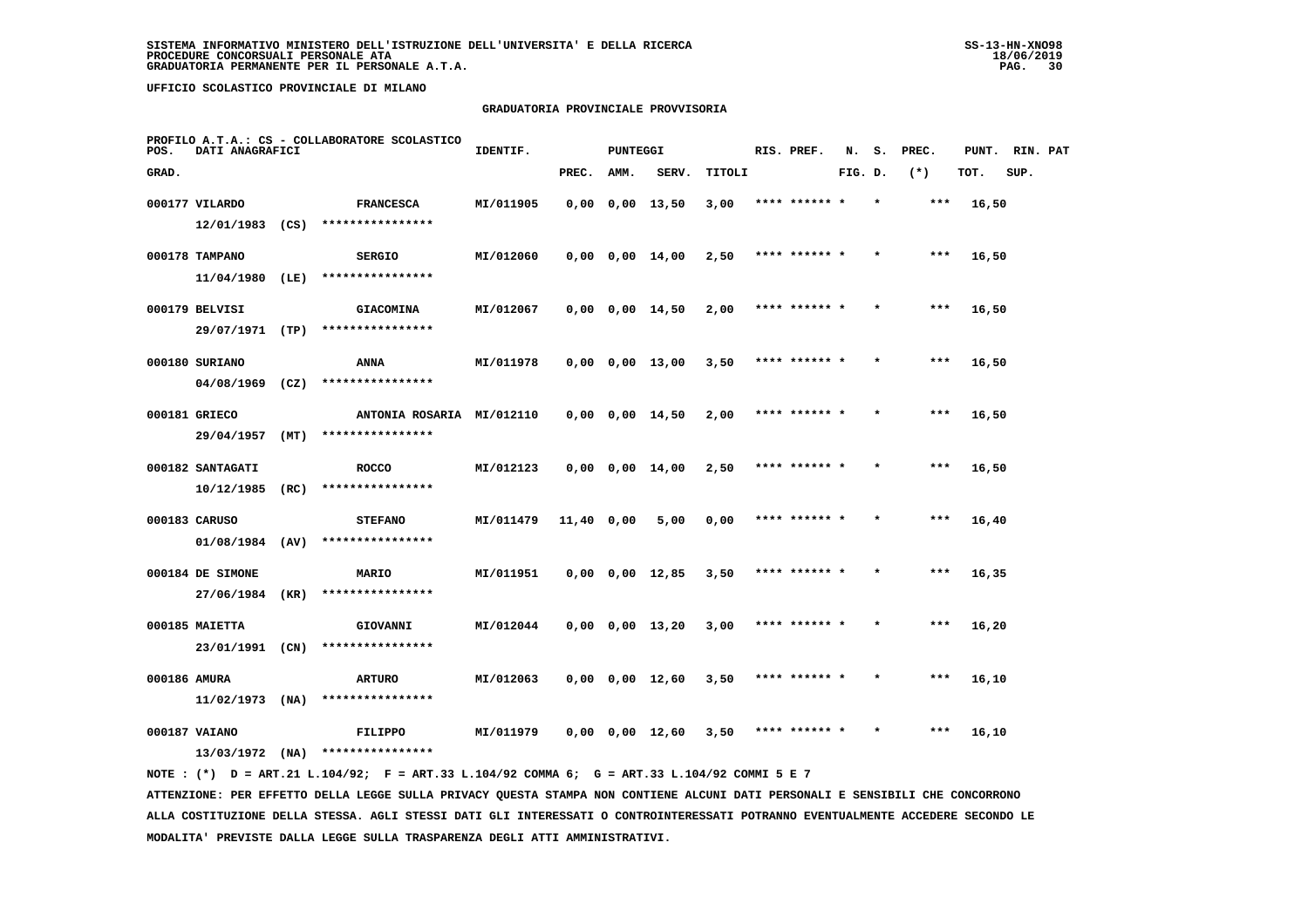SISTEMA INFORMATIVO MINISTERO DELL'ISTRUZIONE DELL'UNIVERSITA' E DELLA RICERCA
PROCEDURE CONCORSUALI PERSONALE ATA
GRADUATORIA PERMANENTE PER IL PERSONALE A.T.A.

SS-13-HN-XNO98
18/06/2019

UFFICIO SCOLASTICO PROVINCIALE DI MILANO

GRADUATORIA PROVINCIALE PROVVISORIA

PROFILO A.T.A.: CS - COLLABORATORE SCOLASTICO

| POS. GRAD. | DATI ANAGRAFICI | | IDENTIF. | PUNTEGGI PREC. | AMM. | SERV. | TITOLI | RIS. PREF. | N. FIG. | S. D. | PREC. (*) | PUNT. TOT. | RIN. SUP. | PAT |
|---|---|---|---|---|---|---|---|---|---|---|---|---|---|---|
| 000177 | VILARDO 12/01/1983 (CS) | FRANCESCA **************** | MI/011905 | 0,00 | 0,00 | 13,50 | 3,00 | **** ****** * | | * | *** | 16,50 | | |
| 000178 | TAMPANO 11/04/1980 (LE) | SERGIO **************** | MI/012060 | 0,00 | 0,00 | 14,00 | 2,50 | **** ****** * | | * | *** | 16,50 | | |
| 000179 | BELVISI 29/07/1971 (TP) | GIACOMINA **************** | MI/012067 | 0,00 | 0,00 | 14,50 | 2,00 | **** ****** * | | * | *** | 16,50 | | |
| 000180 | SURIANO 04/08/1969 (CZ) | ANNA **************** | MI/011978 | 0,00 | 0,00 | 13,00 | 3,50 | **** ****** * | | * | *** | 16,50 | | |
| 000181 | GRIECO 29/04/1957 (MT) | ANTONIA ROSARIA **************** | MI/012110 | 0,00 | 0,00 | 14,50 | 2,00 | **** ****** * | | * | *** | 16,50 | | |
| 000182 | SANTAGATI 10/12/1985 (RC) | ROCCO **************** | MI/012123 | 0,00 | 0,00 | 14,00 | 2,50 | **** ****** * | | * | *** | 16,50 | | |
| 000183 | CARUSO 01/08/1984 (AV) | STEFANO **************** | MI/011479 | 11,40 | 0,00 | 5,00 | 0,00 | **** ****** * | | * | *** | 16,40 | | |
| 000184 | DE SIMONE 27/06/1984 (KR) | MARIO **************** | MI/011951 | 0,00 | 0,00 | 12,85 | 3,50 | **** ****** * | | * | *** | 16,35 | | |
| 000185 | MAIETTA 23/01/1991 (CN) | GIOVANNI **************** | MI/012044 | 0,00 | 0,00 | 13,20 | 3,00 | **** ****** * | | * | *** | 16,20 | | |
| 000186 | AMURA 11/02/1973 (NA) | ARTURO **************** | MI/012063 | 0,00 | 0,00 | 12,60 | 3,50 | **** ****** * | | * | *** | 16,10 | | |
| 000187 | VAIANO 13/03/1972 (NA) | FILIPPO **************** | MI/011979 | 0,00 | 0,00 | 12,60 | 3,50 | **** ****** * | | * | *** | 16,10 | | |

NOTE : (*) D = ART.21 L.104/92; F = ART.33 L.104/92 COMMA 6; G = ART.33 L.104/92 COMMI 5 E 7

ATTENZIONE: PER EFFETTO DELLA LEGGE SULLA PRIVACY QUESTA STAMPA NON CONTIENE ALCUNI DATI PERSONALI E SENSIBILI CHE CONCORRONO ALLA COSTITUZIONE DELLA STESSA. AGLI STESSI DATI GLI INTERESSATI O CONTROINTERESSATI POTRANNO EVENTUALMENTE ACCEDERE SECONDO LE MODALITA' PREVISTE DALLA LEGGE SULLA TRASPARENZA DEGLI ATTI AMMINISTRATIVI.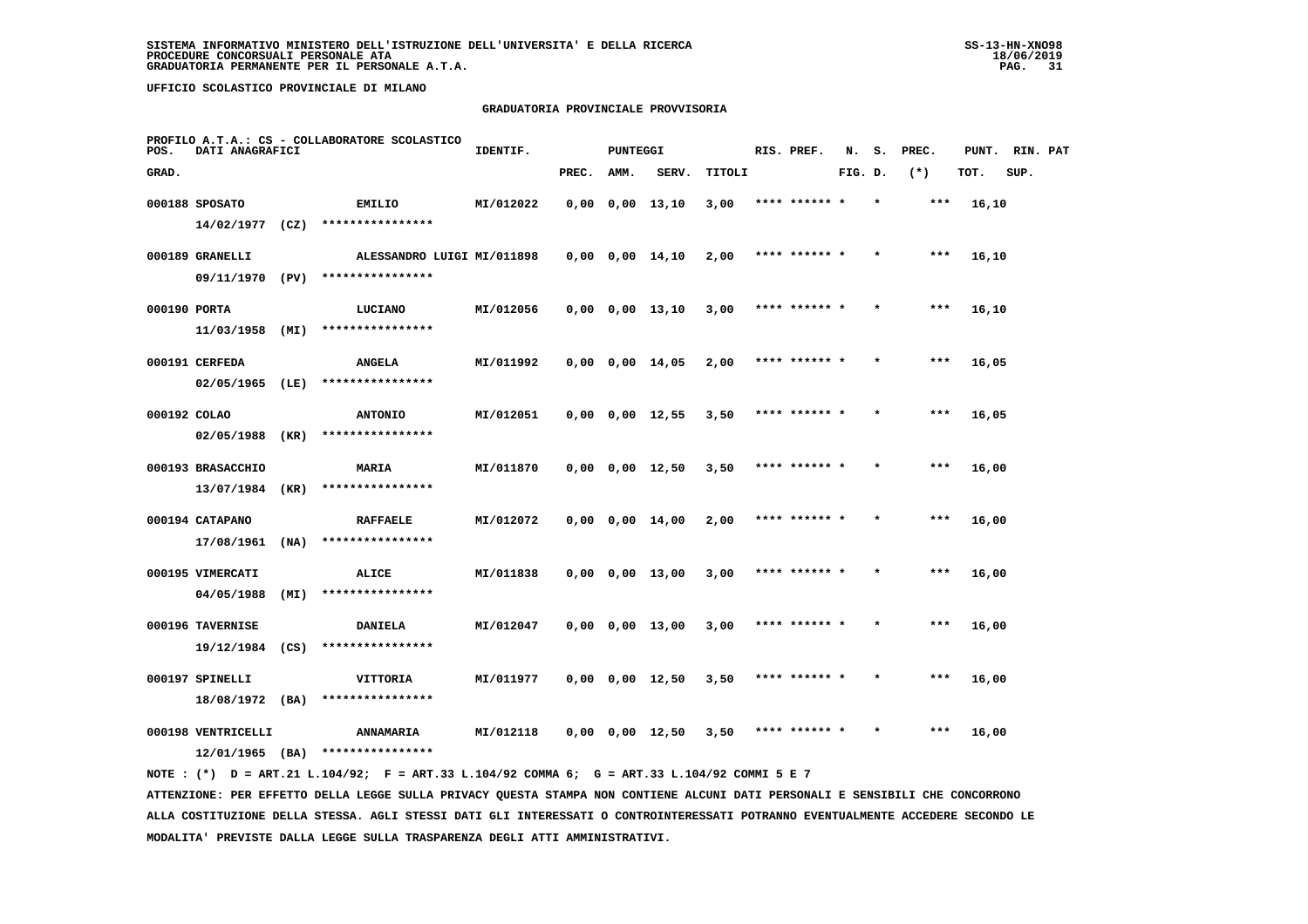SISTEMA INFORMATIVO MINISTERO DELL'ISTRUZIONE DELL'UNIVERSITA' E DELLA RICERCA
PROCEDURE CONCORSUALI PERSONALE ATA
GRADUATORIA PERMANENTE PER IL PERSONALE A.T.A.

UFFICIO SCOLASTICO PROVINCIALE DI MILANO

GRADUATORIA PROVINCIALE PROVVISORIA

PROFILO A.T.A.: CS - COLLABORATORE SCOLASTICO

| POS. GRAD. | DATI ANAGRAFICI | | IDENTIF. | PREC. | AMM. | SERV. | TITOLI | RIS. PREF. | N. FIG. | S. D. | PREC. (*) | PUNT. TOT. | RIN. PAT SUP. |
|---|---|---|---|---|---|---|---|---|---|---|---|---|---|
| 000188 | SPOSATO 14/02/1977 (CZ) | EMILIO **************** | MI/012022 | 0,00 | 0,00 | 13,10 | 3,00 | **** ****** * | | * | *** | 16,10 | |
| 000189 | GRANELLI 09/11/1970 (PV) | ALESSANDRO LUIGI **************** | MI/011898 | 0,00 | 0,00 | 14,10 | 2,00 | **** ****** * | | * | *** | 16,10 | |
| 000190 | PORTA 11/03/1958 (MI) | LUCIANO **************** | MI/012056 | 0,00 | 0,00 | 13,10 | 3,00 | **** ****** * | | * | *** | 16,10 | |
| 000191 | CERFEDA 02/05/1965 (LE) | ANGELA **************** | MI/011992 | 0,00 | 0,00 | 14,05 | 2,00 | **** ****** * | | * | *** | 16,05 | |
| 000192 | COLAO 02/05/1988 (KR) | ANTONIO **************** | MI/012051 | 0,00 | 0,00 | 12,55 | 3,50 | **** ****** * | | * | *** | 16,05 | |
| 000193 | BRASACCHIO 13/07/1984 (KR) | MARIA **************** | MI/011870 | 0,00 | 0,00 | 12,50 | 3,50 | **** ****** * | | * | *** | 16,00 | |
| 000194 | CATAPANO 17/08/1961 (NA) | RAFFAELE **************** | MI/012072 | 0,00 | 0,00 | 14,00 | 2,00 | **** ****** * | | * | *** | 16,00 | |
| 000195 | VIMERCATI 04/05/1988 (MI) | ALICE **************** | MI/011838 | 0,00 | 0,00 | 13,00 | 3,00 | **** ****** * | | * | *** | 16,00 | |
| 000196 | TAVERNISE 19/12/1984 (CS) | DANIELA **************** | MI/012047 | 0,00 | 0,00 | 13,00 | 3,00 | **** ****** * | | * | *** | 16,00 | |
| 000197 | SPINELLI 18/08/1972 (BA) | VITTORIA **************** | MI/011977 | 0,00 | 0,00 | 12,50 | 3,50 | **** ****** * | | * | *** | 16,00 | |
| 000198 | VENTRICELLI 12/01/1965 (BA) | ANNAMARIA **************** | MI/012118 | 0,00 | 0,00 | 12,50 | 3,50 | **** ****** * | | * | *** | 16,00 | |

NOTE : (*) D = ART.21 L.104/92; F = ART.33 L.104/92 COMMA 6; G = ART.33 L.104/92 COMMI 5 E 7

ATTENZIONE: PER EFFETTO DELLA LEGGE SULLA PRIVACY QUESTA STAMPA NON CONTIENE ALCUNI DATI PERSONALI E SENSIBILI CHE CONCORRONO ALLA COSTITUZIONE DELLA STESSA. AGLI STESSI DATI GLI INTERESSATI O CONTROINTERESSATI POTRANNO EVENTUALMENTE ACCEDERE SECONDO LE MODALITA' PREVISTE DALLA LEGGE SULLA TRASPARENZA DEGLI ATTI AMMINISTRATIVI.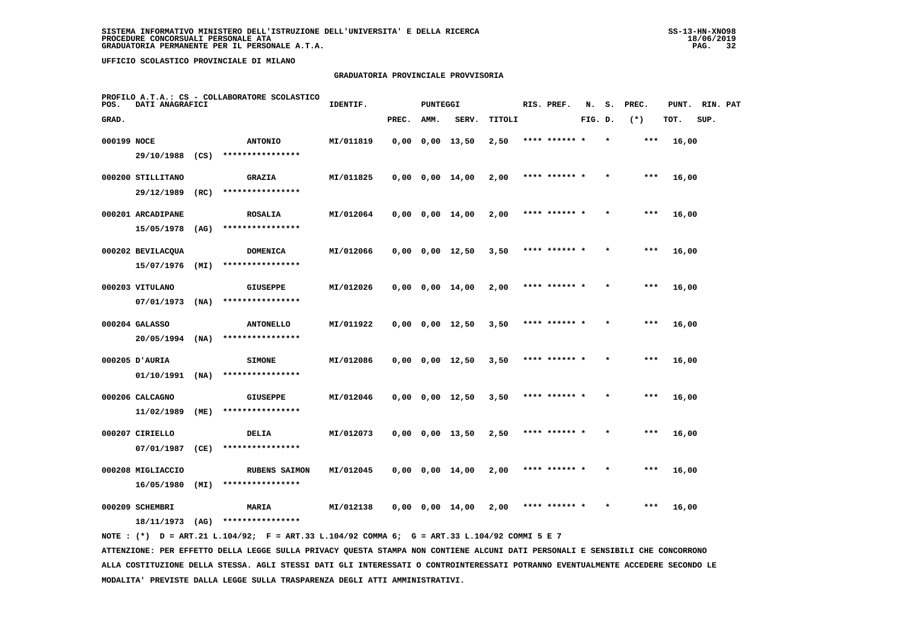SISTEMA INFORMATIVO MINISTERO DELL'ISTRUZIONE DELL'UNIVERSITA' E DELLA RICERCA
PROCEDURE CONCORSUALI PERSONALE ATA
GRADUATORIA PERMANENTE PER IL PERSONALE A.T.A.

UFFICIO SCOLASTICO PROVINCIALE DI MILANO

GRADUATORIA PROVINCIALE PROVVISORIA

PROFILO A.T.A.: CS - COLLABORATORE SCOLASTICO

| POS. GRAD. | DATI ANAGRAFICI | | IDENTIF. | PUNTEGGI PREC. | AMM. | SERV. | TITOLI | RIS. PREF. | N. FIG. | S. D. | PREC. (*) | PUNT. TOT. | RIN. SUP. | PAT |
|---|---|---|---|---|---|---|---|---|---|---|---|---|---|---|
| 000199 | NOCE 29/10/1988 (CS) | ANTONIO **************** | MI/011819 | 0,00 | 0,00 | 13,50 | 2,50 | **** ****** * | | * | *** | 16,00 | | |
| 000200 | STILLITANO 29/12/1989 (RC) | GRAZIA **************** | MI/011825 | 0,00 | 0,00 | 14,00 | 2,00 | **** ****** * | | * | *** | 16,00 | | |
| 000201 | ARCADIPANE 15/05/1978 (AG) | ROSALIA **************** | MI/012064 | 0,00 | 0,00 | 14,00 | 2,00 | **** ****** * | | * | *** | 16,00 | | |
| 000202 | BEVILACQUA 15/07/1976 (MI) | DOMENICA **************** | MI/012066 | 0,00 | 0,00 | 12,50 | 3,50 | **** ****** * | | * | *** | 16,00 | | |
| 000203 | VITULANO 07/01/1973 (NA) | GIUSEPPE **************** | MI/012026 | 0,00 | 0,00 | 14,00 | 2,00 | **** ****** * | | * | *** | 16,00 | | |
| 000204 | GALASSO 20/05/1994 (NA) | ANTONELLO **************** | MI/011922 | 0,00 | 0,00 | 12,50 | 3,50 | **** ****** * | | * | *** | 16,00 | | |
| 000205 | D'AURIA 01/10/1991 (NA) | SIMONE **************** | MI/012086 | 0,00 | 0,00 | 12,50 | 3,50 | **** ****** * | | * | *** | 16,00 | | |
| 000206 | CALCAGNO 11/02/1989 (ME) | GIUSEPPE **************** | MI/012046 | 0,00 | 0,00 | 12,50 | 3,50 | **** ****** * | | * | *** | 16,00 | | |
| 000207 | CIRIELLO 07/01/1987 (CE) | DELIA **************** | MI/012073 | 0,00 | 0,00 | 13,50 | 2,50 | **** ****** * | | * | *** | 16,00 | | |
| 000208 | MIGLIACCIO 16/05/1980 (MI) | RUBENS SAIMON **************** | MI/012045 | 0,00 | 0,00 | 14,00 | 2,00 | **** ****** * | | * | *** | 16,00 | | |
| 000209 | SCHEMBRI 18/11/1973 (AG) | MARIA **************** | MI/012138 | 0,00 | 0,00 | 14,00 | 2,00 | **** ****** * | | * | *** | 16,00 | | |

NOTE : (*) D = ART.21 L.104/92; F = ART.33 L.104/92 COMMA 6; G = ART.33 L.104/92 COMMI 5 E 7

ATTENZIONE: PER EFFETTO DELLA LEGGE SULLA PRIVACY QUESTA STAMPA NON CONTIENE ALCUNI DATI PERSONALI E SENSIBILI CHE CONCORRONO ALLA COSTITUZIONE DELLA STESSA. AGLI STESSI DATI GLI INTERESSATI O CONTROINTERESSATI POTRANNO EVENTUALMENTE ACCEDERE SECONDO LE MODALITA' PREVISTE DALLA LEGGE SULLA TRASPARENZA DEGLI ATTI AMMINISTRATIVI.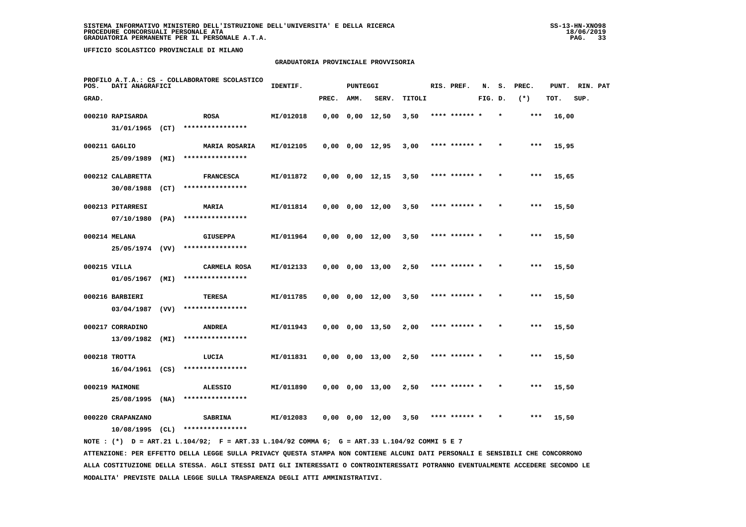SISTEMA INFORMATIVO MINISTERO DELL'ISTRUZIONE DELL'UNIVERSITA' E DELLA RICERCA
PROCEDURE CONCORSUALI PERSONALE ATA
GRADUATORIA PERMANENTE PER IL PERSONALE A.T.A.

UFFICIO SCOLASTICO PROVINCIALE DI MILANO

## GRADUATORIA PROVINCIALE PROVVISORIA

PROFILO A.T.A.: CS - COLLABORATORE SCOLASTICO

| POS. GRAD. | DATI ANAGRAFICI | | IDENTIF. | PUNTEGGI PREC. | AMM. | SERV. | TITOLI | RIS. PREF. | N. FIG. | S. D. | PREC. (*) | PUNT. TOT. | RIN. SUP. | PAT |
|---|---|---|---|---|---|---|---|---|---|---|---|---|---|---|
| 000210 | RAPISARDA 31/01/1965 (CT) | ROSA **************** | MI/012018 | 0,00 | 0,00 | 12,50 | 3,50 | **** ****** * | | * | *** | 16,00 | | |
| 000211 | GAGLIO 25/09/1989 (MI) | MARIA ROSARIA **************** | MI/012105 | 0,00 | 0,00 | 12,95 | 3,00 | **** ****** * | | * | *** | 15,95 | | |
| 000212 | CALABRETTA 30/08/1988 (CT) | FRANCESCA **************** | MI/011872 | 0,00 | 0,00 | 12,15 | 3,50 | **** ****** * | | * | *** | 15,65 | | |
| 000213 | PITARRESI 07/10/1980 (PA) | MARIA **************** | MI/011814 | 0,00 | 0,00 | 12,00 | 3,50 | **** ****** * | | * | *** | 15,50 | | |
| 000214 | MELANA 25/05/1974 (VV) | GIUSEPPA **************** | MI/011964 | 0,00 | 0,00 | 12,00 | 3,50 | **** ****** * | | * | *** | 15,50 | | |
| 000215 | VILLA 01/05/1967 (MI) | CARMELA ROSA **************** | MI/012133 | 0,00 | 0,00 | 13,00 | 2,50 | **** ****** * | | * | *** | 15,50 | | |
| 000216 | BARBIERI 03/04/1987 (VV) | TERESA **************** | MI/011785 | 0,00 | 0,00 | 12,00 | 3,50 | **** ****** * | | * | *** | 15,50 | | |
| 000217 | CORRADINO 13/09/1982 (MI) | ANDREA **************** | MI/011943 | 0,00 | 0,00 | 13,50 | 2,00 | **** ****** * | | * | *** | 15,50 | | |
| 000218 | TROTTA 16/04/1961 (CS) | LUCIA **************** | MI/011831 | 0,00 | 0,00 | 13,00 | 2,50 | **** ****** * | | * | *** | 15,50 | | |
| 000219 | MAIMONE 25/08/1995 (NA) | ALESSIO **************** | MI/011890 | 0,00 | 0,00 | 13,00 | 2,50 | **** ****** * | | * | *** | 15,50 | | |
| 000220 | CRAPANZANO 10/08/1995 (CL) | SABRINA **************** | MI/012083 | 0,00 | 0,00 | 12,00 | 3,50 | **** ****** * | | * | *** | 15,50 | | |

NOTE : (*) D = ART.21 L.104/92; F = ART.33 L.104/92 COMMA 6; G = ART.33 L.104/92 COMMI 5 E 7

ATTENZIONE: PER EFFETTO DELLA LEGGE SULLA PRIVACY QUESTA STAMPA NON CONTIENE ALCUNI DATI PERSONALI E SENSIBILI CHE CONCORRONO ALLA COSTITUZIONE DELLA STESSA. AGLI STESSI DATI GLI INTERESSATI O CONTROINTERESSATI POTRANNO EVENTUALMENTE ACCEDERE SECONDO LE MODALITA' PREVISTE DALLA LEGGE SULLA TRASPARENZA DEGLI ATTI AMMINISTRATIVI.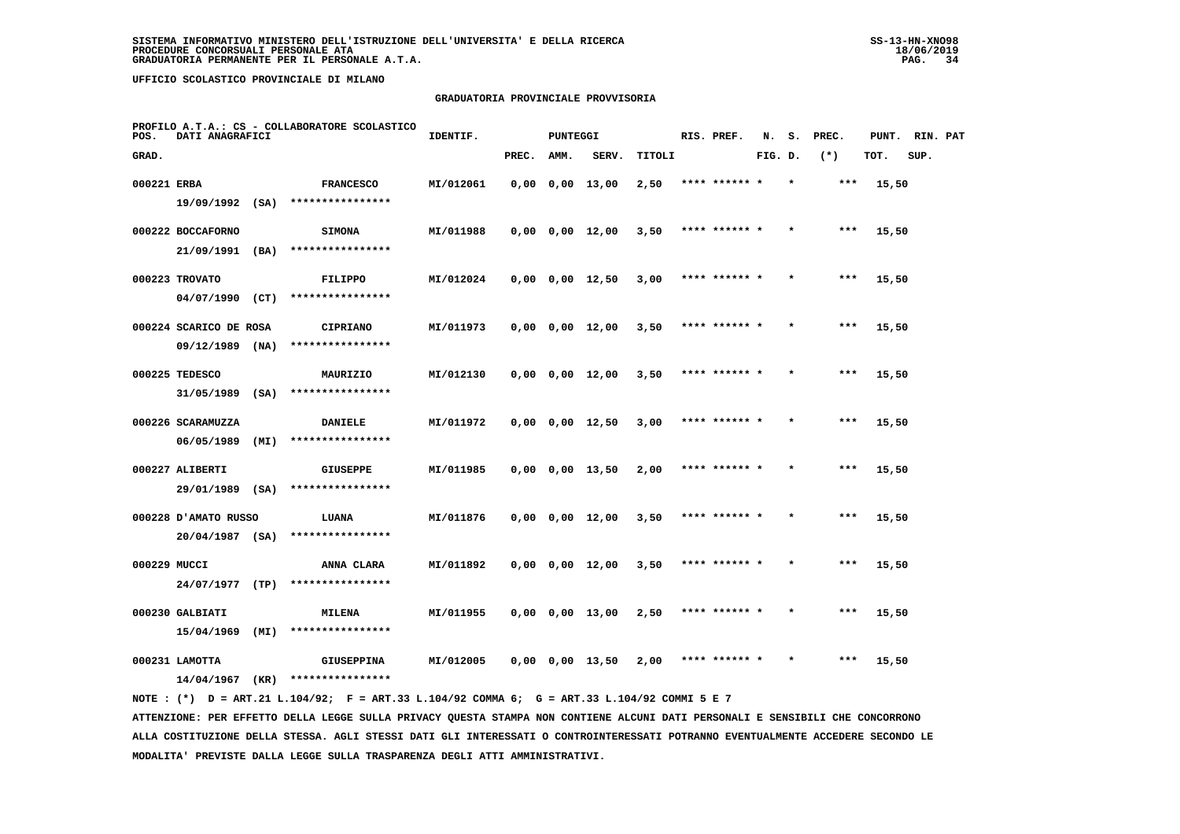SISTEMA INFORMATIVO MINISTERO DELL'ISTRUZIONE DELL'UNIVERSITA' E DELLA RICERCA
PROCEDURE CONCORSUALI PERSONALE ATA
GRADUATORIA PERMANENTE PER IL PERSONALE A.T.A.

UFFICIO SCOLASTICO PROVINCIALE DI MILANO

GRADUATORIA PROVINCIALE PROVVISORIA

PROFILO A.T.A.: CS - COLLABORATORE SCOLASTICO

| POS. GRAD. | DATI ANAGRAFICI | | IDENTIF. | PUNTEGGI PREC. | AMM. | SERV. | TITOLI | RIS. PREF. | N. FIG. | S. D. | PREC. (*) | PUNT. TOT. | RIN. SUP. | PAT |
|---|---|---|---|---|---|---|---|---|---|---|---|---|---|---|
| 000221 | ERBA<br>19/09/1992 (SA) | FRANCESCO<br>**************** | MI/012061 | 0,00 | 0,00 | 13,00 | 2,50 | **** ****** * | | * | *** | 15,50 | | |
| 000222 | BOCCAFORNO<br>21/09/1991 (BA) | SIMONA<br>**************** | MI/011988 | 0,00 | 0,00 | 12,00 | 3,50 | **** ****** * | | * | *** | 15,50 | | |
| 000223 | TROVATO<br>04/07/1990 (CT) | FILIPPO<br>**************** | MI/012024 | 0,00 | 0,00 | 12,50 | 3,00 | **** ****** * | | * | *** | 15,50 | | |
| 000224 | SCARICO DE ROSA<br>09/12/1989 (NA) | CIPRIANO<br>**************** | MI/011973 | 0,00 | 0,00 | 12,00 | 3,50 | **** ****** * | | * | *** | 15,50 | | |
| 000225 | TEDESCO<br>31/05/1989 (SA) | MAURIZIO<br>**************** | MI/012130 | 0,00 | 0,00 | 12,00 | 3,50 | **** ****** * | | * | *** | 15,50 | | |
| 000226 | SCARAMUZZA<br>06/05/1989 (MI) | DANIELE<br>**************** | MI/011972 | 0,00 | 0,00 | 12,50 | 3,00 | **** ****** * | | * | *** | 15,50 | | |
| 000227 | ALIBERTI<br>29/01/1989 (SA) | GIUSEPPE<br>**************** | MI/011985 | 0,00 | 0,00 | 13,50 | 2,00 | **** ****** * | | * | *** | 15,50 | | |
| 000228 | D'AMATO RUSSO<br>20/04/1987 (SA) | LUANA<br>**************** | MI/011876 | 0,00 | 0,00 | 12,00 | 3,50 | **** ****** * | | * | *** | 15,50 | | |
| 000229 | MUCCI<br>24/07/1977 (TP) | ANNA CLARA<br>**************** | MI/011892 | 0,00 | 0,00 | 12,00 | 3,50 | **** ****** * | | * | *** | 15,50 | | |
| 000230 | GALBIATI<br>15/04/1969 (MI) | MILENA<br>**************** | MI/011955 | 0,00 | 0,00 | 13,00 | 2,50 | **** ****** * | | * | *** | 15,50 | | |
| 000231 | LAMOTTA<br>14/04/1967 (KR) | GIUSEPPINA<br>**************** | MI/012005 | 0,00 | 0,00 | 13,50 | 2,00 | **** ****** * | | * | *** | 15,50 | | |

NOTE : (*) D = ART.21 L.104/92; F = ART.33 L.104/92 COMMA 6; G = ART.33 L.104/92 COMMI 5 E 7

ATTENZIONE: PER EFFETTO DELLA LEGGE SULLA PRIVACY QUESTA STAMPA NON CONTIENE ALCUNI DATI PERSONALI E SENSIBILI CHE CONCORRONO ALLA COSTITUZIONE DELLA STESSA. AGLI STESSI DATI GLI INTERESSATI O CONTROINTERESSATI POTRANNO EVENTUALMENTE ACCEDERE SECONDO LE MODALITA' PREVISTE DALLA LEGGE SULLA TRASPARENZA DEGLI ATTI AMMINISTRATIVI.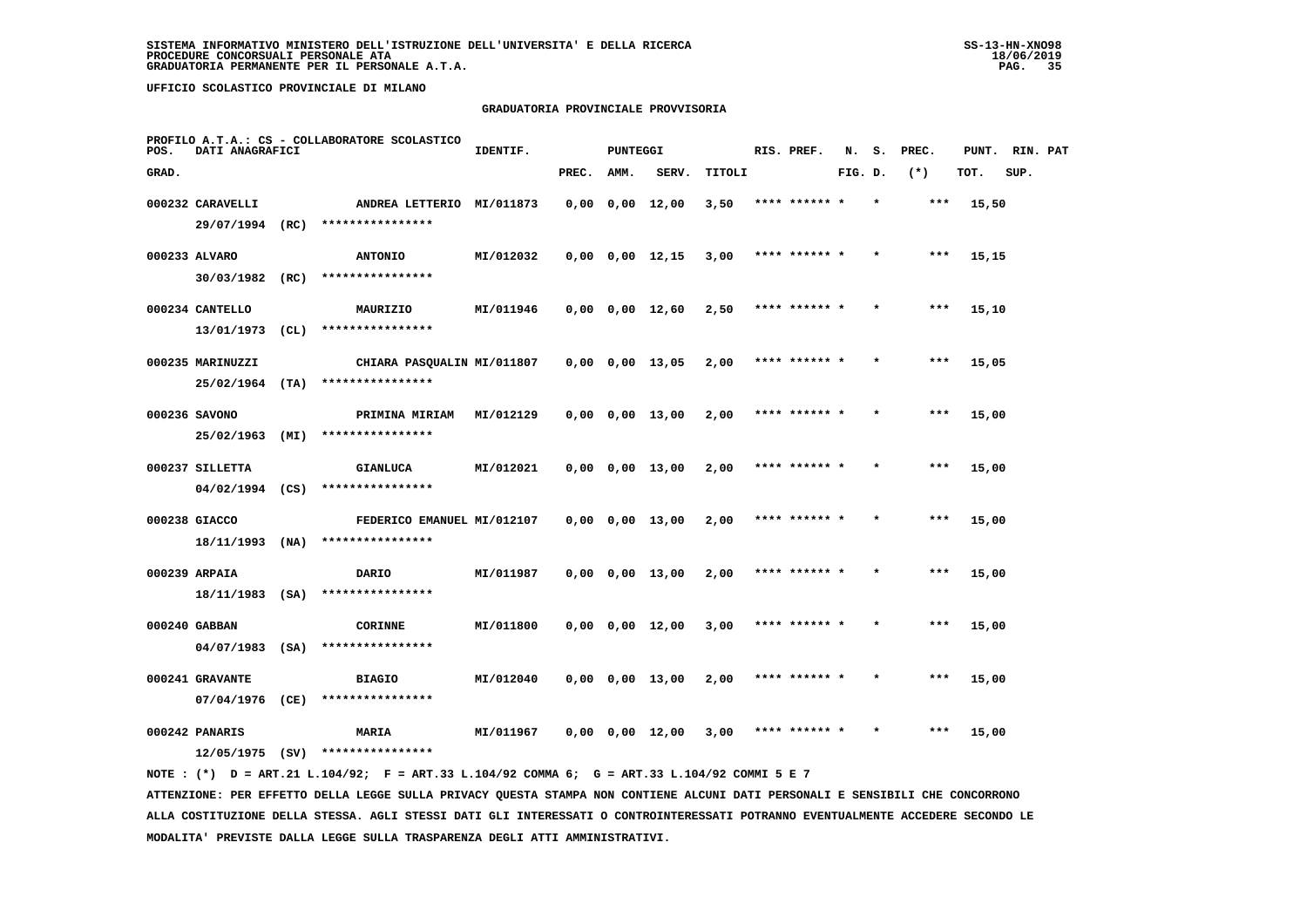SISTEMA INFORMATIVO MINISTERO DELL'ISTRUZIONE DELL'UNIVERSITA' E DELLA RICERCA
PROCEDURE CONCORSUALI PERSONALE ATA
GRADUATORIA PERMANENTE PER IL PERSONALE A.T.A.

UFFICIO SCOLASTICO PROVINCIALE DI MILANO

GRADUATORIA PROVINCIALE PROVVISORIA

PROFILO A.T.A.: CS - COLLABORATORE SCOLASTICO

| POS. GRAD. | DATI ANAGRAFICI | | IDENTIF. | PUNTEGGI PREC. | AMM. | SERV. | TITOLI | RIS. PREF. | N. FIG. | S. D. | PREC. (*) | PUNT. TOT. | RIN. SUP. | PAT |
|---|---|---|---|---|---|---|---|---|---|---|---|---|---|---|
| 000232 | CARAVELLI 29/07/1994 (RC) | ANDREA LETTERIO **************** | MI/011873 | 0,00 | 0,00 | 12,00 | 3,50 | **** ****** * | | * | *** | 15,50 | | |
| 000233 | ALVARO 30/03/1982 (RC) | ANTONIO **************** | MI/012032 | 0,00 | 0,00 | 12,15 | 3,00 | **** ****** * | | * | *** | 15,15 | | |
| 000234 | CANTELLO 13/01/1973 (CL) | MAURIZIO **************** | MI/011946 | 0,00 | 0,00 | 12,60 | 2,50 | **** ****** * | | * | *** | 15,10 | | |
| 000235 | MARINUZZI 25/02/1964 (TA) | CHIARA PASQUALIN **************** | MI/011807 | 0,00 | 0,00 | 13,05 | 2,00 | **** ****** * | | * | *** | 15,05 | | |
| 000236 | SAVONO 25/02/1963 (MI) | PRIMINA MIRIAM **************** | MI/012129 | 0,00 | 0,00 | 13,00 | 2,00 | **** ****** * | | * | *** | 15,00 | | |
| 000237 | SILLETTA 04/02/1994 (CS) | GIANLUCA **************** | MI/012021 | 0,00 | 0,00 | 13,00 | 2,00 | **** ****** * | | * | *** | 15,00 | | |
| 000238 | GIACCO 18/11/1993 (NA) | FEDERICO EMANUEL **************** | MI/012107 | 0,00 | 0,00 | 13,00 | 2,00 | **** ****** * | | * | *** | 15,00 | | |
| 000239 | ARPAIA 18/11/1983 (SA) | DARIO **************** | MI/011987 | 0,00 | 0,00 | 13,00 | 2,00 | **** ****** * | | * | *** | 15,00 | | |
| 000240 | GABBAN 04/07/1983 (SA) | CORINNE **************** | MI/011800 | 0,00 | 0,00 | 12,00 | 3,00 | **** ****** * | | * | *** | 15,00 | | |
| 000241 | GRAVANTE 07/04/1976 (CE) | BIAGIO **************** | MI/012040 | 0,00 | 0,00 | 13,00 | 2,00 | **** ****** * | | * | *** | 15,00 | | |
| 000242 | PANARIS 12/05/1975 (SV) | MARIA **************** | MI/011967 | 0,00 | 0,00 | 12,00 | 3,00 | **** ****** * | | * | *** | 15,00 | | |

NOTE : (*) D = ART.21 L.104/92; F = ART.33 L.104/92 COMMA 6; G = ART.33 L.104/92 COMMI 5 E 7

ATTENZIONE: PER EFFETTO DELLA LEGGE SULLA PRIVACY QUESTA STAMPA NON CONTIENE ALCUNI DATI PERSONALI E SENSIBILI CHE CONCORRONO ALLA COSTITUZIONE DELLA STESSA. AGLI STESSI DATI GLI INTERESSATI O CONTROINTERESSATI POTRANNO EVENTUALMENTE ACCEDERE SECONDO LE MODALITA' PREVISTE DALLA LEGGE SULLA TRASPARENZA DEGLI ATTI AMMINISTRATIVI.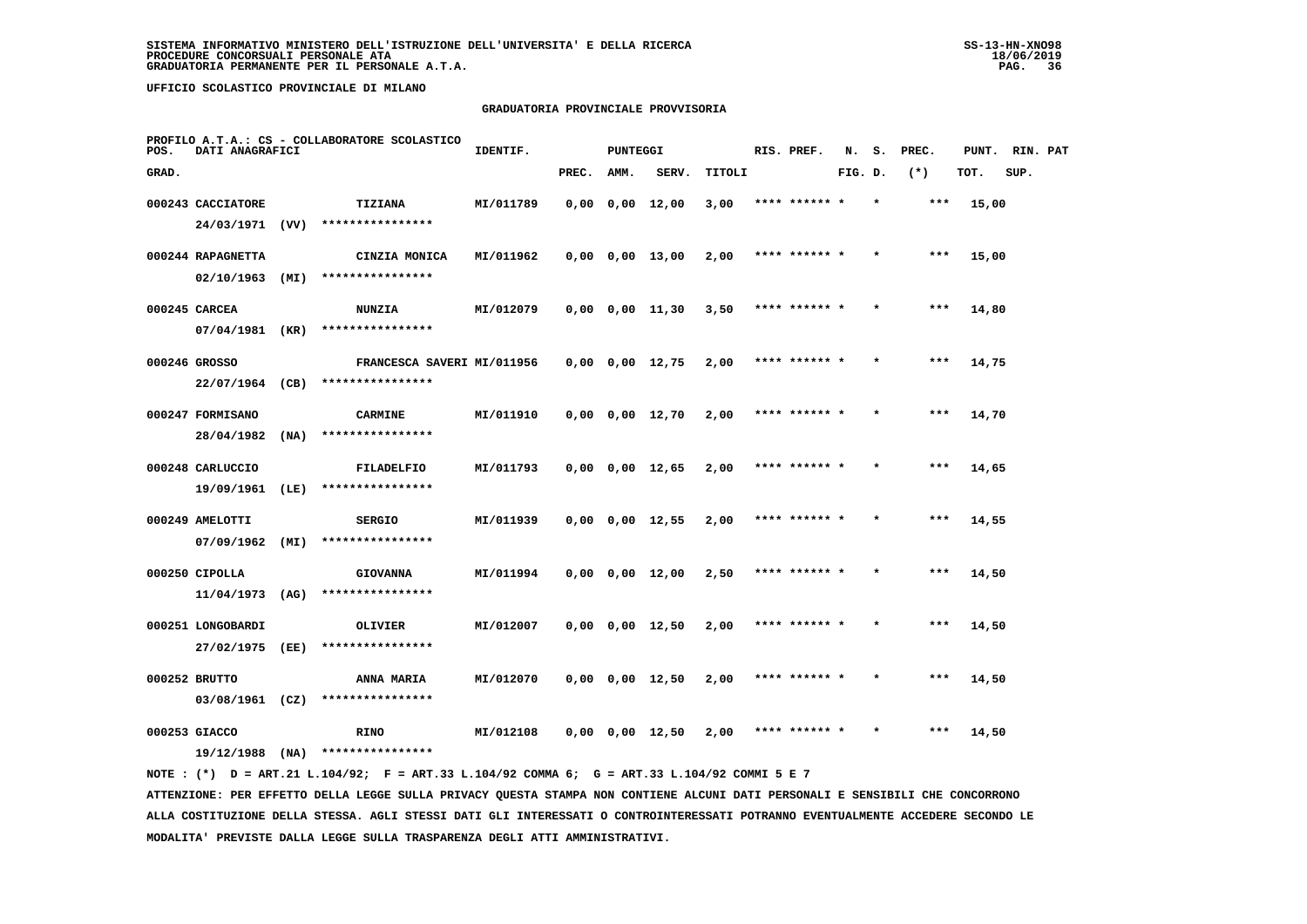SISTEMA INFORMATIVO MINISTERO DELL'ISTRUZIONE DELL'UNIVERSITA' E DELLA RICERCA
PROCEDURE CONCORSUALI PERSONALE ATA
GRADUATORIA PERMANENTE PER IL PERSONALE A.T.A.

UFFICIO SCOLASTICO PROVINCIALE DI MILANO

GRADUATORIA PROVINCIALE PROVVISORIA

PROFILO A.T.A.: CS - COLLABORATORE SCOLASTICO

| POS. GRAD. | DATI ANAGRAFICI | | IDENTIF. | PUNTEGGI PREC. | AMM. | SERV. | TITOLI | RIS. PREF. | N. FIG. | S. D. | PREC. (*) | PUNT. TOT. | RIN. SUP. | PAT |
|---|---|---|---|---|---|---|---|---|---|---|---|---|---|---|
| 000243 | CACCIATORE 24/03/1971 (VV) | TIZIANA **************** | MI/011789 | 0,00 | 0,00 | 12,00 | 3,00 | **** ****** * | | * | *** | 15,00 | | |
| 000244 | RAPAGNETTA 02/10/1963 (MI) | CINZIA MONICA **************** | MI/011962 | 0,00 | 0,00 | 13,00 | 2,00 | **** ****** * | | * | *** | 15,00 | | |
| 000245 | CARCEA 07/04/1981 (KR) | NUNZIA **************** | MI/012079 | 0,00 | 0,00 | 11,30 | 3,50 | **** ****** * | | * | *** | 14,80 | | |
| 000246 | GROSSO 22/07/1964 (CB) | FRANCESCA SAVERI **************** | MI/011956 | 0,00 | 0,00 | 12,75 | 2,00 | **** ****** * | | * | *** | 14,75 | | |
| 000247 | FORMISANO 28/04/1982 (NA) | CARMINE **************** | MI/011910 | 0,00 | 0,00 | 12,70 | 2,00 | **** ****** * | | * | *** | 14,70 | | |
| 000248 | CARLUCCIO 19/09/1961 (LE) | FILADELFIO **************** | MI/011793 | 0,00 | 0,00 | 12,65 | 2,00 | **** ****** * | | * | *** | 14,65 | | |
| 000249 | AMELOTTI 07/09/1962 (MI) | SERGIO **************** | MI/011939 | 0,00 | 0,00 | 12,55 | 2,00 | **** ****** * | | * | *** | 14,55 | | |
| 000250 | CIPOLLA 11/04/1973 (AG) | GIOVANNA **************** | MI/011994 | 0,00 | 0,00 | 12,00 | 2,50 | **** ****** * | | * | *** | 14,50 | | |
| 000251 | LONGOBARDI 27/02/1975 (EE) | OLIVIER **************** | MI/012007 | 0,00 | 0,00 | 12,50 | 2,00 | **** ****** * | | * | *** | 14,50 | | |
| 000252 | BRUTTO 03/08/1961 (CZ) | ANNA MARIA **************** | MI/012070 | 0,00 | 0,00 | 12,50 | 2,00 | **** ****** * | | * | *** | 14,50 | | |
| 000253 | GIACCO 19/12/1988 (NA) | RINO **************** | MI/012108 | 0,00 | 0,00 | 12,50 | 2,00 | **** ****** * | | * | *** | 14,50 | | |

NOTE : (*) D = ART.21 L.104/92; F = ART.33 L.104/92 COMMA 6; G = ART.33 L.104/92 COMMI 5 E 7

ATTENZIONE: PER EFFETTO DELLA LEGGE SULLA PRIVACY QUESTA STAMPA NON CONTIENE ALCUNI DATI PERSONALI E SENSIBILI CHE CONCORRONO ALLA COSTITUZIONE DELLA STESSA. AGLI STESSI DATI GLI INTERESSATI O CONTROINTERESSATI POTRANNO EVENTUALMENTE ACCEDERE SECONDO LE MODALITA' PREVISTE DALLA LEGGE SULLA TRASPARENZA DEGLI ATTI AMMINISTRATIVI.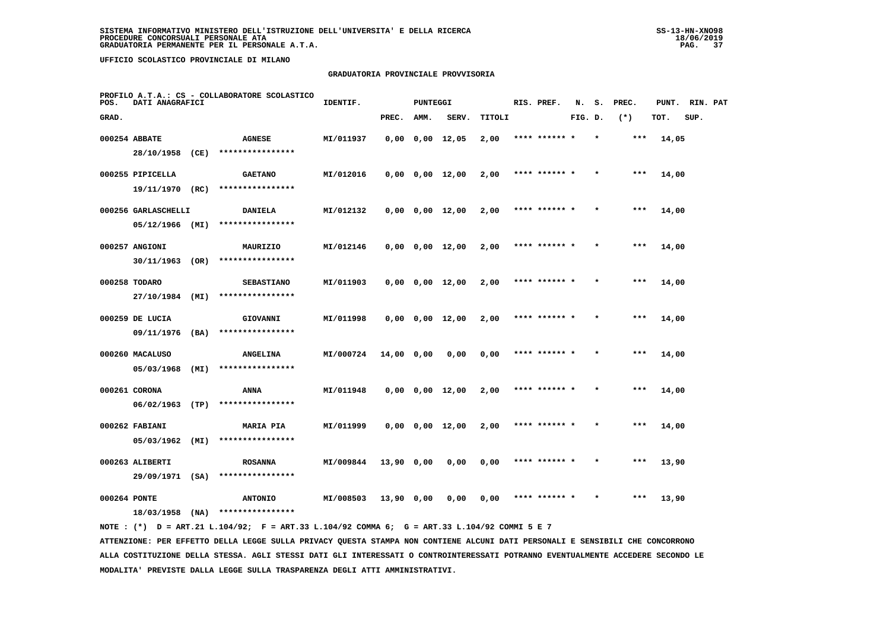SISTEMA INFORMATIVO MINISTERO DELL'ISTRUZIONE DELL'UNIVERSITA' E DELLA RICERCA
PROCEDURE CONCORSUALI PERSONALE ATA
GRADUATORIA PERMANENTE PER IL PERSONALE A.T.A.

UFFICIO SCOLASTICO PROVINCIALE DI MILANO

GRADUATORIA PROVINCIALE PROVVISORIA

PROFILO A.T.A.: CS - COLLABORATORE SCOLASTICO

| POS. GRAD. | DATI ANAGRAFICI | | IDENTIF. | PUNTEGGI PREC. | AMM. | SERV. | TITOLI | RIS. PREF. | N. FIG. | S. D. | PREC. (*) | PUNT. TOT. | RIN. SUP. | PAT |
|---|---|---|---|---|---|---|---|---|---|---|---|---|---|---|
| 000254 | ABBATE 28/10/1958 (CE) | AGNESE **************** | MI/011937 | 0,00 | 0,00 | 12,05 | 2,00 | **** ****** * | | * | *** | 14,05 | | |
| 000255 | PIPICELLA 19/11/1970 (RC) | GAETANO **************** | MI/012016 | 0,00 | 0,00 | 12,00 | 2,00 | **** ****** * | | * | *** | 14,00 | | |
| 000256 | GARLASCHELLI 05/12/1966 (MI) | DANIELA **************** | MI/012132 | 0,00 | 0,00 | 12,00 | 2,00 | **** ****** * | | * | *** | 14,00 | | |
| 000257 | ANGIONI 30/11/1963 (OR) | MAURIZIO **************** | MI/012146 | 0,00 | 0,00 | 12,00 | 2,00 | **** ****** * | | * | *** | 14,00 | | |
| 000258 | TODARO 27/10/1984 (MI) | SEBASTIANO **************** | MI/011903 | 0,00 | 0,00 | 12,00 | 2,00 | **** ****** * | | * | *** | 14,00 | | |
| 000259 | DE LUCIA 09/11/1976 (BA) | GIOVANNI **************** | MI/011998 | 0,00 | 0,00 | 12,00 | 2,00 | **** ****** * | | * | *** | 14,00 | | |
| 000260 | MACALUSO 05/03/1968 (MI) | ANGELINA **************** | MI/000724 | 14,00 | 0,00 | 0,00 | 0,00 | **** ****** * | | * | *** | 14,00 | | |
| 000261 | CORONA 06/02/1963 (TP) | ANNA **************** | MI/011948 | 0,00 | 0,00 | 12,00 | 2,00 | **** ****** * | | * | *** | 14,00 | | |
| 000262 | FABIANI 05/03/1962 (MI) | MARIA PIA **************** | MI/011999 | 0,00 | 0,00 | 12,00 | 2,00 | **** ****** * | | * | *** | 14,00 | | |
| 000263 | ALIBERTI 29/09/1971 (SA) | ROSANNA **************** | MI/009844 | 13,90 | 0,00 | 0,00 | 0,00 | **** ****** * | | * | *** | 13,90 | | |
| 000264 | PONTE 18/03/1958 (NA) | ANTONIO **************** | MI/008503 | 13,90 | 0,00 | 0,00 | 0,00 | **** ****** * | | * | *** | 13,90 | | |

NOTE : (*) D = ART.21 L.104/92; F = ART.33 L.104/92 COMMA 6; G = ART.33 L.104/92 COMMI 5 E 7

ATTENZIONE: PER EFFETTO DELLA LEGGE SULLA PRIVACY QUESTA STAMPA NON CONTIENE ALCUNI DATI PERSONALI E SENSIBILI CHE CONCORRONO ALLA COSTITUZIONE DELLA STESSA. AGLI STESSI DATI GLI INTERESSATI O CONTROINTERESSATI POTRANNO EVENTUALMENTE ACCEDERE SECONDO LE MODALITA' PREVISTE DALLA LEGGE SULLA TRASPARENZA DEGLI ATTI AMMINISTRATIVI.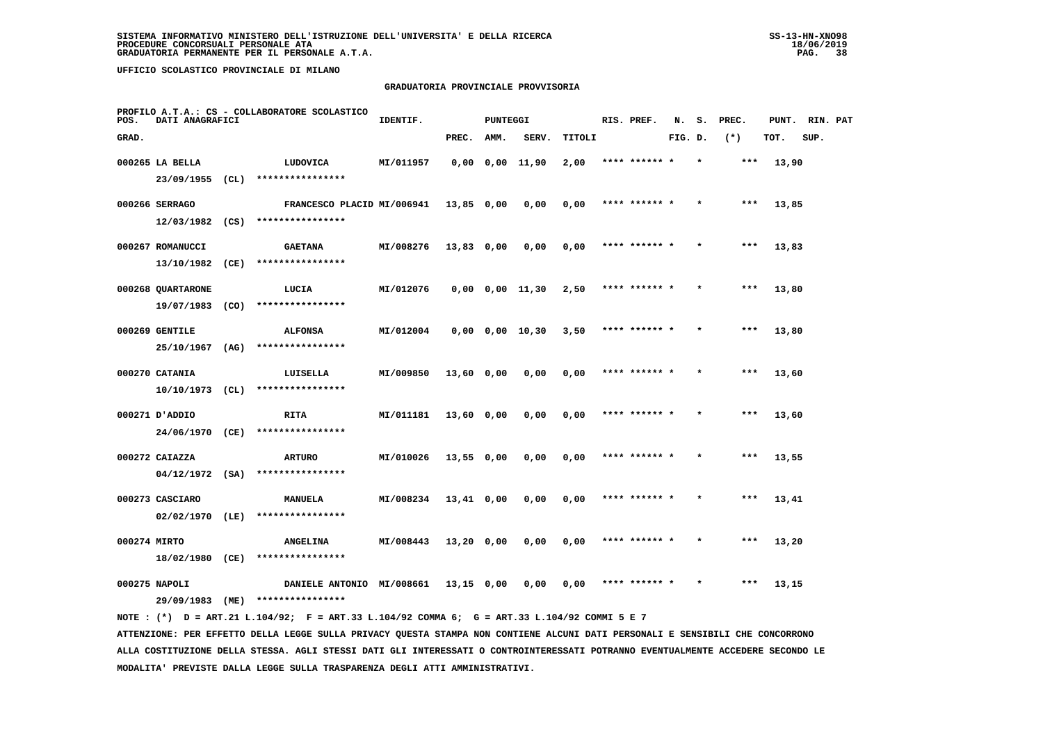SISTEMA INFORMATIVO MINISTERO DELL'ISTRUZIONE DELL'UNIVERSITA' E DELLA RICERCA
PROCEDURE CONCORSUALI PERSONALE ATA
GRADUATORIA PERMANENTE PER IL PERSONALE A.T.A.

UFFICIO SCOLASTICO PROVINCIALE DI MILANO

GRADUATORIA PROVINCIALE PROVVISORIA

PROFILO A.T.A.: CS - COLLABORATORE SCOLASTICO

| POS. GRAD. | DATI ANAGRAFICI | | IDENTIF. | PUNTEGGI PREC. | AMM. | SERV. | TITOLI | RIS. PREF. | N. FIG. | S. D. | PREC. (*) | PUNT. TOT. | RIN. SUP. | PAT |
|---|---|---|---|---|---|---|---|---|---|---|---|---|---|---|
| 000265 | LA BELLA 23/09/1955 (CL) | LUDOVICA **************** | MI/011957 | 0,00 | 0,00 | 11,90 | 2,00 | **** ****** * | | * | *** | 13,90 | | |
| 000266 | SERRAGO 12/03/1982 (CS) | FRANCESCO PLACID **************** | MI/006941 | 13,85 | 0,00 | 0,00 | 0,00 | **** ****** * | | * | *** | 13,85 | | |
| 000267 | ROMANUCCI 13/10/1982 (CE) | GAETANA **************** | MI/008276 | 13,83 | 0,00 | 0,00 | 0,00 | **** ****** * | | * | *** | 13,83 | | |
| 000268 | QUARTARONE 19/07/1983 (CO) | LUCIA **************** | MI/012076 | 0,00 | 0,00 | 11,30 | 2,50 | **** ****** * | | * | *** | 13,80 | | |
| 000269 | GENTILE 25/10/1967 (AG) | ALFONSA **************** | MI/012004 | 0,00 | 0,00 | 10,30 | 3,50 | **** ****** * | | * | *** | 13,80 | | |
| 000270 | CATANIA 10/10/1973 (CL) | LUISELLA **************** | MI/009850 | 13,60 | 0,00 | 0,00 | 0,00 | **** ****** * | | * | *** | 13,60 | | |
| 000271 | D'ADDIO 24/06/1970 (CE) | RITA **************** | MI/011181 | 13,60 | 0,00 | 0,00 | 0,00 | **** ****** * | | * | *** | 13,60 | | |
| 000272 | CAIAZZA 04/12/1972 (SA) | ARTURO **************** | MI/010026 | 13,55 | 0,00 | 0,00 | 0,00 | **** ****** * | | * | *** | 13,55 | | |
| 000273 | CASCIARO 02/02/1970 (LE) | MANUELA **************** | MI/008234 | 13,41 | 0,00 | 0,00 | 0,00 | **** ****** * | | * | *** | 13,41 | | |
| 000274 | MIRTO 18/02/1980 (CE) | ANGELINA **************** | MI/008443 | 13,20 | 0,00 | 0,00 | 0,00 | **** ****** * | | * | *** | 13,20 | | |
| 000275 | NAPOLI 29/09/1983 (ME) | DANIELE ANTONIO **************** | MI/008661 | 13,15 | 0,00 | 0,00 | 0,00 | **** ****** * | | * | *** | 13,15 | | |

NOTE : (*) D = ART.21 L.104/92; F = ART.33 L.104/92 COMMA 6; G = ART.33 L.104/92 COMMI 5 E 7

ATTENZIONE: PER EFFETTO DELLA LEGGE SULLA PRIVACY QUESTA STAMPA NON CONTIENE ALCUNI DATI PERSONALI E SENSIBILI CHE CONCORRONO ALLA COSTITUZIONE DELLA STESSA. AGLI STESSI DATI GLI INTERESSATI O CONTROINTERESSATI POTRANNO EVENTUALMENTE ACCEDERE SECONDO LE MODALITA' PREVISTE DALLA LEGGE SULLA TRASPARENZA DEGLI ATTI AMMINISTRATIVI.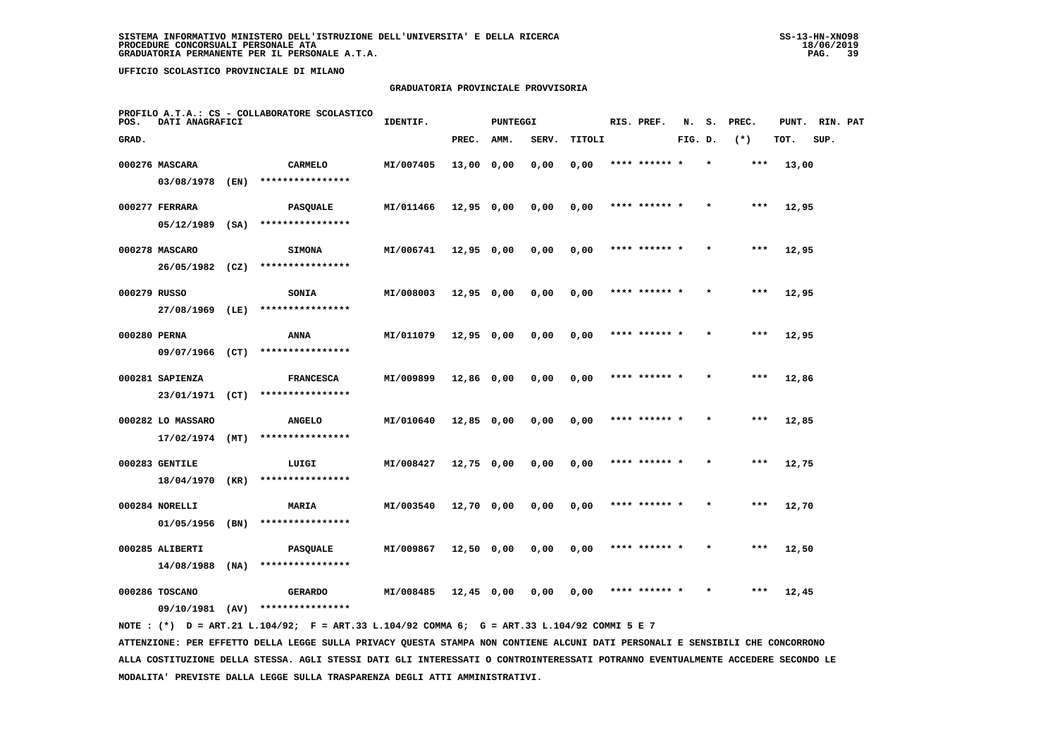SISTEMA INFORMATIVO MINISTERO DELL'ISTRUZIONE DELL'UNIVERSITA' E DELLA RICERCA
PROCEDURE CONCORSUALI PERSONALE ATA
GRADUATORIA PERMANENTE PER IL PERSONALE A.T.A.

UFFICIO SCOLASTICO PROVINCIALE DI MILANO

GRADUATORIA PROVINCIALE PROVVISORIA

PROFILO A.T.A.: CS - COLLABORATORE SCOLASTICO

| POS. GRAD. | DATI ANAGRAFICI | | IDENTIF. | PUNTEGGI PREC. | AMM. | SERV. | TITOLI | RIS. PREF. | N. FIG. | S. D. | PREC. (*) | PUNT. TOT. | RIN. SUP. | PAT |
|---|---|---|---|---|---|---|---|---|---|---|---|---|---|---|
| 000276 | MASCARA 03/08/1978 (EN) | CARMELO **************** | MI/007405 | 13,00 | 0,00 | 0,00 | 0,00 | **** ****** * | | * | *** | 13,00 | | |
| 000277 | FERRARA 05/12/1989 (SA) | PASQUALE **************** | MI/011466 | 12,95 | 0,00 | 0,00 | 0,00 | **** ****** * | | * | *** | 12,95 | | |
| 000278 | MASCARO 26/05/1982 (CZ) | SIMONA **************** | MI/006741 | 12,95 | 0,00 | 0,00 | 0,00 | **** ****** * | | * | *** | 12,95 | | |
| 000279 | RUSSO 27/08/1969 (LE) | SONIA **************** | MI/008003 | 12,95 | 0,00 | 0,00 | 0,00 | **** ****** * | | * | *** | 12,95 | | |
| 000280 | PERNA 09/07/1966 (CT) | ANNA **************** | MI/011079 | 12,95 | 0,00 | 0,00 | 0,00 | **** ****** * | | * | *** | 12,95 | | |
| 000281 | SAPIENZA 23/01/1971 (CT) | FRANCESCA **************** | MI/009899 | 12,86 | 0,00 | 0,00 | 0,00 | **** ****** * | | * | *** | 12,86 | | |
| 000282 | LO MASSARO 17/02/1974 (MT) | ANGELO **************** | MI/010640 | 12,85 | 0,00 | 0,00 | 0,00 | **** ****** * | | * | *** | 12,85 | | |
| 000283 | GENTILE 18/04/1970 (KR) | LUIGI **************** | MI/008427 | 12,75 | 0,00 | 0,00 | 0,00 | **** ****** * | | * | *** | 12,75 | | |
| 000284 | NORELLI 01/05/1956 (BN) | MARIA **************** | MI/003540 | 12,70 | 0,00 | 0,00 | 0,00 | **** ****** * | | * | *** | 12,70 | | |
| 000285 | ALIBERTI 14/08/1988 (NA) | PASQUALE **************** | MI/009867 | 12,50 | 0,00 | 0,00 | 0,00 | **** ****** * | | * | *** | 12,50 | | |
| 000286 | TOSCANO 09/10/1981 (AV) | GERARDO **************** | MI/008485 | 12,45 | 0,00 | 0,00 | 0,00 | **** ****** * | | * | *** | 12,45 | | |

NOTE : (*) D = ART.21 L.104/92; F = ART.33 L.104/92 COMMA 6; G = ART.33 L.104/92 COMMI 5 E 7

ATTENZIONE: PER EFFETTO DELLA LEGGE SULLA PRIVACY QUESTA STAMPA NON CONTIENE ALCUNI DATI PERSONALI E SENSIBILI CHE CONCORRONO ALLA COSTITUZIONE DELLA STESSA. AGLI STESSI DATI GLI INTERESSATI O CONTROINTERESSATI POTRANNO EVENTUALMENTE ACCEDERE SECONDO LE MODALITA' PREVISTE DALLA LEGGE SULLA TRASPARENZA DEGLI ATTI AMMINISTRATIVI.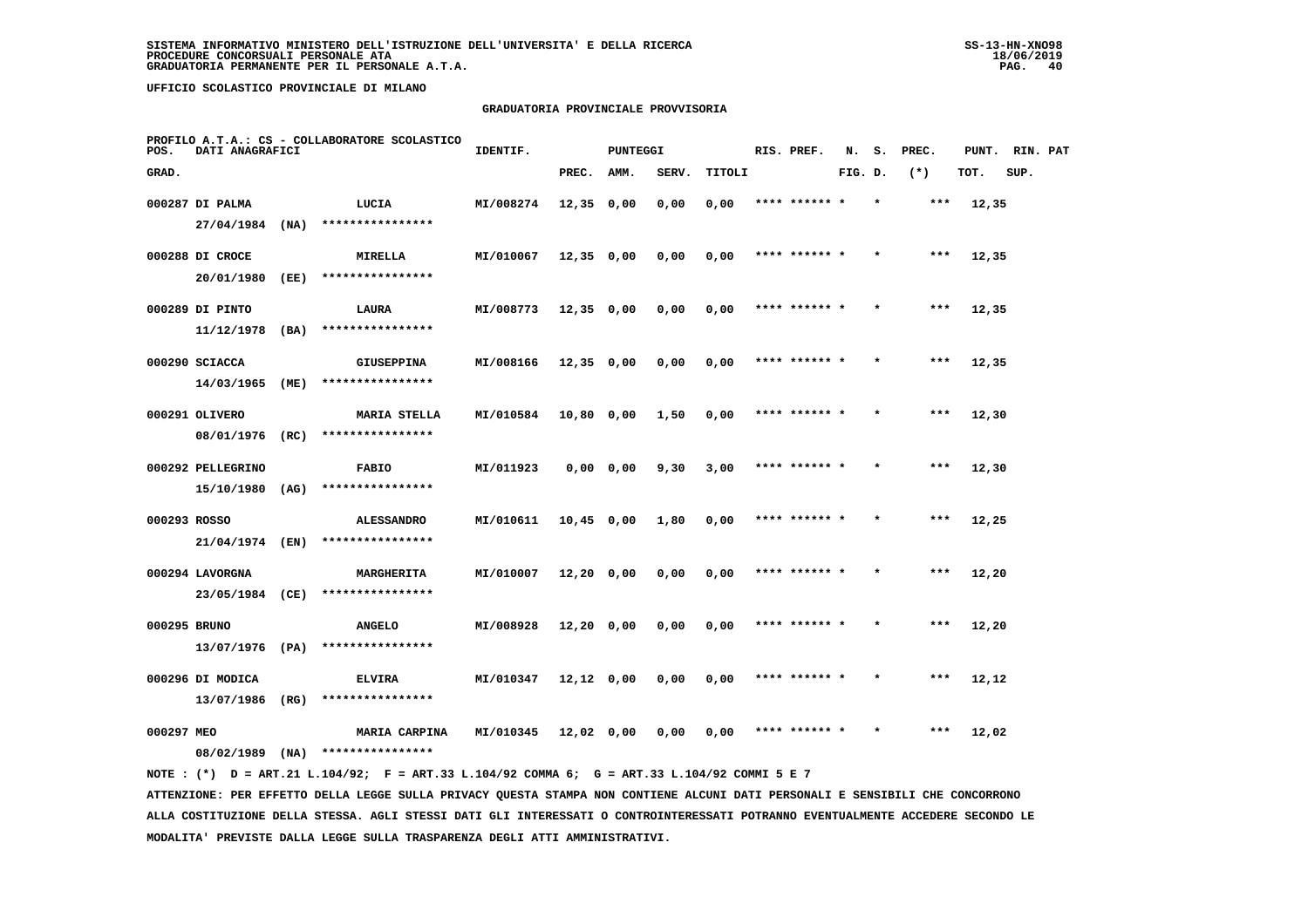SISTEMA INFORMATIVO MINISTERO DELL'ISTRUZIONE DELL'UNIVERSITA' E DELLA RICERCA
PROCEDURE CONCORSUALI PERSONALE ATA
GRADUATORIA PERMANENTE PER IL PERSONALE A.T.A.

UFFICIO SCOLASTICO PROVINCIALE DI MILANO

GRADUATORIA PROVINCIALE PROVVISORIA

PROFILO A.T.A.: CS - COLLABORATORE SCOLASTICO

| POS. GRAD. | DATI ANAGRAFICI | | IDENTIF. | PUNTEGGI PREC. | AMM. | SERV. | TITOLI | RIS. PREF. | N. FIG. | S. D. | PREC. (*) | PUNT. TOT. | RIN. SUP. | PAT |
|---|---|---|---|---|---|---|---|---|---|---|---|---|---|---|
| 000287 | DI PALMA 27/04/1984 (NA) | LUCIA **************** | MI/008274 | 12,35 | 0,00 | 0,00 | 0,00 | **** ****** * | | * | *** | 12,35 | | |
| 000288 | DI CROCE 20/01/1980 (EE) | MIRELLA **************** | MI/010067 | 12,35 | 0,00 | 0,00 | 0,00 | **** ****** * | | * | *** | 12,35 | | |
| 000289 | DI PINTO 11/12/1978 (BA) | LAURA **************** | MI/008773 | 12,35 | 0,00 | 0,00 | 0,00 | **** ****** * | | * | *** | 12,35 | | |
| 000290 | SCIACCA 14/03/1965 (ME) | GIUSEPPINA **************** | MI/008166 | 12,35 | 0,00 | 0,00 | 0,00 | **** ****** * | | * | *** | 12,35 | | |
| 000291 | OLIVERO 08/01/1976 (RC) | MARIA STELLA **************** | MI/010584 | 10,80 | 0,00 | 1,50 | 0,00 | **** ****** * | | * | *** | 12,30 | | |
| 000292 | PELLEGRINO 15/10/1980 (AG) | FABIO **************** | MI/011923 | 0,00 | 0,00 | 9,30 | 3,00 | **** ****** * | | * | *** | 12,30 | | |
| 000293 | ROSSO 21/04/1974 (EN) | ALESSANDRO **************** | MI/010611 | 10,45 | 0,00 | 1,80 | 0,00 | **** ****** * | | * | *** | 12,25 | | |
| 000294 | LAVORGNA 23/05/1984 (CE) | MARGHERITA **************** | MI/010007 | 12,20 | 0,00 | 0,00 | 0,00 | **** ****** * | | * | *** | 12,20 | | |
| 000295 | BRUNO 13/07/1976 (PA) | ANGELO **************** | MI/008928 | 12,20 | 0,00 | 0,00 | 0,00 | **** ****** * | | * | *** | 12,20 | | |
| 000296 | DI MODICA 13/07/1986 (RG) | ELVIRA **************** | MI/010347 | 12,12 | 0,00 | 0,00 | 0,00 | **** ****** * | | * | *** | 12,12 | | |
| 000297 | MEO 08/02/1989 (NA) | MARIA CARPINA **************** | MI/010345 | 12,02 | 0,00 | 0,00 | 0,00 | **** ****** * | | * | *** | 12,02 | | |

NOTE : (*) D = ART.21 L.104/92; F = ART.33 L.104/92 COMMA 6; G = ART.33 L.104/92 COMMI 5 E 7

ATTENZIONE: PER EFFETTO DELLA LEGGE SULLA PRIVACY QUESTA STAMPA NON CONTIENE ALCUNI DATI PERSONALI E SENSIBILI CHE CONCORRONO ALLA COSTITUZIONE DELLA STESSA. AGLI STESSI DATI GLI INTERESSATI O CONTROINTERESSATI POTRANNO EVENTUALMENTE ACCEDERE SECONDO LE MODALITA' PREVISTE DALLA LEGGE SULLA TRASPARENZA DEGLI ATTI AMMINISTRATIVI.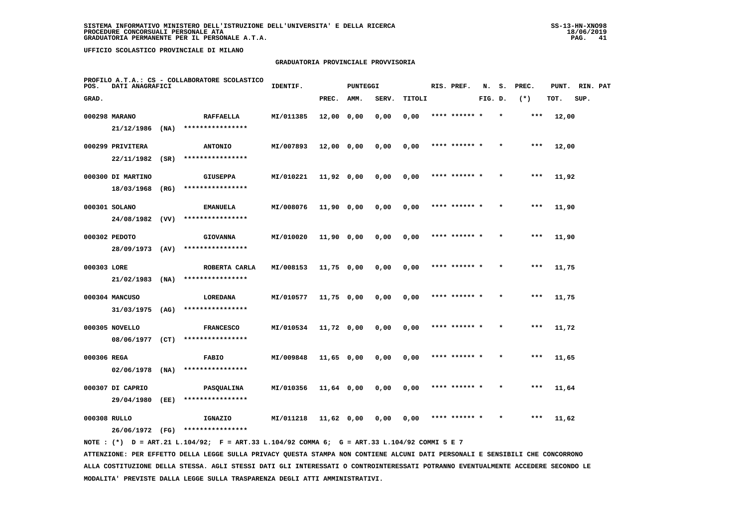SISTEMA INFORMATIVO MINISTERO DELL'ISTRUZIONE DELL'UNIVERSITA' E DELLA RICERCA
PROCEDURE CONCORSUALI PERSONALE ATA
GRADUATORIA PERMANENTE PER IL PERSONALE A.T.A.

UFFICIO SCOLASTICO PROVINCIALE DI MILANO

GRADUATORIA PROVINCIALE PROVVISORIA

PROFILO A.T.A.: CS - COLLABORATORE SCOLASTICO

| POS. GRAD. | DATI ANAGRAFICI | | IDENTIF. | PUNTEGGI PREC. | AMM. | SERV. | TITOLI | RIS. PREF. | N. FIG. | S. D. | PREC. (*) | PUNT. TOT. | RIN. SUP. | PAT |
|---|---|---|---|---|---|---|---|---|---|---|---|---|---|---|
| 000298 | MARANO 21/12/1986 (NA) | RAFFAELLA **************** | MI/011385 | 12,00 | 0,00 | 0,00 | 0,00 | **** ****** * | | * | *** | 12,00 | | |
| 000299 | PRIVITERA 22/11/1982 (SR) | ANTONIO **************** | MI/007893 | 12,00 | 0,00 | 0,00 | 0,00 | **** ****** * | | * | *** | 12,00 | | |
| 000300 | DI MARTINO 18/03/1968 (RG) | GIUSEPPA **************** | MI/010221 | 11,92 | 0,00 | 0,00 | 0,00 | **** ****** * | | * | *** | 11,92 | | |
| 000301 | SOLANO 24/08/1982 (VV) | EMANUELA **************** | MI/008076 | 11,90 | 0,00 | 0,00 | 0,00 | **** ****** * | | * | *** | 11,90 | | |
| 000302 | PEDOTO 28/09/1973 (AV) | GIOVANNA **************** | MI/010020 | 11,90 | 0,00 | 0,00 | 0,00 | **** ****** * | | * | *** | 11,90 | | |
| 000303 | LORE 21/02/1983 (NA) | ROBERTA CARLA **************** | MI/008153 | 11,75 | 0,00 | 0,00 | 0,00 | **** ****** * | | * | *** | 11,75 | | |
| 000304 | MANCUSO 31/03/1975 (AG) | LOREDANA **************** | MI/010577 | 11,75 | 0,00 | 0,00 | 0,00 | **** ****** * | | * | *** | 11,75 | | |
| 000305 | NOVELLO 08/06/1977 (CT) | FRANCESCO **************** | MI/010534 | 11,72 | 0,00 | 0,00 | 0,00 | **** ****** * | | * | *** | 11,72 | | |
| 000306 | REGA 02/06/1978 (NA) | FABIO **************** | MI/009848 | 11,65 | 0,00 | 0,00 | 0,00 | **** ****** * | | * | *** | 11,65 | | |
| 000307 | DI CAPRIO 29/04/1980 (EE) | PASQUALINA **************** | MI/010356 | 11,64 | 0,00 | 0,00 | 0,00 | **** ****** * | | * | *** | 11,64 | | |
| 000308 | RULLO 26/06/1972 (FG) | IGNAZIO **************** | MI/011218 | 11,62 | 0,00 | 0,00 | 0,00 | **** ****** * | | * | *** | 11,62 | | |

NOTE : (*) D = ART.21 L.104/92; F = ART.33 L.104/92 COMMA 6; G = ART.33 L.104/92 COMMI 5 E 7

ATTENZIONE: PER EFFETTO DELLA LEGGE SULLA PRIVACY QUESTA STAMPA NON CONTIENE ALCUNI DATI PERSONALI E SENSIBILI CHE CONCORRONO ALLA COSTITUZIONE DELLA STESSA. AGLI STESSI DATI GLI INTERESSATI O CONTROINTERESSATI POTRANNO EVENTUALMENTE ACCEDERE SECONDO LE MODALITA' PREVISTE DALLA LEGGE SULLA TRASPARENZA DEGLI ATTI AMMINISTRATIVI.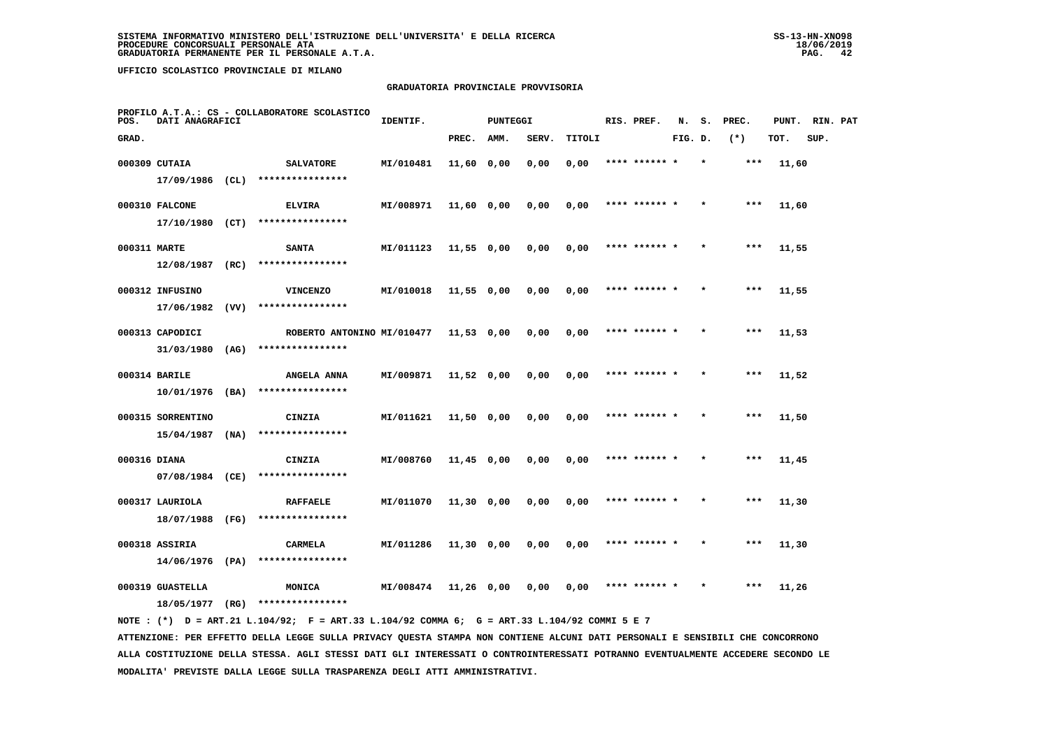SISTEMA INFORMATIVO MINISTERO DELL'ISTRUZIONE DELL'UNIVERSITA' E DELLA RICERCA
PROCEDURE CONCORSUALI PERSONALE ATA
GRADUATORIA PERMANENTE PER IL PERSONALE A.T.A.

UFFICIO SCOLASTICO PROVINCIALE DI MILANO

## GRADUATORIA PROVINCIALE PROVVISORIA

PROFILO A.T.A.: CS - COLLABORATORE SCOLASTICO

| POS. GRAD. | DATI ANAGRAFICI | | IDENTIF. | PUNTEGGI PREC. | AMM. | SERV. | TITOLI | RIS. PREF. | N. FIG. | S. D. | PREC. (*) | PUNT. TOT. | RIN. SUP. | PAT |
|---|---|---|---|---|---|---|---|---|---|---|---|---|---|---|
| 000309 | CUTAIA 17/09/1986 (CL) | SALVATORE **************** | MI/010481 | 11,60 | 0,00 | 0,00 | 0,00 | **** ****** * | | * | *** | 11,60 | | |
| 000310 | FALCONE 17/10/1980 (CT) | ELVIRA **************** | MI/008971 | 11,60 | 0,00 | 0,00 | 0,00 | **** ****** * | | * | *** | 11,60 | | |
| 000311 | MARTE 12/08/1987 (RC) | SANTA **************** | MI/011123 | 11,55 | 0,00 | 0,00 | 0,00 | **** ****** * | | * | *** | 11,55 | | |
| 000312 | INFUSINO 17/06/1982 (VV) | VINCENZO **************** | MI/010018 | 11,55 | 0,00 | 0,00 | 0,00 | **** ****** * | | * | *** | 11,55 | | |
| 000313 | CAPODICI 31/03/1980 (AG) | ROBERTO ANTONINO **************** | MI/010477 | 11,53 | 0,00 | 0,00 | 0,00 | **** ****** * | | * | *** | 11,53 | | |
| 000314 | BARILE 10/01/1976 (BA) | ANGELA ANNA **************** | MI/009871 | 11,52 | 0,00 | 0,00 | 0,00 | **** ****** * | | * | *** | 11,52 | | |
| 000315 | SORRENTINO 15/04/1987 (NA) | CINZIA **************** | MI/011621 | 11,50 | 0,00 | 0,00 | 0,00 | **** ****** * | | * | *** | 11,50 | | |
| 000316 | DIANA 07/08/1984 (CE) | CINZIA **************** | MI/008760 | 11,45 | 0,00 | 0,00 | 0,00 | **** ****** * | | * | *** | 11,45 | | |
| 000317 | LAURIOLA 18/07/1988 (FG) | RAFFAELE **************** | MI/011070 | 11,30 | 0,00 | 0,00 | 0,00 | **** ****** * | | * | *** | 11,30 | | |
| 000318 | ASSIRIA 14/06/1976 (PA) | CARMELA **************** | MI/011286 | 11,30 | 0,00 | 0,00 | 0,00 | **** ****** * | | * | *** | 11,30 | | |
| 000319 | GUASTELLA 18/05/1977 (RG) | MONICA **************** | MI/008474 | 11,26 | 0,00 | 0,00 | 0,00 | **** ****** * | | * | *** | 11,26 | | |

NOTE : (*) D = ART.21 L.104/92; F = ART.33 L.104/92 COMMA 6; G = ART.33 L.104/92 COMMI 5 E 7

ATTENZIONE: PER EFFETTO DELLA LEGGE SULLA PRIVACY QUESTA STAMPA NON CONTIENE ALCUNI DATI PERSONALI E SENSIBILI CHE CONCORRONO ALLA COSTITUZIONE DELLA STESSA. AGLI STESSI DATI GLI INTERESSATI O CONTROINTERESSATI POTRANNO EVENTUALMENTE ACCEDERE SECONDO LE MODALITA' PREVISTE DALLA LEGGE SULLA TRASPARENZA DEGLI ATTI AMMINISTRATIVI.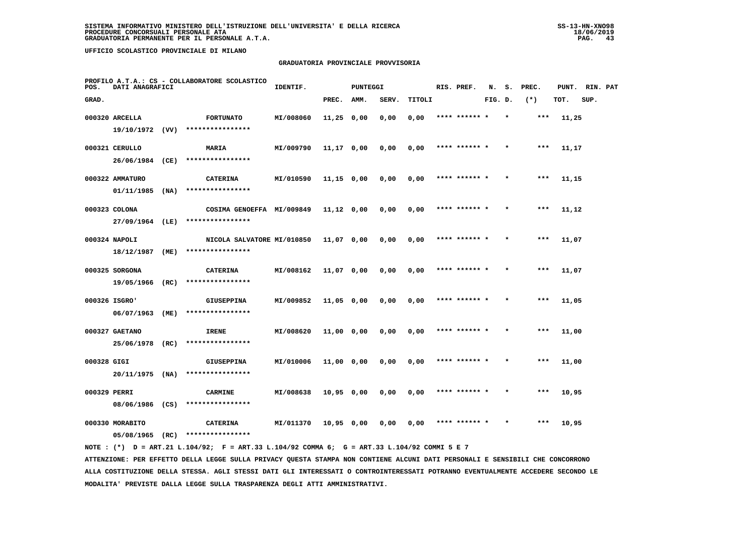SISTEMA INFORMATIVO MINISTERO DELL'ISTRUZIONE DELL'UNIVERSITA' E DELLA RICERCA
PROCEDURE CONCORSUALI PERSONALE ATA
GRADUATORIA PERMANENTE PER IL PERSONALE A.T.A.

UFFICIO SCOLASTICO PROVINCIALE DI MILANO

GRADUATORIA PROVINCIALE PROVVISORIA

PROFILO A.T.A.: CS - COLLABORATORE SCOLASTICO

| POS. GRAD. | DATI ANAGRAFICI | | IDENTIF. | PUNTEGGI PREC. | AMM. | SERV. | TITOLI | RIS. PREF. | N. FIG. | S. D. | PREC. (*) | PUNT. TOT. | RIN. SUP. | PAT |
|---|---|---|---|---|---|---|---|---|---|---|---|---|---|---|
| 000320 | ARCELLA 19/10/1972 (VV) | FORTUNATO **************** | MI/008060 | 11,25 | 0,00 | 0,00 | 0,00 | **** ****** * | | * | *** | 11,25 | | |
| 000321 | CERULLO 26/06/1984 (CE) | MARIA **************** | MI/009790 | 11,17 | 0,00 | 0,00 | 0,00 | **** ****** * | | * | *** | 11,17 | | |
| 000322 | AMMATURO 01/11/1985 (NA) | CATERINA **************** | MI/010590 | 11,15 | 0,00 | 0,00 | 0,00 | **** ****** * | | * | *** | 11,15 | | |
| 000323 | COLONA 27/09/1964 (LE) | COSIMA GENOEFFA **************** | MI/009849 | 11,12 | 0,00 | 0,00 | 0,00 | **** ****** * | | * | *** | 11,12 | | |
| 000324 | NAPOLI 18/12/1987 (ME) | NICOLA SALVATORE **************** | MI/010850 | 11,07 | 0,00 | 0,00 | 0,00 | **** ****** * | | * | *** | 11,07 | | |
| 000325 | SORGONA 19/05/1966 (RC) | CATERINA **************** | MI/008162 | 11,07 | 0,00 | 0,00 | 0,00 | **** ****** * | | * | *** | 11,07 | | |
| 000326 | ISGRO' 06/07/1963 (ME) | GIUSEPPINA **************** | MI/009852 | 11,05 | 0,00 | 0,00 | 0,00 | **** ****** * | | * | *** | 11,05 | | |
| 000327 | GAETANO 25/06/1978 (RC) | IRENE **************** | MI/008620 | 11,00 | 0,00 | 0,00 | 0,00 | **** ****** * | | * | *** | 11,00 | | |
| 000328 | GIGI 20/11/1975 (NA) | GIUSEPPINA **************** | MI/010006 | 11,00 | 0,00 | 0,00 | 0,00 | **** ****** * | | * | *** | 11,00 | | |
| 000329 | PERRI 08/06/1986 (CS) | CARMINE **************** | MI/008638 | 10,95 | 0,00 | 0,00 | 0,00 | **** ****** * | | * | *** | 10,95 | | |
| 000330 | MORABITO 05/08/1965 (RC) | CATERINA **************** | MI/011370 | 10,95 | 0,00 | 0,00 | 0,00 | **** ****** * | | * | *** | 10,95 | | |

NOTE : (*) D = ART.21 L.104/92; F = ART.33 L.104/92 COMMA 6; G = ART.33 L.104/92 COMMI 5 E 7

ATTENZIONE: PER EFFETTO DELLA LEGGE SULLA PRIVACY QUESTA STAMPA NON CONTIENE ALCUNI DATI PERSONALI E SENSIBILI CHE CONCORRONO ALLA COSTITUZIONE DELLA STESSA. AGLI STESSI DATI GLI INTERESSATI O CONTROINTERESSATI POTRANNO EVENTUALMENTE ACCEDERE SECONDO LE MODALITA' PREVISTE DALLA LEGGE SULLA TRASPARENZA DEGLI ATTI AMMINISTRATIVI.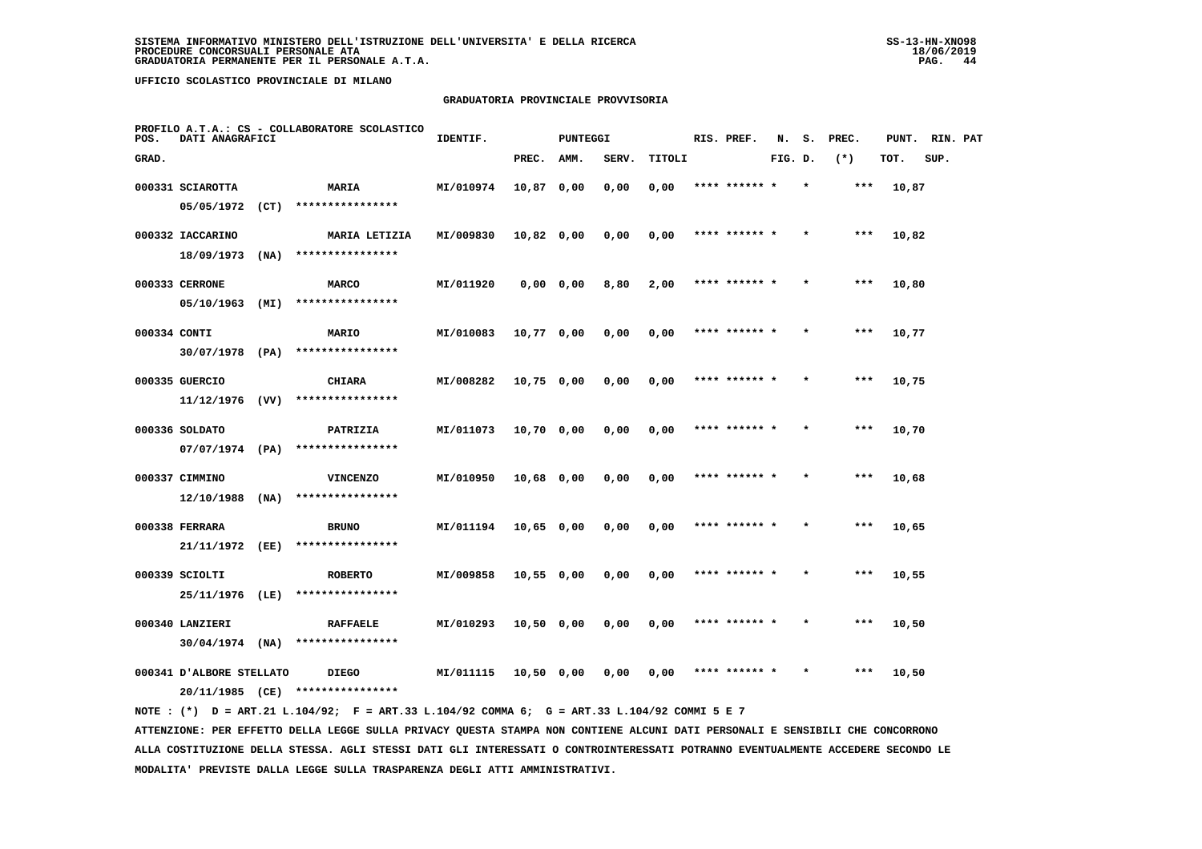**SISTEMA INFORMATIVO MINISTERO DELL'ISTRUZIONE DELL'UNIVERSITA' E DELLA RICERCA**
**PROCEDURE CONCORSUALI PERSONALE ATA**
**GRADUATORIA PERMANENTE PER IL PERSONALE A.T.A.**

SS-13-HN-XNO98
18/06/2019

**UFFICIO SCOLASTICO PROVINCIALE DI MILANO**

**GRADUATORIA PROVINCIALE PROVVISORIA**

PROFILO A.T.A.: CS - COLLABORATORE SCOLASTICO

| POS. GRAD. | DATI ANAGRAFICI | | IDENTIF. | PUNTEGGI PREC. | AMM. | SERV. | TITOLI | RIS. PREF. | N. FIG. | S. D. | PREC. (*) | PUNT. TOT. | RIN. SUP. | PAT |
|---|---|---|---|---|---|---|---|---|---|---|---|---|---|---|
| 000331 | SCIAROTTA 05/05/1972 (CT) | MARIA **************** | MI/010974 | 10,87 | 0,00 | 0,00 | 0,00 | **** ****** * | | * | *** | 10,87 | | |
| 000332 | IACCARINO 18/09/1973 (NA) | MARIA LETIZIA **************** | MI/009830 | 10,82 | 0,00 | 0,00 | 0,00 | **** ****** * | | * | *** | 10,82 | | |
| 000333 | CERRONE 05/10/1963 (MI) | MARCO **************** | MI/011920 | 0,00 | 0,00 | 8,80 | 2,00 | **** ****** * | | * | *** | 10,80 | | |
| 000334 | CONTI 30/07/1978 (PA) | MARIO **************** | MI/010083 | 10,77 | 0,00 | 0,00 | 0,00 | **** ****** * | | * | *** | 10,77 | | |
| 000335 | GUERCIO 11/12/1976 (VV) | CHIARA **************** | MI/008282 | 10,75 | 0,00 | 0,00 | 0,00 | **** ****** * | | * | *** | 10,75 | | |
| 000336 | SOLDATO 07/07/1974 (PA) | PATRIZIA **************** | MI/011073 | 10,70 | 0,00 | 0,00 | 0,00 | **** ****** * | | * | *** | 10,70 | | |
| 000337 | CIMMINO 12/10/1988 (NA) | VINCENZO **************** | MI/010950 | 10,68 | 0,00 | 0,00 | 0,00 | **** ****** * | | * | *** | 10,68 | | |
| 000338 | FERRARA 21/11/1972 (EE) | BRUNO **************** | MI/011194 | 10,65 | 0,00 | 0,00 | 0,00 | **** ****** * | | * | *** | 10,65 | | |
| 000339 | SCIOLTI 25/11/1976 (LE) | ROBERTO **************** | MI/009858 | 10,55 | 0,00 | 0,00 | 0,00 | **** ****** * | | * | *** | 10,55 | | |
| 000340 | LANZIERI 30/04/1974 (NA) | RAFFAELE **************** | MI/010293 | 10,50 | 0,00 | 0,00 | 0,00 | **** ****** * | | * | *** | 10,50 | | |
| 000341 | D'ALBORE STELLATO 20/11/1985 (CE) | DIEGO **************** | MI/011115 | 10,50 | 0,00 | 0,00 | 0,00 | **** ****** * | | * | *** | 10,50 | | |

NOTE : (*) D = ART.21 L.104/92; F = ART.33 L.104/92 COMMA 6; G = ART.33 L.104/92 COMMI 5 E 7

ATTENZIONE: PER EFFETTO DELLA LEGGE SULLA PRIVACY QUESTA STAMPA NON CONTIENE ALCUNI DATI PERSONALI E SENSIBILI CHE CONCORRONO ALLA COSTITUZIONE DELLA STESSA. AGLI STESSI DATI GLI INTERESSATI O CONTROINTERESSATI POTRANNO EVENTUALMENTE ACCEDERE SECONDO LE MODALITA' PREVISTE DALLA LEGGE SULLA TRASPARENZA DEGLI ATTI AMMINISTRATIVI.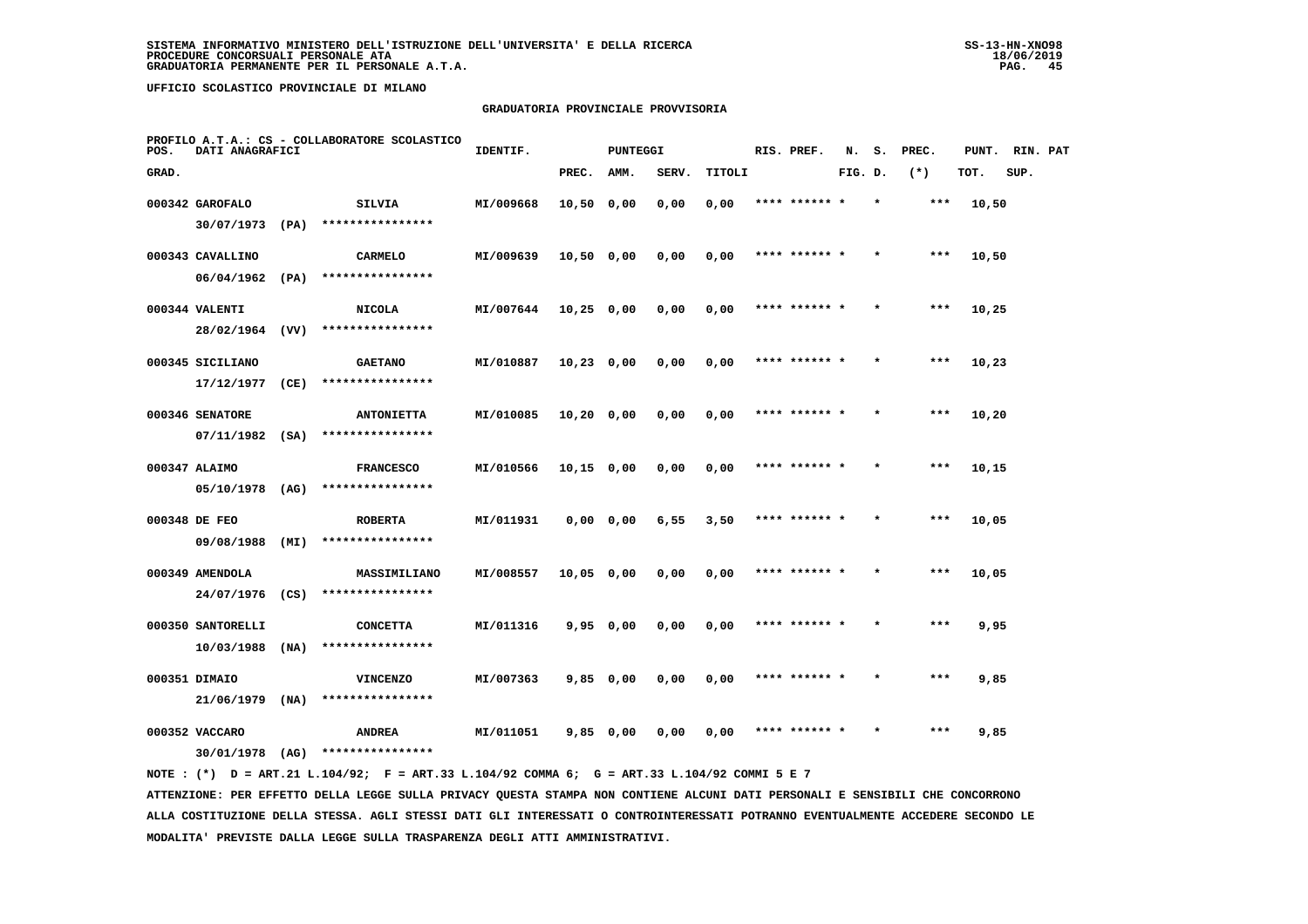SISTEMA INFORMATIVO MINISTERO DELL'ISTRUZIONE DELL'UNIVERSITA' E DELLA RICERCA
PROCEDURE CONCORSUALI PERSONALE ATA
GRADUATORIA PERMANENTE PER IL PERSONALE A.T.A.

UFFICIO SCOLASTICO PROVINCIALE DI MILANO

GRADUATORIA PROVINCIALE PROVVISORIA

PROFILO A.T.A.: CS - COLLABORATORE SCOLASTICO

| POS. GRAD. | DATI ANAGRAFICI | | IDENTIF. | PUNTEGGI PREC. | AMM. | SERV. | TITOLI | RIS. PREF. | N. FIG. | S. D. | PREC. (*) | PUNT. TOT. | RIN. SUP. | PAT |
|---|---|---|---|---|---|---|---|---|---|---|---|---|---|---|
| 000342 | GAROFALO 30/07/1973 (PA) | SILVIA **************** | MI/009668 | 10,50 | 0,00 | 0,00 | 0,00 | **** ****** * | | * | *** | 10,50 | | |
| 000343 | CAVALLINO 06/04/1962 (PA) | CARMELO **************** | MI/009639 | 10,50 | 0,00 | 0,00 | 0,00 | **** ****** * | | * | *** | 10,50 | | |
| 000344 | VALENTI 28/02/1964 (VV) | NICOLA **************** | MI/007644 | 10,25 | 0,00 | 0,00 | 0,00 | **** ****** * | | * | *** | 10,25 | | |
| 000345 | SICILIANO 17/12/1977 (CE) | GAETANO **************** | MI/010887 | 10,23 | 0,00 | 0,00 | 0,00 | **** ****** * | | * | *** | 10,23 | | |
| 000346 | SENATORE 07/11/1982 (SA) | ANTONIETTA **************** | MI/010085 | 10,20 | 0,00 | 0,00 | 0,00 | **** ****** * | | * | *** | 10,20 | | |
| 000347 | ALAIMO 05/10/1978 (AG) | FRANCESCO **************** | MI/010566 | 10,15 | 0,00 | 0,00 | 0,00 | **** ****** * | | * | *** | 10,15 | | |
| 000348 | DE FEO 09/08/1988 (MI) | ROBERTA **************** | MI/011931 | 0,00 | 0,00 | 6,55 | 3,50 | **** ****** * | | * | *** | 10,05 | | |
| 000349 | AMENDOLA 24/07/1976 (CS) | MASSIMILIANO **************** | MI/008557 | 10,05 | 0,00 | 0,00 | 0,00 | **** ****** * | | * | *** | 10,05 | | |
| 000350 | SANTORELLI 10/03/1988 (NA) | CONCETTA **************** | MI/011316 | 9,95 | 0,00 | 0,00 | 0,00 | **** ****** * | | * | *** | 9,95 | | |
| 000351 | DIMAIO 21/06/1979 (NA) | VINCENZO **************** | MI/007363 | 9,85 | 0,00 | 0,00 | 0,00 | **** ****** * | | * | *** | 9,85 | | |
| 000352 | VACCARO 30/01/1978 (AG) | ANDREA **************** | MI/011051 | 9,85 | 0,00 | 0,00 | 0,00 | **** ****** * | | * | *** | 9,85 | | |

NOTE : (*) D = ART.21 L.104/92; F = ART.33 L.104/92 COMMA 6; G = ART.33 L.104/92 COMMI 5 E 7

ATTENZIONE: PER EFFETTO DELLA LEGGE SULLA PRIVACY QUESTA STAMPA NON CONTIENE ALCUNI DATI PERSONALI E SENSIBILI CHE CONCORRONO ALLA COSTITUZIONE DELLA STESSA. AGLI STESSI DATI GLI INTERESSATI O CONTROINTERESSATI POTRANNO EVENTUALMENTE ACCEDERE SECONDO LE MODALITA' PREVISTE DALLA LEGGE SULLA TRASPARENZA DEGLI ATTI AMMINISTRATIVI.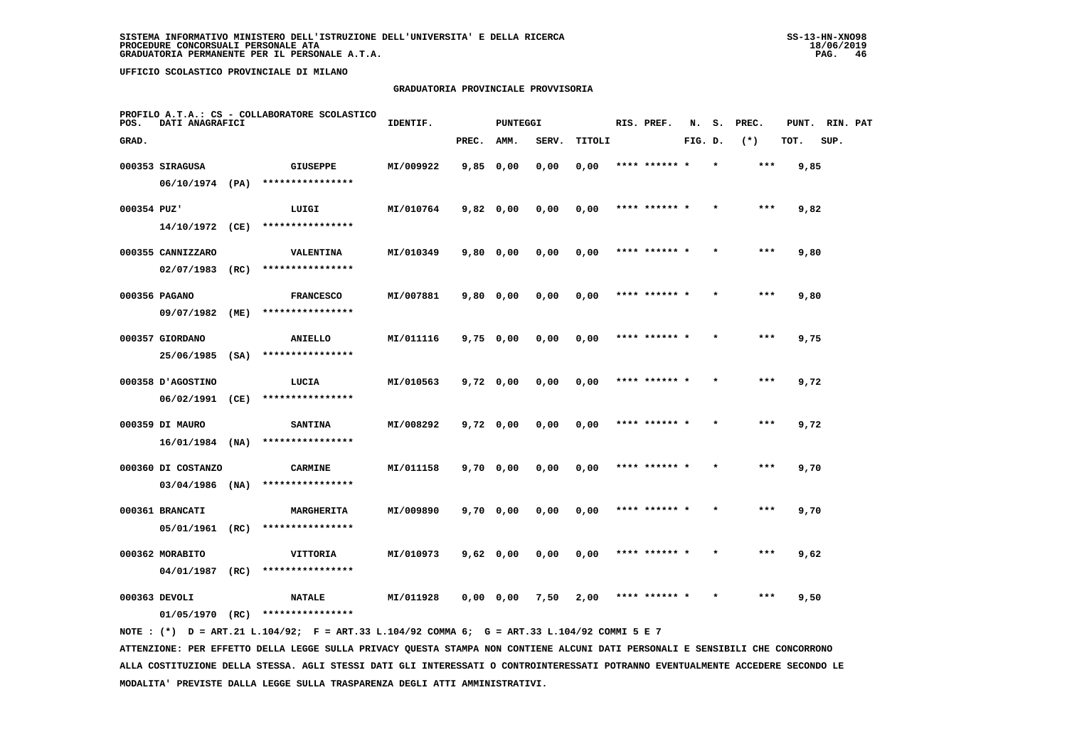SISTEMA INFORMATIVO MINISTERO DELL'ISTRUZIONE DELL'UNIVERSITA' E DELLA RICERCA
PROCEDURE CONCORSUALI PERSONALE ATA
GRADUATORIA PERMANENTE PER IL PERSONALE A.T.A.

UFFICIO SCOLASTICO PROVINCIALE DI MILANO

GRADUATORIA PROVINCIALE PROVVISORIA

PROFILO A.T.A.: CS - COLLABORATORE SCOLASTICO

| POS. GRAD. | DATI ANAGRAFICI | | IDENTIF. | PUNTEGGI PREC. | AMM. | SERV. | TITOLI | RIS. PREF. | N. FIG. | S. D. | PREC. (*) | PUNT. TOT. | RIN. SUP. | PAT |
|---|---|---|---|---|---|---|---|---|---|---|---|---|---|---|
| 000353 | SIRAGUSA 06/10/1974 (PA) | GIUSEPPE **************** | MI/009922 | 9,85 | 0,00 | 0,00 | 0,00 | **** ****** * | | * | *** | 9,85 | | |
| 000354 | PUZ' 14/10/1972 (CE) | LUIGI **************** | MI/010764 | 9,82 | 0,00 | 0,00 | 0,00 | **** ****** * | | * | *** | 9,82 | | |
| 000355 | CANNIZZARO 02/07/1983 (RC) | VALENTINA **************** | MI/010349 | 9,80 | 0,00 | 0,00 | 0,00 | **** ****** * | | * | *** | 9,80 | | |
| 000356 | PAGANO 09/07/1982 (ME) | FRANCESCO **************** | MI/007881 | 9,80 | 0,00 | 0,00 | 0,00 | **** ****** * | | * | *** | 9,80 | | |
| 000357 | GIORDANO 25/06/1985 (SA) | ANIELLO **************** | MI/011116 | 9,75 | 0,00 | 0,00 | 0,00 | **** ****** * | | * | *** | 9,75 | | |
| 000358 | D'AGOSTINO 06/02/1991 (CE) | LUCIA **************** | MI/010563 | 9,72 | 0,00 | 0,00 | 0,00 | **** ****** * | | * | *** | 9,72 | | |
| 000359 | DI MAURO 16/01/1984 (NA) | SANTINA **************** | MI/008292 | 9,72 | 0,00 | 0,00 | 0,00 | **** ****** * | | * | *** | 9,72 | | |
| 000360 | DI COSTANZO 03/04/1986 (NA) | CARMINE **************** | MI/011158 | 9,70 | 0,00 | 0,00 | 0,00 | **** ****** * | | * | *** | 9,70 | | |
| 000361 | BRANCATI 05/01/1961 (RC) | MARGHERITA **************** | MI/009890 | 9,70 | 0,00 | 0,00 | 0,00 | **** ****** * | | * | *** | 9,70 | | |
| 000362 | MORABITO 04/01/1987 (RC) | VITTORIA **************** | MI/010973 | 9,62 | 0,00 | 0,00 | 0,00 | **** ****** * | | * | *** | 9,62 | | |
| 000363 | DEVOLI 01/05/1970 (RC) | NATALE **************** | MI/011928 | 0,00 | 0,00 | 7,50 | 2,00 | **** ****** * | | * | *** | 9,50 | | |

NOTE : (*) D = ART.21 L.104/92; F = ART.33 L.104/92 COMMA 6; G = ART.33 L.104/92 COMMI 5 E 7

ATTENZIONE: PER EFFETTO DELLA LEGGE SULLA PRIVACY QUESTA STAMPA NON CONTIENE ALCUNI DATI PERSONALI E SENSIBILI CHE CONCORRONO ALLA COSTITUZIONE DELLA STESSA. AGLI STESSI DATI GLI INTERESSATI O CONTROINTERESSATI POTRANNO EVENTUALMENTE ACCEDERE SECONDO LE MODALITA' PREVISTE DALLA LEGGE SULLA TRASPARENZA DEGLI ATTI AMMINISTRATIVI.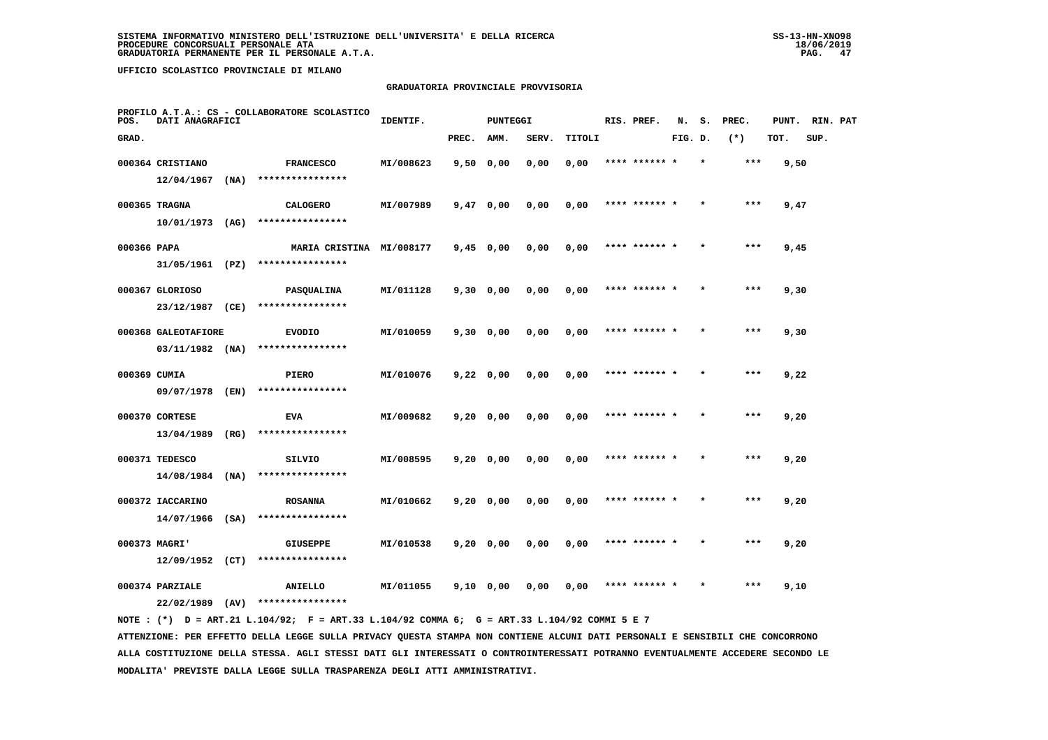**SISTEMA INFORMATIVO MINISTERO DELL'ISTRUZIONE DELL'UNIVERSITA' E DELLA RICERCA**
**PROCEDURE CONCORSUALI PERSONALE ATA**
**GRADUATORIA PERMANENTE PER IL PERSONALE A.T.A.**

SS-13-HN-XNO98
18/06/2019

**UFFICIO SCOLASTICO PROVINCIALE DI MILANO**

## GRADUATORIA PROVINCIALE PROVVISORIA

PROFILO A.T.A.: CS - COLLABORATORE SCOLASTICO

| POS. GRAD. | DATI ANAGRAFICI | | IDENTIF. | PUNTEGGI PREC. | AMM. | SERV. | TITOLI | RIS. PREF. | N. FIG. | S. D. | PREC. (*) | PUNT. TOT. | RIN. PAT SUP. |
|---|---|---|---|---|---|---|---|---|---|---|---|---|---|
| 000364 | CRISTIANO 12/04/1967 (NA) | FRANCESCO **************** | MI/008623 | 9,50 | 0,00 | 0,00 | 0,00 | **** ****** * | | * | *** | 9,50 | |
| 000365 | TRAGNA 10/01/1973 (AG) | CALOGERO **************** | MI/007989 | 9,47 | 0,00 | 0,00 | 0,00 | **** ****** * | | * | *** | 9,47 | |
| 000366 | PAPA 31/05/1961 (PZ) | MARIA CRISTINA **************** | MI/008177 | 9,45 | 0,00 | 0,00 | 0,00 | **** ****** * | | * | *** | 9,45 | |
| 000367 | GLORIOSO 23/12/1987 (CE) | PASQUALINA **************** | MI/011128 | 9,30 | 0,00 | 0,00 | 0,00 | **** ****** * | | * | *** | 9,30 | |
| 000368 | GALEOTAFIORE 03/11/1982 (NA) | EVODIO **************** | MI/010059 | 9,30 | 0,00 | 0,00 | 0,00 | **** ****** * | | * | *** | 9,30 | |
| 000369 | CUMIA 09/07/1978 (EN) | PIERO **************** | MI/010076 | 9,22 | 0,00 | 0,00 | 0,00 | **** ****** * | | * | *** | 9,22 | |
| 000370 | CORTESE 13/04/1989 (RG) | EVA **************** | MI/009682 | 9,20 | 0,00 | 0,00 | 0,00 | **** ****** * | | * | *** | 9,20 | |
| 000371 | TEDESCO 14/08/1984 (NA) | SILVIO **************** | MI/008595 | 9,20 | 0,00 | 0,00 | 0,00 | **** ****** * | | * | *** | 9,20 | |
| 000372 | IACCARINO 14/07/1966 (SA) | ROSANNA **************** | MI/010662 | 9,20 | 0,00 | 0,00 | 0,00 | **** ****** * | | * | *** | 9,20 | |
| 000373 | MAGRI' 12/09/1952 (CT) | GIUSEPPE **************** | MI/010538 | 9,20 | 0,00 | 0,00 | 0,00 | **** ****** * | | * | *** | 9,20 | |
| 000374 | PARZIALE 22/02/1989 (AV) | ANIELLO **************** | MI/011055 | 9,10 | 0,00 | 0,00 | 0,00 | **** ****** * | | * | *** | 9,10 | |

NOTE : (*) D = ART.21 L.104/92; F = ART.33 L.104/92 COMMA 6; G = ART.33 L.104/92 COMMI 5 E 7

ATTENZIONE: PER EFFETTO DELLA LEGGE SULLA PRIVACY QUESTA STAMPA NON CONTIENE ALCUNI DATI PERSONALI E SENSIBILI CHE CONCORRONO ALLA COSTITUZIONE DELLA STESSA. AGLI STESSI DATI GLI INTERESSATI O CONTROINTERESSATI POTRANNO EVENTUALMENTE ACCEDERE SECONDO LE MODALITA' PREVISTE DALLA LEGGE SULLA TRASPARENZA DEGLI ATTI AMMINISTRATIVI.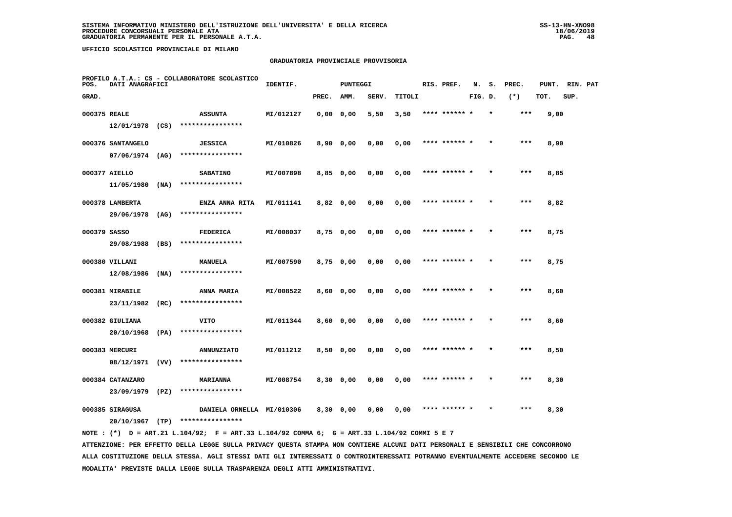SISTEMA INFORMATIVO MINISTERO DELL'ISTRUZIONE DELL'UNIVERSITA' E DELLA RICERCA
PROCEDURE CONCORSUALI PERSONALE ATA
GRADUATORIA PERMANENTE PER IL PERSONALE A.T.A.

UFFICIO SCOLASTICO PROVINCIALE DI MILANO

GRADUATORIA PROVINCIALE PROVVISORIA

PROFILO A.T.A.: CS - COLLABORATORE SCOLASTICO

| POS. GRAD. | DATI ANAGRAFICI | | IDENTIF. | PUNTEGGI PREC. | AMM. | SERV. | TITOLI | RIS. PREF. | N. FIG. | S. D. | PREC. (*) | PUNT. TOT. | RIN. SUP. | PAT |
|---|---|---|---|---|---|---|---|---|---|---|---|---|---|---|
| 000375 | REALE 12/01/1978 (CS) | ASSUNTA **************** | MI/012127 | 0,00 | 0,00 | 5,50 | 3,50 | **** ****** * | | * | *** | 9,00 | | |
| 000376 | SANTANGELO 07/06/1974 (AG) | JESSICA **************** | MI/010826 | 8,90 | 0,00 | 0,00 | 0,00 | **** ****** * | | * | *** | 8,90 | | |
| 000377 | AIELLO 11/05/1980 (NA) | SABATINO **************** | MI/007898 | 8,85 | 0,00 | 0,00 | 0,00 | **** ****** * | | * | *** | 8,85 | | |
| 000378 | LAMBERTA 29/06/1978 (AG) | ENZA ANNA RITA **************** | MI/011141 | 8,82 | 0,00 | 0,00 | 0,00 | **** ****** * | | * | *** | 8,82 | | |
| 000379 | SASSO 29/08/1988 (BS) | FEDERICA **************** | MI/008037 | 8,75 | 0,00 | 0,00 | 0,00 | **** ****** * | | * | *** | 8,75 | | |
| 000380 | VILLANI 12/08/1986 (NA) | MANUELA **************** | MI/007590 | 8,75 | 0,00 | 0,00 | 0,00 | **** ****** * | | * | *** | 8,75 | | |
| 000381 | MIRABILE 23/11/1982 (RC) | ANNA MARIA **************** | MI/008522 | 8,60 | 0,00 | 0,00 | 0,00 | **** ****** * | | * | *** | 8,60 | | |
| 000382 | GIULIANA 20/10/1968 (PA) | VITO **************** | MI/011344 | 8,60 | 0,00 | 0,00 | 0,00 | **** ****** * | | * | *** | 8,60 | | |
| 000383 | MERCURI 08/12/1971 (VV) | ANNUNZIATO **************** | MI/011212 | 8,50 | 0,00 | 0,00 | 0,00 | **** ****** * | | * | *** | 8,50 | | |
| 000384 | CATANZARO 23/09/1979 (PZ) | MARIANNA **************** | MI/008754 | 8,30 | 0,00 | 0,00 | 0,00 | **** ****** * | | * | *** | 8,30 | | |
| 000385 | SIRAGUSA 20/10/1967 (TP) | DANIELA ORNELLA **************** | MI/010306 | 8,30 | 0,00 | 0,00 | 0,00 | **** ****** * | | * | *** | 8,30 | | |

NOTE : (*) D = ART.21 L.104/92; F = ART.33 L.104/92 COMMA 6; G = ART.33 L.104/92 COMMI 5 E 7

ATTENZIONE: PER EFFETTO DELLA LEGGE SULLA PRIVACY QUESTA STAMPA NON CONTIENE ALCUNI DATI PERSONALI E SENSIBILI CHE CONCORRONO ALLA COSTITUZIONE DELLA STESSA. AGLI STESSI DATI GLI INTERESSATI O CONTROINTERESSATI POTRANNO EVENTUALMENTE ACCEDERE SECONDO LE MODALITA' PREVISTE DALLA LEGGE SULLA TRASPARENZA DEGLI ATTI AMMINISTRATIVI.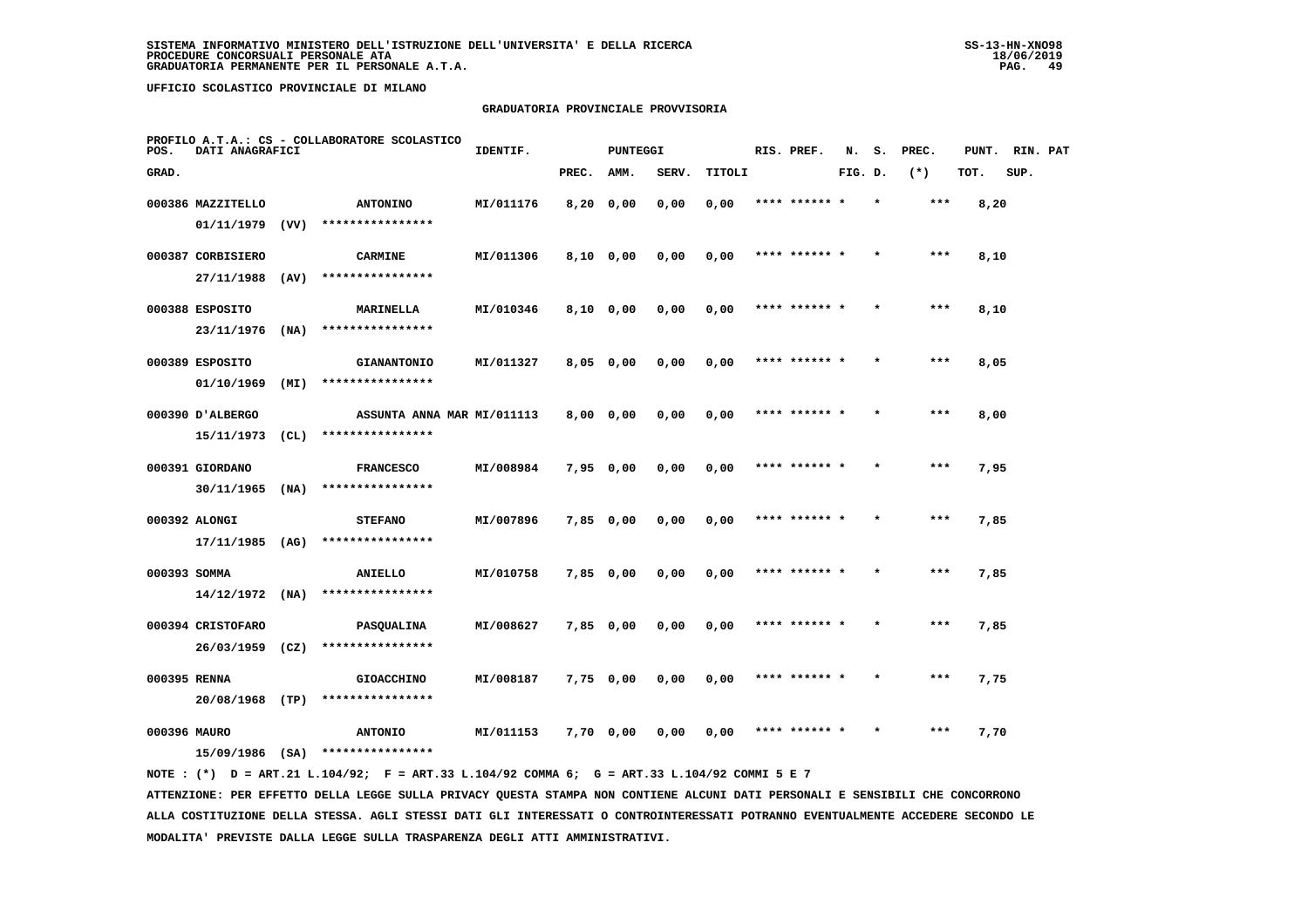SISTEMA INFORMATIVO MINISTERO DELL'ISTRUZIONE DELL'UNIVERSITA' E DELLA RICERCA
PROCEDURE CONCORSUALI PERSONALE ATA
GRADUATORIA PERMANENTE PER IL PERSONALE A.T.A.

UFFICIO SCOLASTICO PROVINCIALE DI MILANO

GRADUATORIA PROVINCIALE PROVVISORIA

PROFILO A.T.A.: CS - COLLABORATORE SCOLASTICO

| POS. GRAD. | DATI ANAGRAFICI | | IDENTIF. | PUNTEGGI PREC. | AMM. | SERV. | TITOLI | RIS. PREF. | N. FIG. | S. D. | PREC. (*) | PUNT. TOT. | RIN. PAT SUP. |
|---|---|---|---|---|---|---|---|---|---|---|---|---|---|
| 000386 | MAZZITELLO 01/11/1979 (VV) | ANTONINO **************** | MI/011176 | 8,20 | 0,00 | 0,00 | 0,00 | **** ****** * | | * | *** | 8,20 | |
| 000387 | CORBISIERO 27/11/1988 (AV) | CARMINE **************** | MI/011306 | 8,10 | 0,00 | 0,00 | 0,00 | **** ****** * | | * | *** | 8,10 | |
| 000388 | ESPOSITO 23/11/1976 (NA) | MARINELLA **************** | MI/010346 | 8,10 | 0,00 | 0,00 | 0,00 | **** ****** * | | * | *** | 8,10 | |
| 000389 | ESPOSITO 01/10/1969 (MI) | GIANANTONIO **************** | MI/011327 | 8,05 | 0,00 | 0,00 | 0,00 | **** ****** * | | * | *** | 8,05 | |
| 000390 | D'ALBERGO 15/11/1973 (CL) | ASSUNTA ANNA MAR **************** | MI/011113 | 8,00 | 0,00 | 0,00 | 0,00 | **** ****** * | | * | *** | 8,00 | |
| 000391 | GIORDANO 30/11/1965 (NA) | FRANCESCO **************** | MI/008984 | 7,95 | 0,00 | 0,00 | 0,00 | **** ****** * | | * | *** | 7,95 | |
| 000392 | ALONGI 17/11/1985 (AG) | STEFANO **************** | MI/007896 | 7,85 | 0,00 | 0,00 | 0,00 | **** ****** * | | * | *** | 7,85 | |
| 000393 | SOMMA 14/12/1972 (NA) | ANIELLO **************** | MI/010758 | 7,85 | 0,00 | 0,00 | 0,00 | **** ****** * | | * | *** | 7,85 | |
| 000394 | CRISTOFARO 26/03/1959 (CZ) | PASQUALINA **************** | MI/008627 | 7,85 | 0,00 | 0,00 | 0,00 | **** ****** * | | * | *** | 7,85 | |
| 000395 | RENNA 20/08/1968 (TP) | GIOACCHINO **************** | MI/008187 | 7,75 | 0,00 | 0,00 | 0,00 | **** ****** * | | * | *** | 7,75 | |
| 000396 | MAURO 15/09/1986 (SA) | ANTONIO **************** | MI/011153 | 7,70 | 0,00 | 0,00 | 0,00 | **** ****** * | | * | *** | 7,70 | |

NOTE : (*) D = ART.21 L.104/92; F = ART.33 L.104/92 COMMA 6; G = ART.33 L.104/92 COMMI 5 E 7

ATTENZIONE: PER EFFETTO DELLA LEGGE SULLA PRIVACY QUESTA STAMPA NON CONTIENE ALCUNI DATI PERSONALI E SENSIBILI CHE CONCORRONO ALLA COSTITUZIONE DELLA STESSA. AGLI STESSI DATI GLI INTERESSATI O CONTROINTERESSATI POTRANNO EVENTUALMENTE ACCEDERE SECONDO LE MODALITA' PREVISTE DALLA LEGGE SULLA TRASPARENZA DEGLI ATTI AMMINISTRATIVI.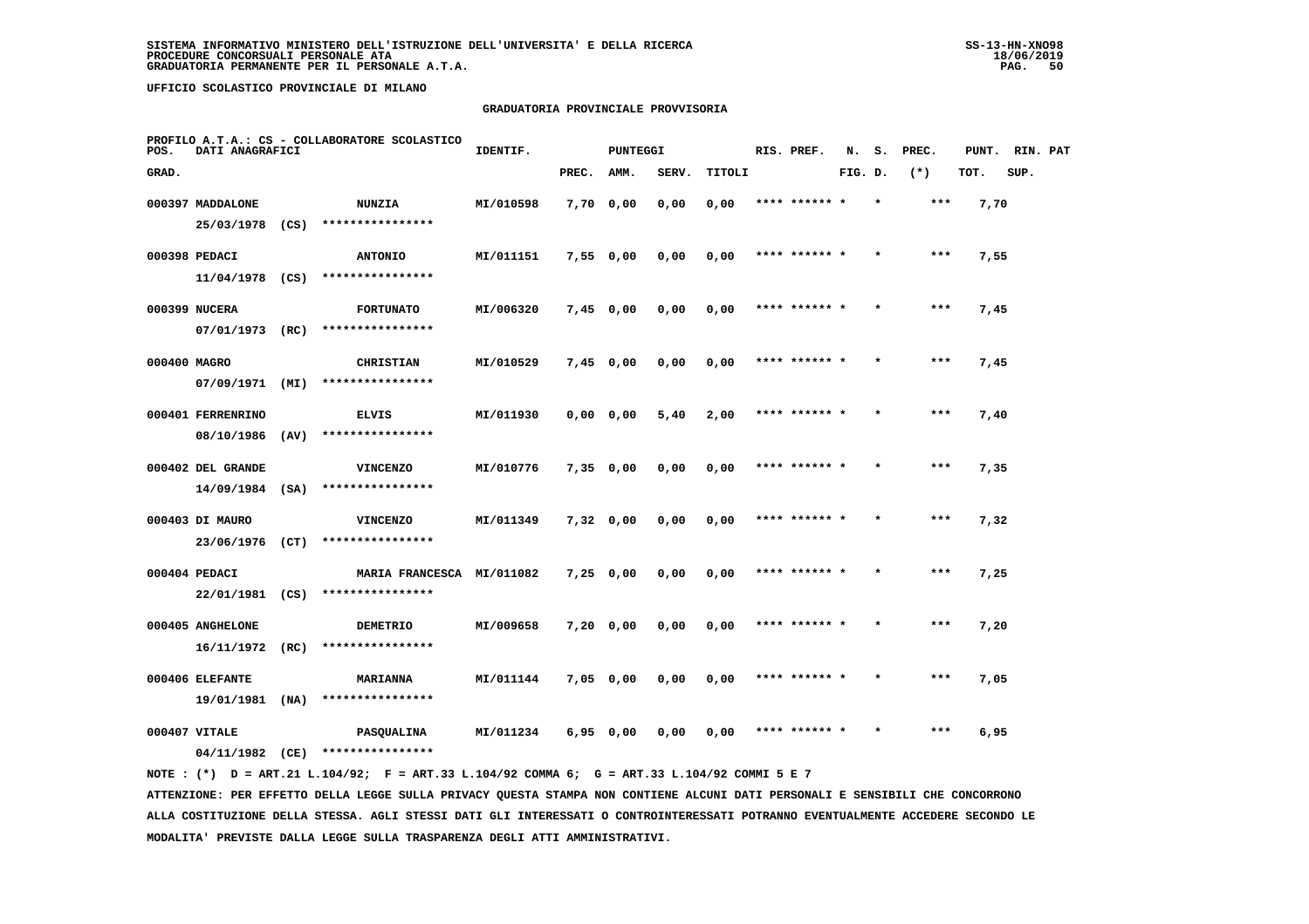SISTEMA INFORMATIVO MINISTERO DELL'ISTRUZIONE DELL'UNIVERSITA' E DELLA RICERCA
PROCEDURE CONCORSUALI PERSONALE ATA
GRADUATORIA PERMANENTE PER IL PERSONALE A.T.A.

SS-13-HN-XNO98
18/06/2019

UFFICIO SCOLASTICO PROVINCIALE DI MILANO

GRADUATORIA PROVINCIALE PROVVISORIA

PROFILO A.T.A.: CS - COLLABORATORE SCOLASTICO

| POS. GRAD. | DATI ANAGRAFICI | | IDENTIF. | PUNTEGGI PREC. | AMM. | SERV. | TITOLI | RIS. PREF. | N. S. FIG. D. | PREC. (*) | PUNT. TOT. | RIN. PAT SUP. |
|---|---|---|---|---|---|---|---|---|---|---|---|---|
| 000397 | MADDALONE 25/03/1978 (CS) | NUNZIA **************** | MI/010598 | 7,70 | 0,00 | 0,00 | 0,00 | **** ****** * | * | *** | 7,70 | |
| 000398 | PEDACI 11/04/1978 (CS) | ANTONIO **************** | MI/011151 | 7,55 | 0,00 | 0,00 | 0,00 | **** ****** * | * | *** | 7,55 | |
| 000399 | NUCERA 07/01/1973 (RC) | FORTUNATO **************** | MI/006320 | 7,45 | 0,00 | 0,00 | 0,00 | **** ****** * | * | *** | 7,45 | |
| 000400 | MAGRO 07/09/1971 (MI) | CHRISTIAN **************** | MI/010529 | 7,45 | 0,00 | 0,00 | 0,00 | **** ****** * | * | *** | 7,45 | |
| 000401 | FERRENRINO 08/10/1986 (AV) | ELVIS **************** | MI/011930 | 0,00 | 0,00 | 5,40 | 2,00 | **** ****** * | * | *** | 7,40 | |
| 000402 | DEL GRANDE 14/09/1984 (SA) | VINCENZO **************** | MI/010776 | 7,35 | 0,00 | 0,00 | 0,00 | **** ****** * | * | *** | 7,35 | |
| 000403 | DI MAURO 23/06/1976 (CT) | VINCENZO **************** | MI/011349 | 7,32 | 0,00 | 0,00 | 0,00 | **** ****** * | * | *** | 7,32 | |
| 000404 | PEDACI 22/01/1981 (CS) | MARIA FRANCESCA **************** | MI/011082 | 7,25 | 0,00 | 0,00 | 0,00 | **** ****** * | * | *** | 7,25 | |
| 000405 | ANGHELONE 16/11/1972 (RC) | DEMETRIO **************** | MI/009658 | 7,20 | 0,00 | 0,00 | 0,00 | **** ****** * | * | *** | 7,20 | |
| 000406 | ELEFANTE 19/01/1981 (NA) | MARIANNA **************** | MI/011144 | 7,05 | 0,00 | 0,00 | 0,00 | **** ****** * | * | *** | 7,05 | |
| 000407 | VITALE 04/11/1982 (CE) | PASQUALINA **************** | MI/011234 | 6,95 | 0,00 | 0,00 | 0,00 | **** ****** * | * | *** | 6,95 | |

NOTE : (*) D = ART.21 L.104/92; F = ART.33 L.104/92 COMMA 6; G = ART.33 L.104/92 COMMI 5 E 7

ATTENZIONE: PER EFFETTO DELLA LEGGE SULLA PRIVACY QUESTA STAMPA NON CONTIENE ALCUNI DATI PERSONALI E SENSIBILI CHE CONCORRONO ALLA COSTITUZIONE DELLA STESSA. AGLI STESSI DATI GLI INTERESSATI O CONTROINTERESSATI POTRANNO EVENTUALMENTE ACCEDERE SECONDO LE MODALITA' PREVISTE DALLA LEGGE SULLA TRASPARENZA DEGLI ATTI AMMINISTRATIVI.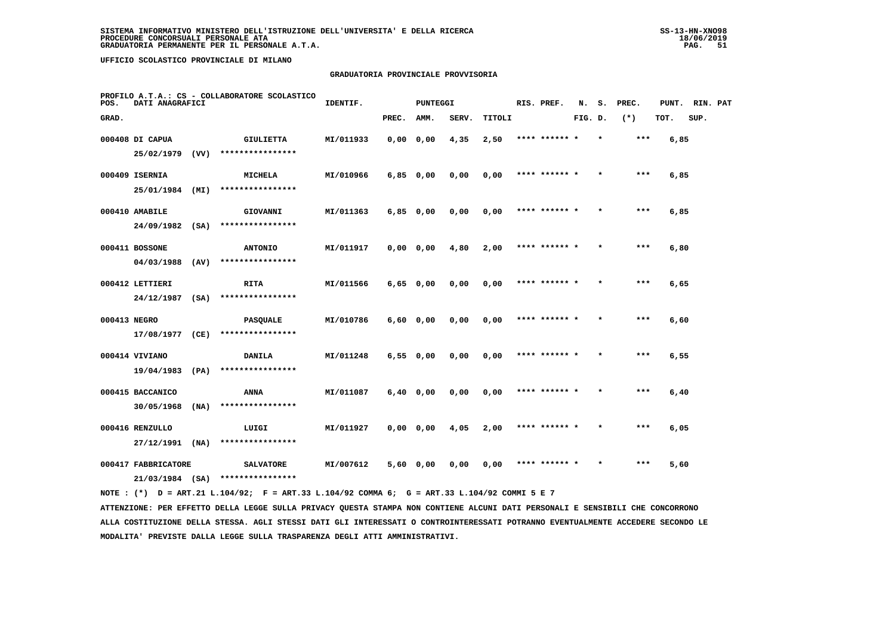SISTEMA INFORMATIVO MINISTERO DELL'ISTRUZIONE DELL'UNIVERSITA' E DELLA RICERCA
PROCEDURE CONCORSUALI PERSONALE ATA
GRADUATORIA PERMANENTE PER IL PERSONALE A.T.A.

SS-13-HN-XNO98
18/06/2019

UFFICIO SCOLASTICO PROVINCIALE DI MILANO

GRADUATORIA PROVINCIALE PROVVISORIA

PROFILO A.T.A.: CS - COLLABORATORE SCOLASTICO

| POS. GRAD. | DATI ANAGRAFICI | | IDENTIF. | PUNTEGGI PREC. | AMM. | SERV. | TITOLI | RIS. PREF. | N. FIG. | S. D. | PREC. (*) | PUNT. TOT. | RIN. PAT SUP. |
|---|---|---|---|---|---|---|---|---|---|---|---|---|---|
| 000408 | DI CAPUA 25/02/1979 (VV) | GIULIETTA **************** | MI/011933 | 0,00 | 0,00 | 4,35 | 2,50 | **** ****** * | | * | *** | 6,85 | |
| 000409 | ISERNIA 25/01/1984 (MI) | MICHELA **************** | MI/010966 | 6,85 | 0,00 | 0,00 | 0,00 | **** ****** * | | * | *** | 6,85 | |
| 000410 | AMABILE 24/09/1982 (SA) | GIOVANNI **************** | MI/011363 | 6,85 | 0,00 | 0,00 | 0,00 | **** ****** * | | * | *** | 6,85 | |
| 000411 | BOSSONE 04/03/1988 (AV) | ANTONIO **************** | MI/011917 | 0,00 | 0,00 | 4,80 | 2,00 | **** ****** * | | * | *** | 6,80 | |
| 000412 | LETTIERI 24/12/1987 (SA) | RITA **************** | MI/011566 | 6,65 | 0,00 | 0,00 | 0,00 | **** ****** * | | * | *** | 6,65 | |
| 000413 | NEGRO 17/08/1977 (CE) | PASQUALE **************** | MI/010786 | 6,60 | 0,00 | 0,00 | 0,00 | **** ****** * | | * | *** | 6,60 | |
| 000414 | VIVIANO 19/04/1983 (PA) | DANILA **************** | MI/011248 | 6,55 | 0,00 | 0,00 | 0,00 | **** ****** * | | * | *** | 6,55 | |
| 000415 | BACCANICO 30/05/1968 (NA) | ANNA **************** | MI/011087 | 6,40 | 0,00 | 0,00 | 0,00 | **** ****** * | | * | *** | 6,40 | |
| 000416 | RENZULLO 27/12/1991 (NA) | LUIGI **************** | MI/011927 | 0,00 | 0,00 | 4,05 | 2,00 | **** ****** * | | * | *** | 6,05 | |
| 000417 | FABBRICATORE 21/03/1984 (SA) | SALVATORE **************** | MI/007612 | 5,60 | 0,00 | 0,00 | 0,00 | **** ****** * | | * | *** | 5,60 | |

NOTE : (*) D = ART.21 L.104/92; F = ART.33 L.104/92 COMMA 6; G = ART.33 L.104/92 COMMI 5 E 7

ATTENZIONE: PER EFFETTO DELLA LEGGE SULLA PRIVACY QUESTA STAMPA NON CONTIENE ALCUNI DATI PERSONALI E SENSIBILI CHE CONCORRONO ALLA COSTITUZIONE DELLA STESSA. AGLI STESSI DATI GLI INTERESSATI O CONTROINTERESSATI POTRANNO EVENTUALMENTE ACCEDERE SECONDO LE MODALITA' PREVISTE DALLA LEGGE SULLA TRASPARENZA DEGLI ATTI AMMINISTRATIVI.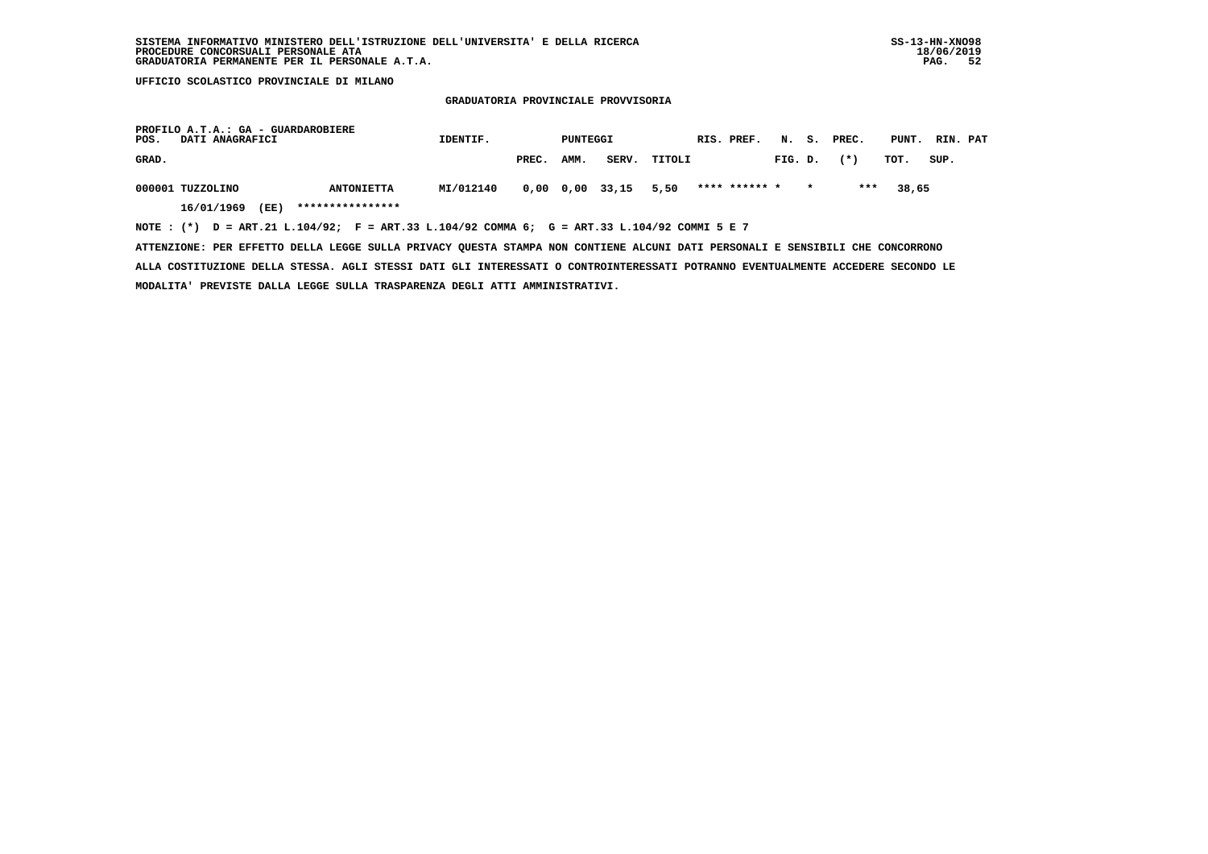UFFICIO SCOLASTICO PROVINCIALE DI MILANO

## GRADUATORIA PROVINCIALE PROVVISORIA

PROFILO A.T.A.: GA - GUARDAROBIERE

| POS. GRAD. | DATI ANAGRAFICI | | IDENTIF. | PUNTEGGI PREC. | AMM. | SERV. | TITOLI | RIS. PREF. | N. FIG. | S. D. | PREC. (*) | PUNT. TOT. | RIN. SUP. | PAT |
|---|---|---|---|---|---|---|---|---|---|---|---|---|---|---|
| 000001 | TUZZOLINO | ANTONIETTA | MI/012140 | 0,00 | 0,00 | 33,15 | 5,50 | **** ****** | * | * | *** | 38,65 | | |
| | 16/01/1969 (EE) | **************** | | | | | | | | | | | | |

NOTE : (*) D = ART.21 L.104/92; F = ART.33 L.104/92 COMMA 6; G = ART.33 L.104/92 COMMI 5 E 7

ATTENZIONE: PER EFFETTO DELLA LEGGE SULLA PRIVACY QUESTA STAMPA NON CONTIENE ALCUNI DATI PERSONALI E SENSIBILI CHE CONCORRONO ALLA COSTITUZIONE DELLA STESSA. AGLI STESSI DATI GLI INTERESSATI O CONTROINTERESSATI POTRANNO EVENTUALMENTE ACCEDERE SECONDO LE MODALITA' PREVISTE DALLA LEGGE SULLA TRASPARENZA DEGLI ATTI AMMINISTRATIVI.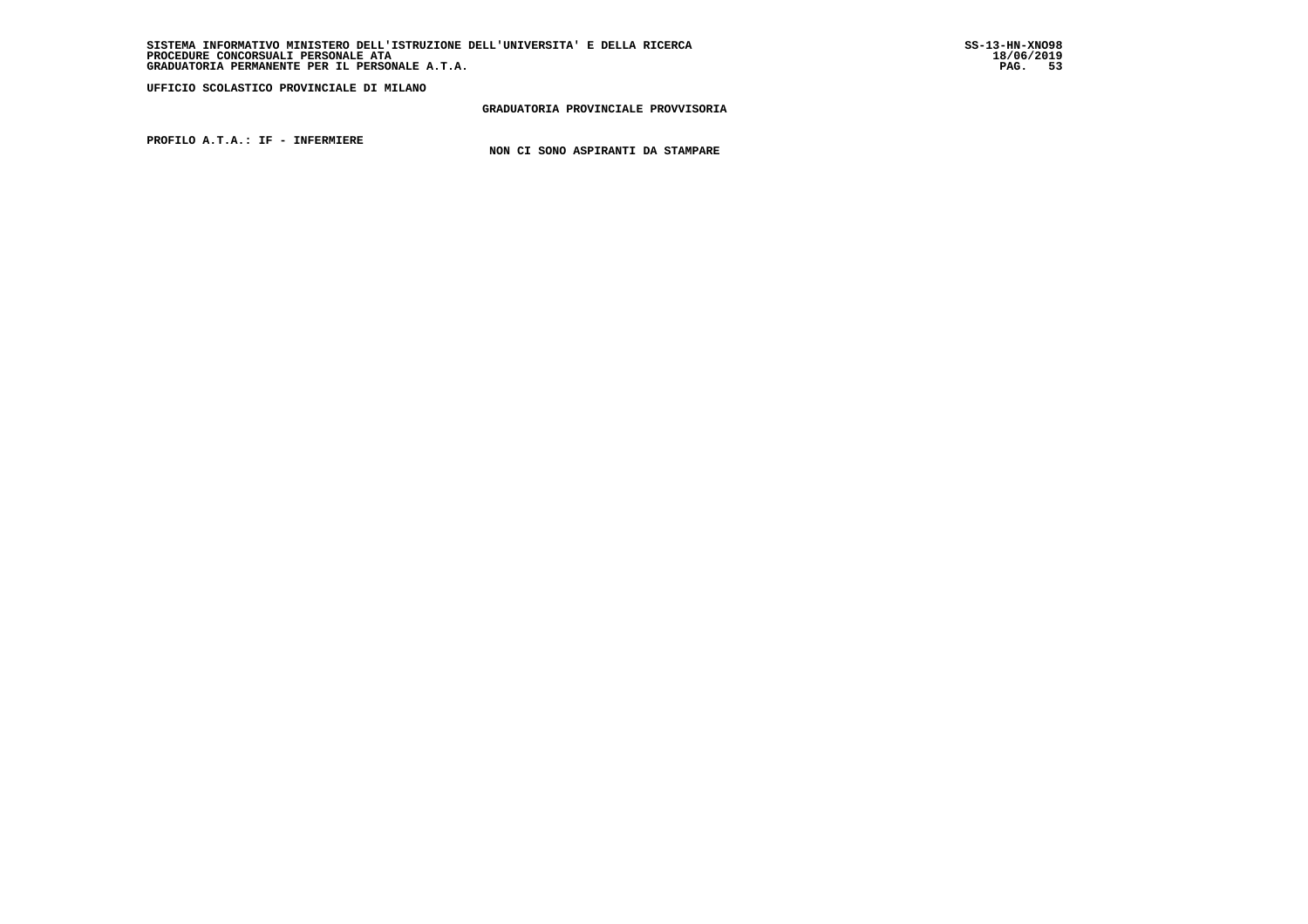**SISTEMA INFORMATIVO MINISTERO DELL'ISTRUZIONE DELL'UNIVERSITA' E DELLA RICERCA**
**PROCEDURE CONCORSUALI PERSONALE ATA**
**GRADUATORIA PERMANENTE PER IL PERSONALE A.T.A.**

**SS-13-HN-XNO98**
**18/06/2019**

**UFFICIO SCOLASTICO PROVINCIALE DI MILANO**

**GRADUATORIA PROVINCIALE PROVVISORIA**

**PROFILO A.T.A.: IF - INFERMIERE**

**NON CI SONO ASPIRANTI DA STAMPARE**